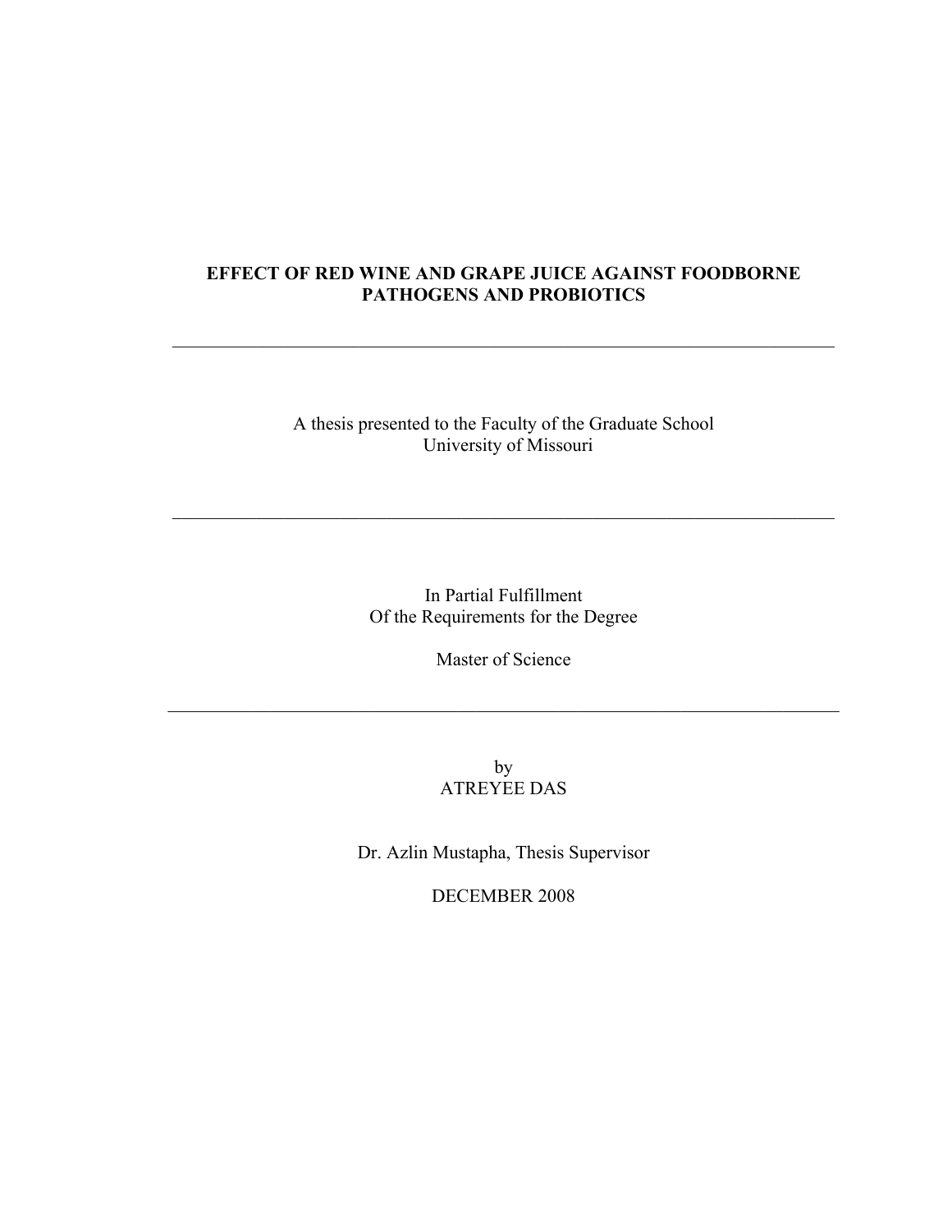# EFFECT OF RED WINE AND GRAPE JUICE AGAINST FOODBORNE PATHOGENS AND PROBIOTICS

---

A thesis presented to the Faculty of the Graduate School
University of Missouri

---

In Partial Fulfillment
Of the Requirements for the Degree

Master of Science

---

by
ATREYEE DAS

Dr. Azlin Mustapha, Thesis Supervisor

DECEMBER 2008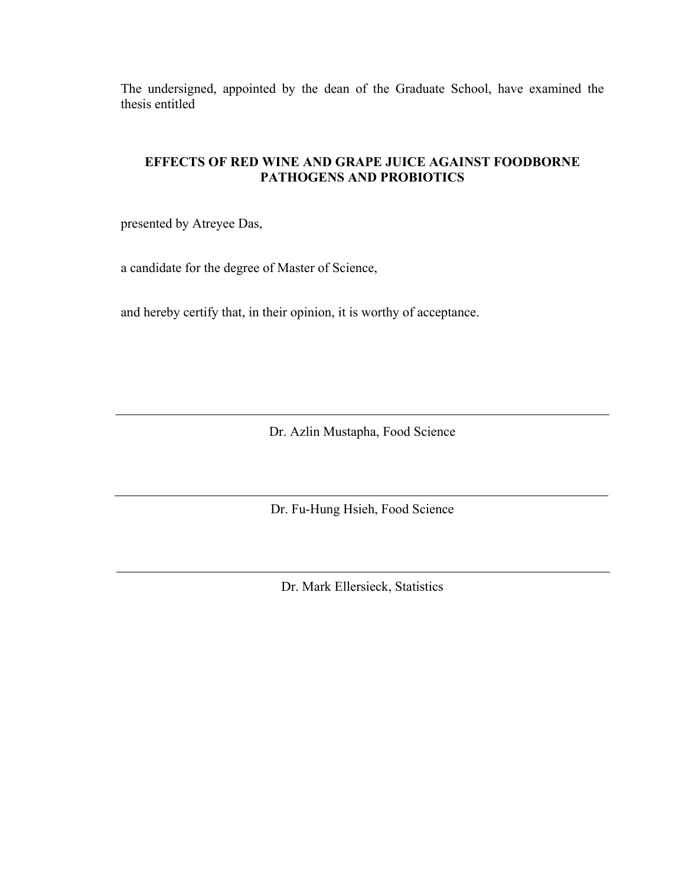The undersigned, appointed by the dean of the Graduate School, have examined the thesis entitled

**EFFECTS OF RED WINE AND GRAPE JUICE AGAINST FOODBORNE PATHOGENS AND PROBIOTICS**

presented by Atreyee Das,

a candidate for the degree of Master of Science,

and hereby certify that, in their opinion, it is worthy of acceptance.

---

Dr. Azlin Mustapha, Food Science

---

Dr. Fu-Hung Hsieh, Food Science

---

Dr. Mark Ellersieck, Statistics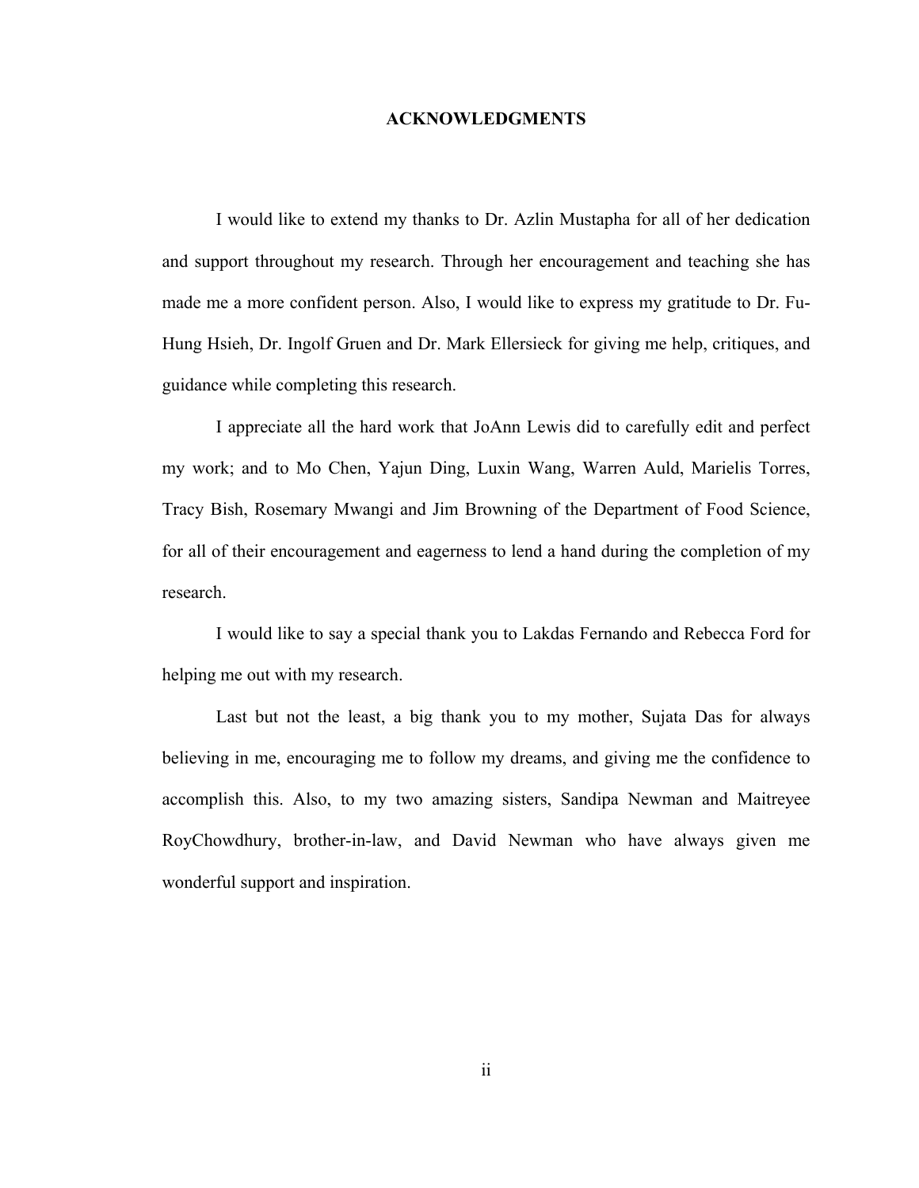# ACKNOWLEDGMENTS

I would like to extend my thanks to Dr. Azlin Mustapha for all of her dedication and support throughout my research. Through her encouragement and teaching she has made me a more confident person. Also, I would like to express my gratitude to Dr. Fu-Hung Hsieh, Dr. Ingolf Gruen and Dr. Mark Ellersieck for giving me help, critiques, and guidance while completing this research.

I appreciate all the hard work that JoAnn Lewis did to carefully edit and perfect my work; and to Mo Chen, Yajun Ding, Luxin Wang, Warren Auld, Marielis Torres, Tracy Bish, Rosemary Mwangi and Jim Browning of the Department of Food Science, for all of their encouragement and eagerness to lend a hand during the completion of my research.

I would like to say a special thank you to Lakdas Fernando and Rebecca Ford for helping me out with my research.

Last but not the least, a big thank you to my mother, Sujata Das for always believing in me, encouraging me to follow my dreams, and giving me the confidence to accomplish this. Also, to my two amazing sisters, Sandipa Newman and Maitreyee RoyChowdhury, brother-in-law, and David Newman who have always given me wonderful support and inspiration.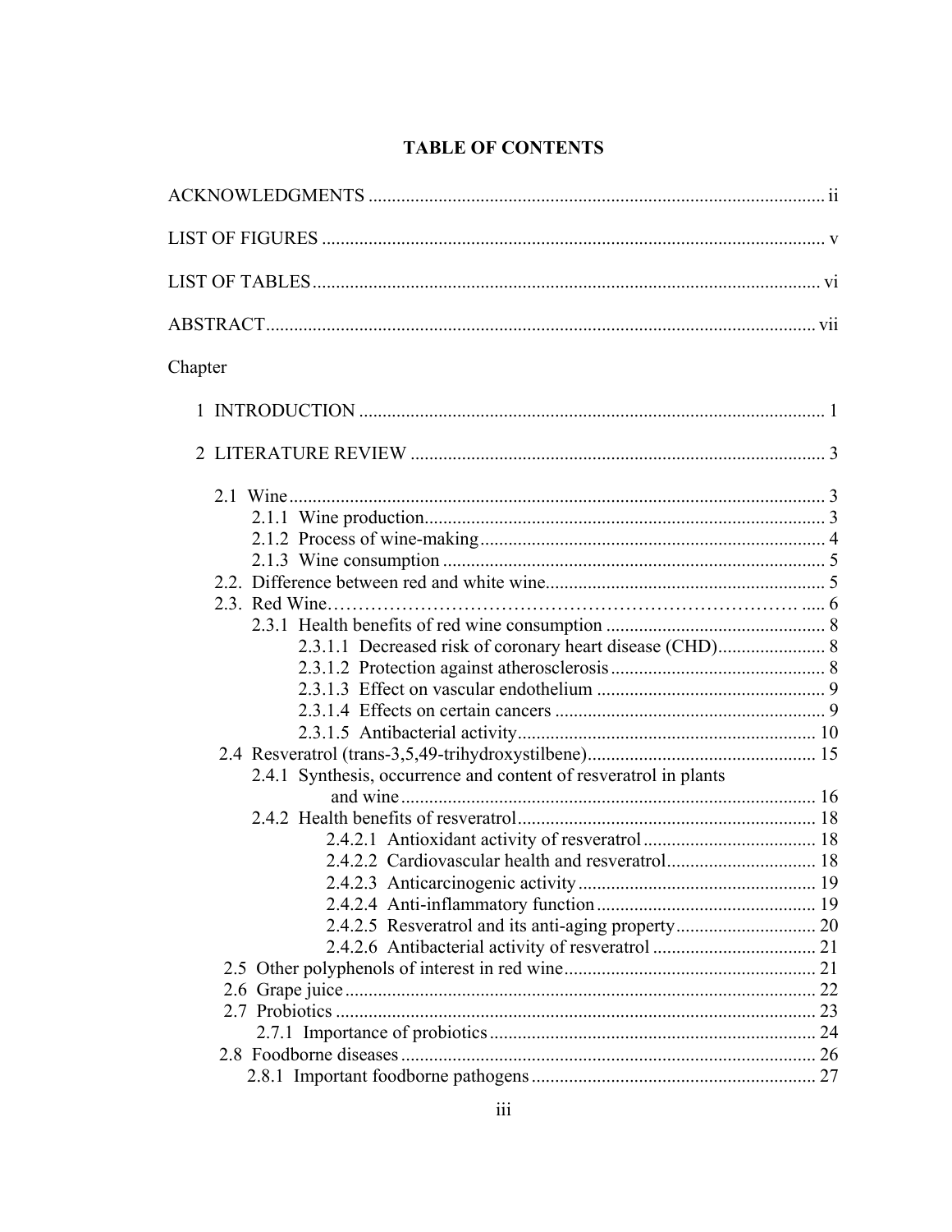# TABLE OF CONTENTS

ACKNOWLEDGMENTS ..... ii

LIST OF FIGURES ..... v

LIST OF TABLES ..... vi

ABSTRACT ..... vii

Chapter

1 INTRODUCTION ..... 1

2 LITERATURE REVIEW ..... 3

- 2.1 Wine ..... 3
  - 2.1.1 Wine production ..... 3
  - 2.1.2 Process of wine-making ..... 4
  - 2.1.3 Wine consumption ..... 5
- 2.2. Difference between red and white wine ..... 5
- 2.3. Red Wine ..... 6
  - 2.3.1 Health benefits of red wine consumption ..... 8
    - 2.3.1.1 Decreased risk of coronary heart disease (CHD) ..... 8
    - 2.3.1.2 Protection against atherosclerosis ..... 8
    - 2.3.1.3 Effect on vascular endothelium ..... 9
    - 2.3.1.4 Effects on certain cancers ..... 9
    - 2.3.1.5 Antibacterial activity ..... 10
- 2.4 Resveratrol (trans-3,5,49-trihydroxystilbene) ..... 15
  - 2.4.1 Synthesis, occurrence and content of resveratrol in plants and wine ..... 16
  - 2.4.2 Health benefits of resveratrol ..... 18
    - 2.4.2.1 Antioxidant activity of resveratrol ..... 18
    - 2.4.2.2 Cardiovascular health and resveratrol ..... 18
    - 2.4.2.3 Anticarcinogenic activity ..... 19
    - 2.4.2.4 Anti-inflammatory function ..... 19
    - 2.4.2.5 Resveratrol and its anti-aging property ..... 20
    - 2.4.2.6 Antibacterial activity of resveratrol ..... 21
- 2.5 Other polyphenols of interest in red wine ..... 21
- 2.6 Grape juice ..... 22
- 2.7 Probiotics ..... 23
  - 2.7.1 Importance of probiotics ..... 24
- 2.8 Foodborne diseases ..... 26
  - 2.8.1 Important foodborne pathogens ..... 27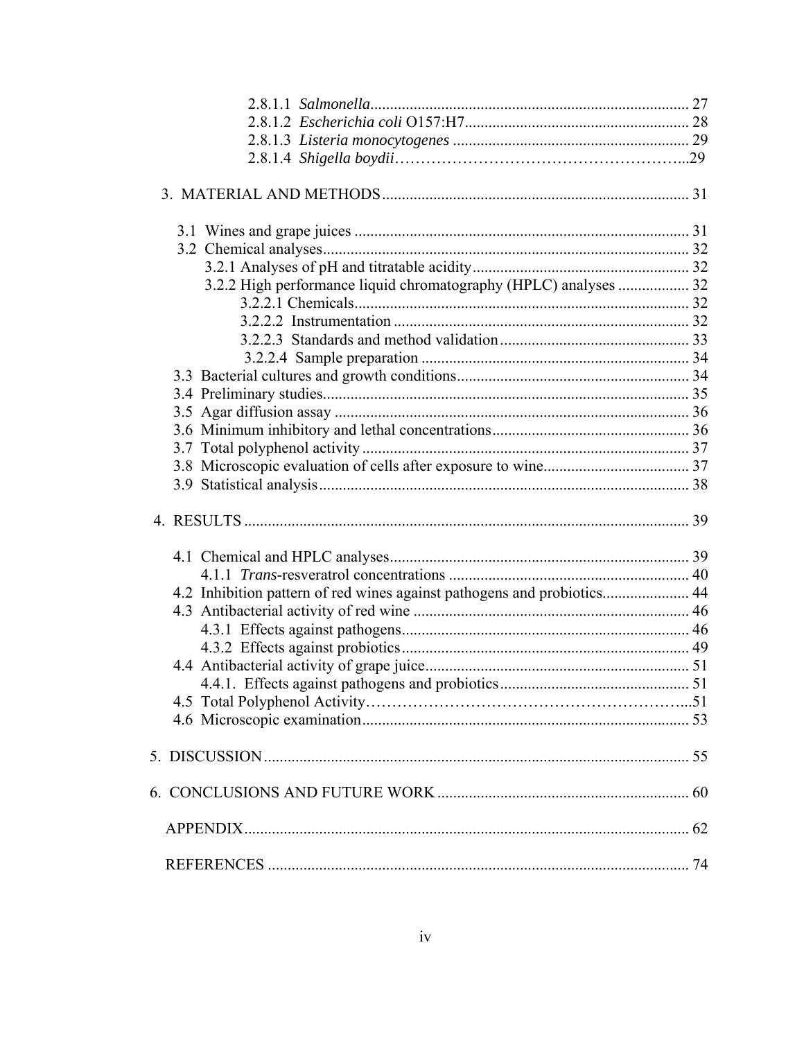2.8.1.1 *Salmonella* ................................................................................ 27
2.8.1.2 *Escherichia coli* O157:H7 ......................................................... 28
2.8.1.3 *Listeria monocytogenes* ............................................................ 29
2.8.1.4 *Shigella boydii* ……………………………………………...29

3. MATERIAL AND METHODS ............................................................................. 31

3.1 Wines and grape juices .................................................................................... 31
3.2 Chemical analyses............................................................................................ 32
3.2.1 Analyses of pH and titratable acidity ....................................................... 32
3.2.2 High performance liquid chromatography (HPLC) analyses .................. 32
3.2.2.1 Chemicals .................................................................................... 32
3.2.2.2 Instrumentation .......................................................................... 32
3.2.2.3 Standards and method validation ................................................ 33
3.2.2.4 Sample preparation ................................................................... 34
3.3 Bacterial cultures and growth conditions ........................................................... 34
3.4 Preliminary studies ............................................................................................ 35
3.5 Agar diffusion assay .......................................................................................... 36
3.6 Minimum inhibitory and lethal concentrations .................................................. 36
3.7 Total polyphenol activity ................................................................................... 37
3.8 Microscopic evaluation of cells after exposure to wine ..................................... 37
3.9 Statistical analysis ............................................................................................. 38

4. RESULTS ................................................................................................................ 39

4.1 Chemical and HPLC analyses ............................................................................ 39
4.1.1 *Trans*-resveratrol concentrations ............................................................ 40
4.2 Inhibition pattern of red wines against pathogens and probiotics ...................... 44
4.3 Antibacterial activity of red wine ..................................................................... 46
4.3.1 Effects against pathogens ........................................................................ 46
4.3.2 Effects against probiotics ........................................................................ 49
4.4 Antibacterial activity of grape juice ................................................................... 51
4.4.1. Effects against pathogens and probiotics ................................................ 51
4.5 Total Polyphenol Activity…………………………………………………...51
4.6 Microscopic examination .................................................................................. 53

5. DISCUSSION ........................................................................................................... 55

6. CONCLUSIONS AND FUTURE WORK ................................................................ 60

APPENDIX ................................................................................................................. 62

REFERENCES ........................................................................................................... 74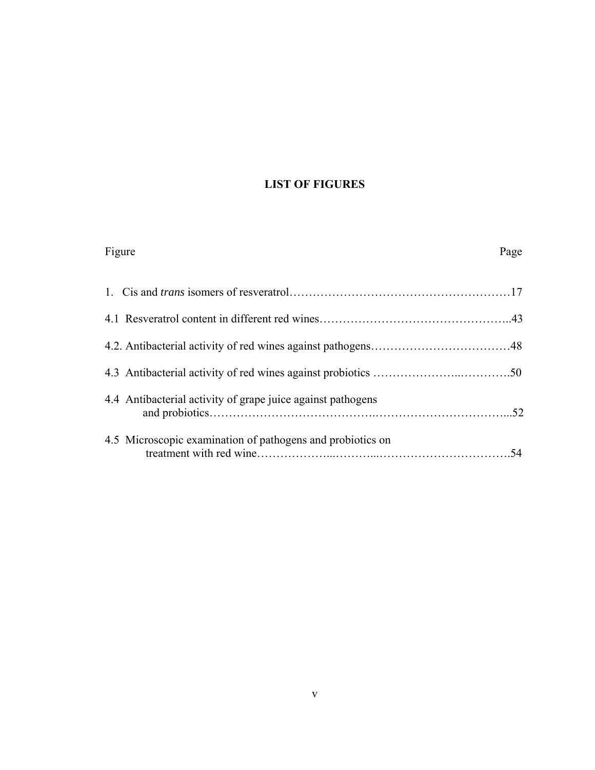## LIST OF FIGURES

| Figure | Page |
| --- | --- |
| 1. Cis and *trans* isomers of resveratrol | 17 |
| 4.1 Resveratrol content in different red wines | 43 |
| 4.2. Antibacterial activity of red wines against pathogens | 48 |
| 4.3 Antibacterial activity of red wines against probiotics | 50 |
| 4.4 Antibacterial activity of grape juice against pathogens and probiotics | 52 |
| 4.5 Microscopic examination of pathogens and probiotics on treatment with red wine | 54 |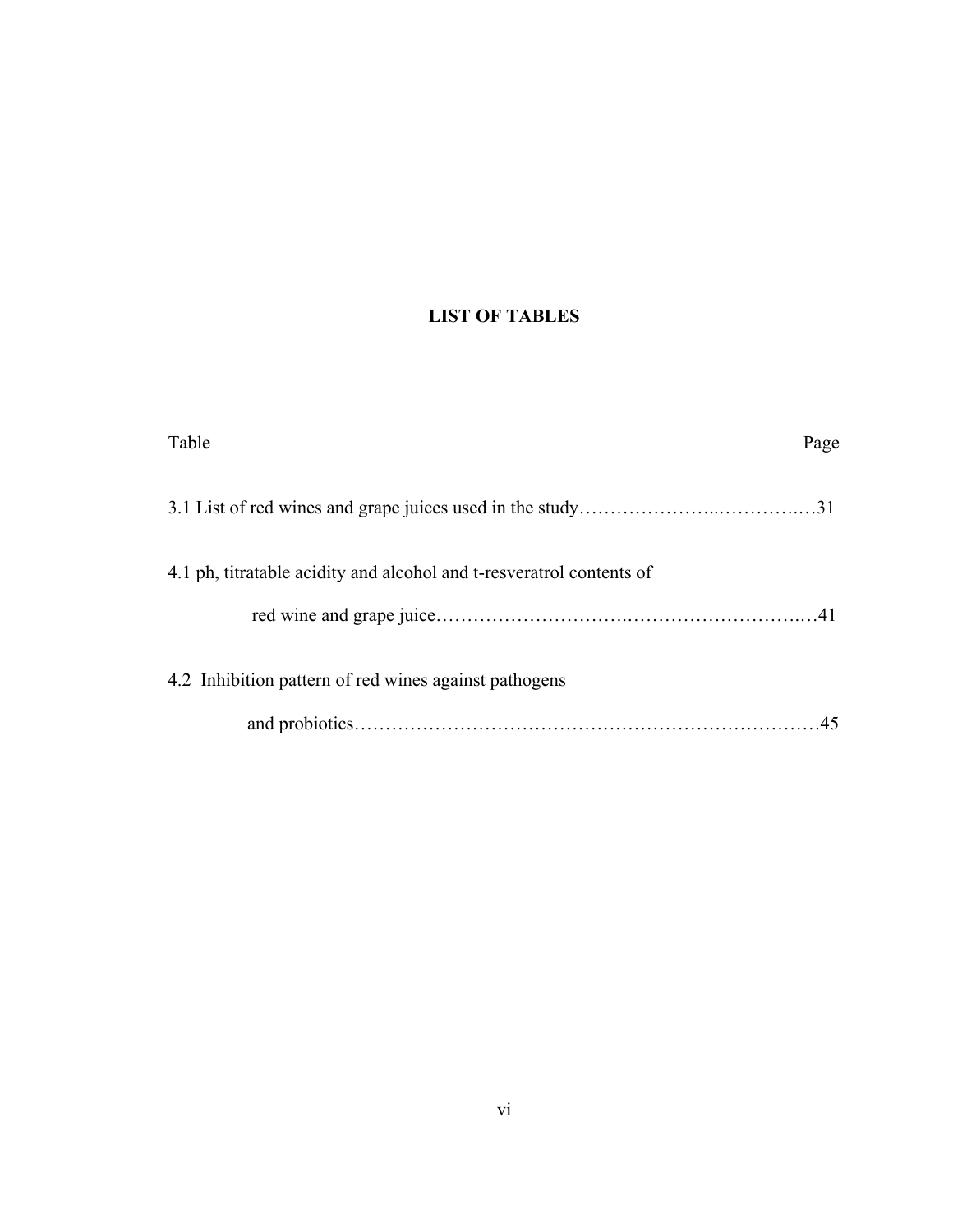# LIST OF TABLES

| Table | Page |
|---|---|
| 3.1 List of red wines and grape juices used in the study | 31 |
| 4.1 ph, titratable acidity and alcohol and t-resveratrol contents of red wine and grape juice | 41 |
| 4.2 Inhibition pattern of red wines against pathogens and probiotics | 45 |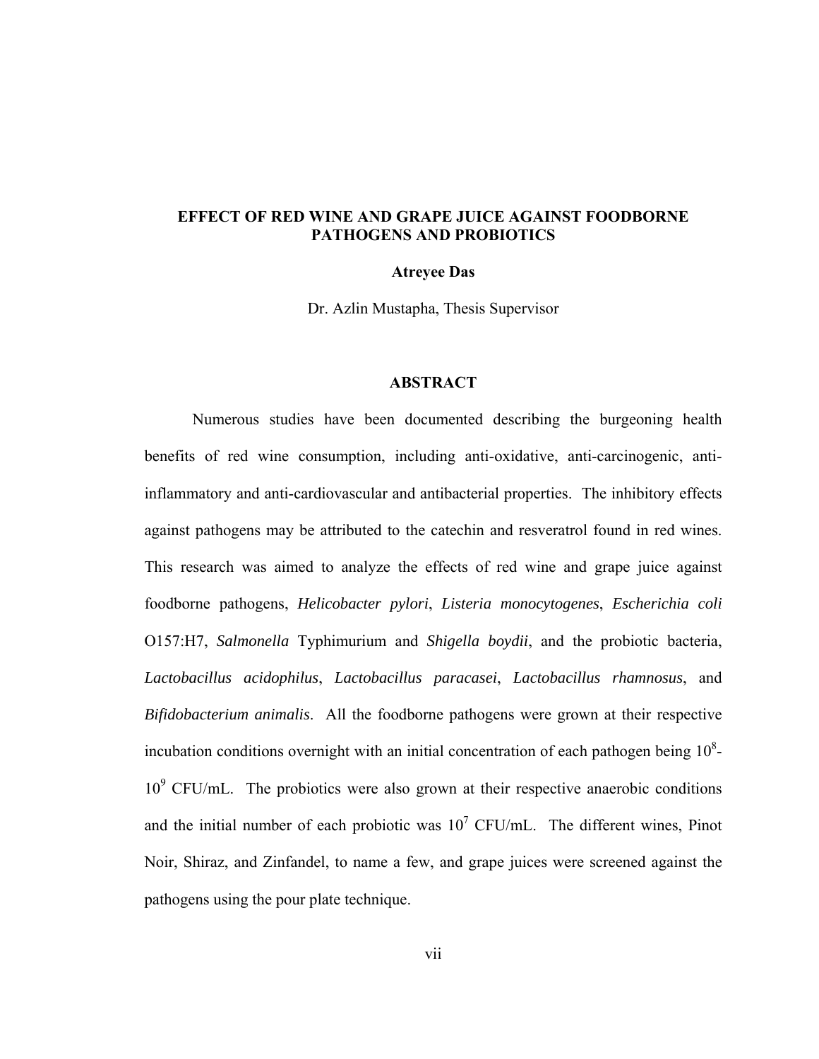**EFFECT OF RED WINE AND GRAPE JUICE AGAINST FOODBORNE PATHOGENS AND PROBIOTICS**

**Atreyee Das**

Dr. Azlin Mustapha, Thesis Supervisor

## ABSTRACT

Numerous studies have been documented describing the burgeoning health benefits of red wine consumption, including anti-oxidative, anti-carcinogenic, anti-inflammatory and anti-cardiovascular and antibacterial properties. The inhibitory effects against pathogens may be attributed to the catechin and resveratrol found in red wines. This research was aimed to analyze the effects of red wine and grape juice against foodborne pathogens, *Helicobacter pylori*, *Listeria monocytogenes*, *Escherichia coli* O157:H7, *Salmonella* Typhimurium and *Shigella boydii*, and the probiotic bacteria, *Lactobacillus acidophilus*, *Lactobacillus paracasei*, *Lactobacillus rhamnosus*, and *Bifidobacterium animalis*. All the foodborne pathogens were grown at their respective incubation conditions overnight with an initial concentration of each pathogen being $10^8$-$10^9$ CFU/mL. The probiotics were also grown at their respective anaerobic conditions and the initial number of each probiotic was $10^7$ CFU/mL. The different wines, Pinot Noir, Shiraz, and Zinfandel, to name a few, and grape juices were screened against the pathogens using the pour plate technique.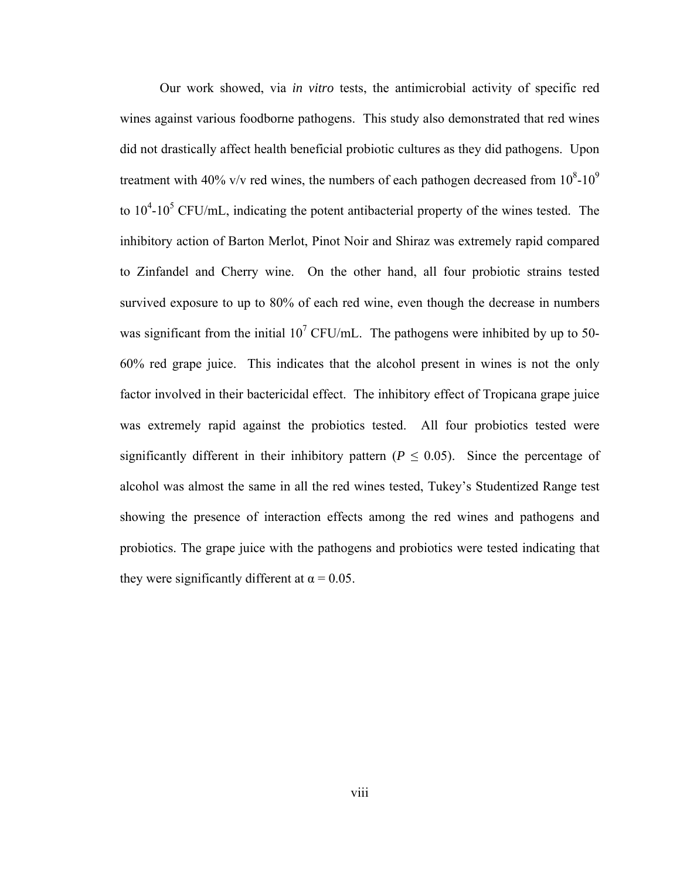Our work showed, via *in vitro* tests, the antimicrobial activity of specific red wines against various foodborne pathogens. This study also demonstrated that red wines did not drastically affect health beneficial probiotic cultures as they did pathogens. Upon treatment with 40% v/v red wines, the numbers of each pathogen decreased from $10^8$-$10^9$ to $10^4$-$10^5$ CFU/mL, indicating the potent antibacterial property of the wines tested. The inhibitory action of Barton Merlot, Pinot Noir and Shiraz was extremely rapid compared to Zinfandel and Cherry wine. On the other hand, all four probiotic strains tested survived exposure to up to 80% of each red wine, even though the decrease in numbers was significant from the initial $10^7$ CFU/mL. The pathogens were inhibited by up to 50-60% red grape juice. This indicates that the alcohol present in wines is not the only factor involved in their bactericidal effect. The inhibitory effect of Tropicana grape juice was extremely rapid against the probiotics tested. All four probiotics tested were significantly different in their inhibitory pattern ($P \leq 0.05$). Since the percentage of alcohol was almost the same in all the red wines tested, Tukey's Studentized Range test showing the presence of interaction effects among the red wines and pathogens and probiotics. The grape juice with the pathogens and probiotics were tested indicating that they were significantly different at $\alpha = 0.05$.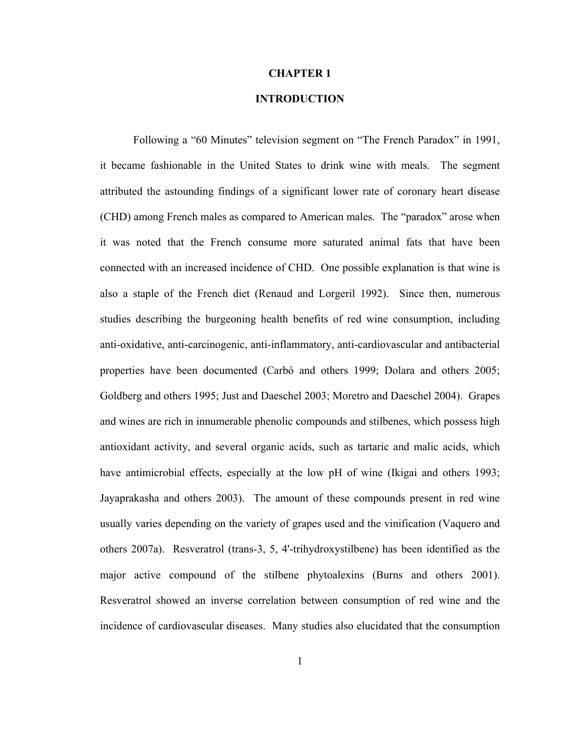# CHAPTER 1

# INTRODUCTION

Following a "60 Minutes" television segment on "The French Paradox" in 1991, it became fashionable in the United States to drink wine with meals. The segment attributed the astounding findings of a significant lower rate of coronary heart disease (CHD) among French males as compared to American males. The "paradox" arose when it was noted that the French consume more saturated animal fats that have been connected with an increased incidence of CHD. One possible explanation is that wine is also a staple of the French diet (Renaud and Lorgeril 1992). Since then, numerous studies describing the burgeoning health benefits of red wine consumption, including anti-oxidative, anti-carcinogenic, anti-inflammatory, anti-cardiovascular and antibacterial properties have been documented (Carbó and others 1999; Dolara and others 2005; Goldberg and others 1995; Just and Daeschel 2003; Moretro and Daeschel 2004). Grapes and wines are rich in innumerable phenolic compounds and stilbenes, which possess high antioxidant activity, and several organic acids, such as tartaric and malic acids, which have antimicrobial effects, especially at the low pH of wine (Ikigai and others 1993; Jayaprakasha and others 2003). The amount of these compounds present in red wine usually varies depending on the variety of grapes used and the vinification (Vaquero and others 2007a). Resveratrol (trans-3, 5, 4'-trihydroxystilbene) has been identified as the major active compound of the stilbene phytoalexins (Burns and others 2001). Resveratrol showed an inverse correlation between consumption of red wine and the incidence of cardiovascular diseases. Many studies also elucidated that the consumption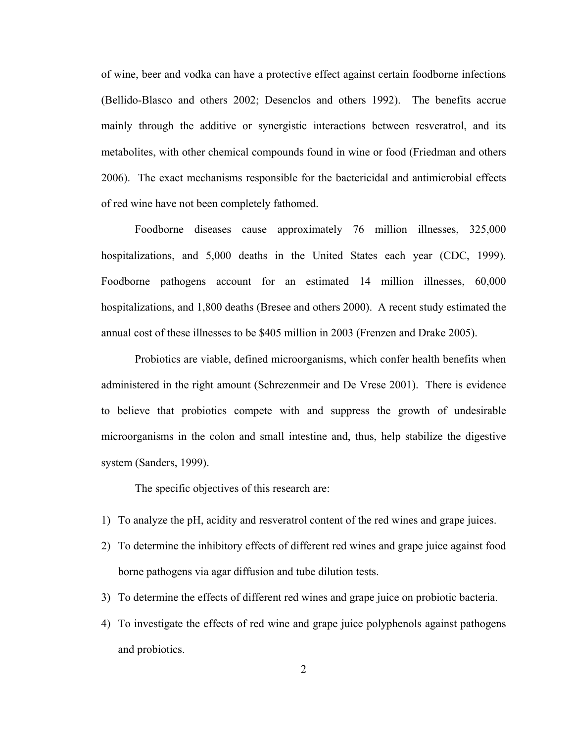of wine, beer and vodka can have a protective effect against certain foodborne infections (Bellido-Blasco and others 2002; Desenclos and others 1992). The benefits accrue mainly through the additive or synergistic interactions between resveratrol, and its metabolites, with other chemical compounds found in wine or food (Friedman and others 2006). The exact mechanisms responsible for the bactericidal and antimicrobial effects of red wine have not been completely fathomed.

Foodborne diseases cause approximately 76 million illnesses, 325,000 hospitalizations, and 5,000 deaths in the United States each year (CDC, 1999). Foodborne pathogens account for an estimated 14 million illnesses, 60,000 hospitalizations, and 1,800 deaths (Bresee and others 2000). A recent study estimated the annual cost of these illnesses to be $405 million in 2003 (Frenzen and Drake 2005).

Probiotics are viable, defined microorganisms, which confer health benefits when administered in the right amount (Schrezenmeir and De Vrese 2001). There is evidence to believe that probiotics compete with and suppress the growth of undesirable microorganisms in the colon and small intestine and, thus, help stabilize the digestive system (Sanders, 1999).

The specific objectives of this research are:

1) To analyze the pH, acidity and resveratrol content of the red wines and grape juices.
2) To determine the inhibitory effects of different red wines and grape juice against food borne pathogens via agar diffusion and tube dilution tests.
3) To determine the effects of different red wines and grape juice on probiotic bacteria.
4) To investigate the effects of red wine and grape juice polyphenols against pathogens and probiotics.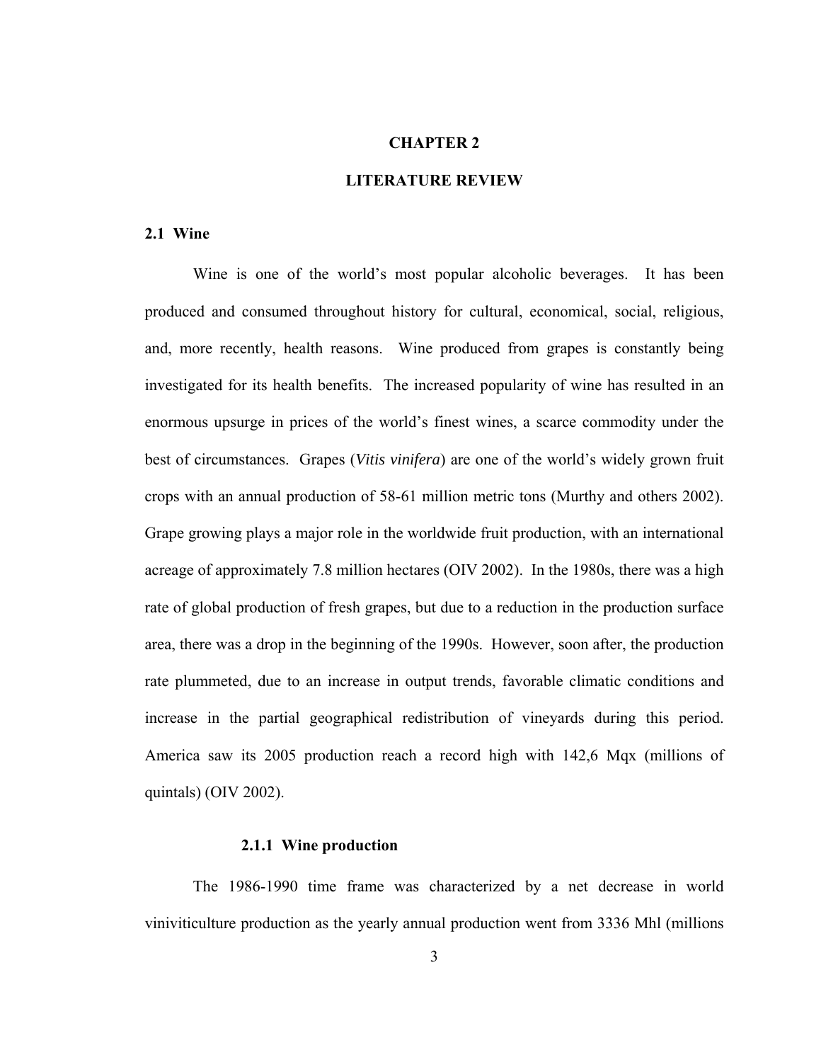# CHAPTER 2

# LITERATURE REVIEW

## 2.1 Wine

Wine is one of the world's most popular alcoholic beverages. It has been produced and consumed throughout history for cultural, economical, social, religious, and, more recently, health reasons. Wine produced from grapes is constantly being investigated for its health benefits. The increased popularity of wine has resulted in an enormous upsurge in prices of the world's finest wines, a scarce commodity under the best of circumstances. Grapes (*Vitis vinifera*) are one of the world's widely grown fruit crops with an annual production of 58-61 million metric tons (Murthy and others 2002). Grape growing plays a major role in the worldwide fruit production, with an international acreage of approximately 7.8 million hectares (OIV 2002). In the 1980s, there was a high rate of global production of fresh grapes, but due to a reduction in the production surface area, there was a drop in the beginning of the 1990s. However, soon after, the production rate plummeted, due to an increase in output trends, favorable climatic conditions and increase in the partial geographical redistribution of vineyards during this period. America saw its 2005 production reach a record high with 142,6 Mqx (millions of quintals) (OIV 2002).

### 2.1.1 Wine production

The 1986-1990 time frame was characterized by a net decrease in world viniviticulture production as the yearly annual production went from 3336 Mhl (millions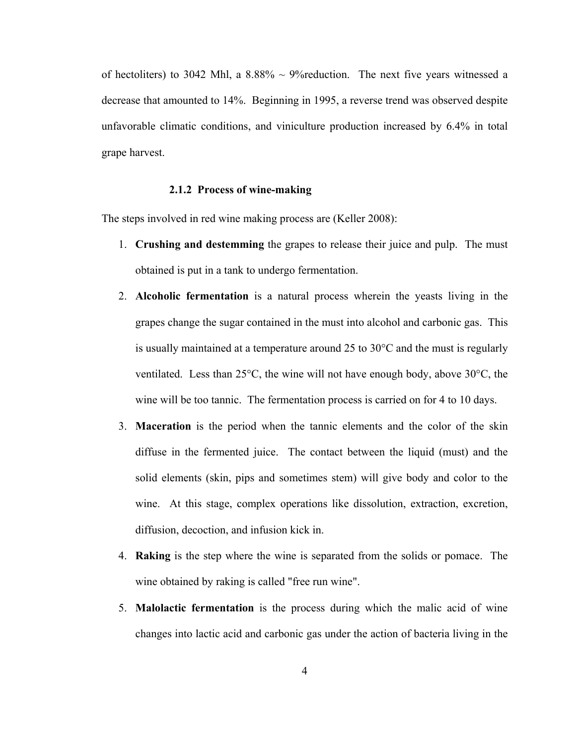of hectoliters) to 3042 Mhl, a 8.88% ~ 9%reduction. The next five years witnessed a decrease that amounted to 14%. Beginning in 1995, a reverse trend was observed despite unfavorable climatic conditions, and viniculture production increased by 6.4% in total grape harvest.

### 2.1.2 Process of wine-making

The steps involved in red wine making process are (Keller 2008):

1. **Crushing and destemming** the grapes to release their juice and pulp. The must obtained is put in a tank to undergo fermentation.
2. **Alcoholic fermentation** is a natural process wherein the yeasts living in the grapes change the sugar contained in the must into alcohol and carbonic gas. This is usually maintained at a temperature around 25 to 30°C and the must is regularly ventilated. Less than 25°C, the wine will not have enough body, above 30°C, the wine will be too tannic. The fermentation process is carried on for 4 to 10 days.
3. **Maceration** is the period when the tannic elements and the color of the skin diffuse in the fermented juice. The contact between the liquid (must) and the solid elements (skin, pips and sometimes stem) will give body and color to the wine. At this stage, complex operations like dissolution, extraction, excretion, diffusion, decoction, and infusion kick in.
4. **Raking** is the step where the wine is separated from the solids or pomace. The wine obtained by raking is called "free run wine".
5. **Malolactic fermentation** is the process during which the malic acid of wine changes into lactic acid and carbonic gas under the action of bacteria living in the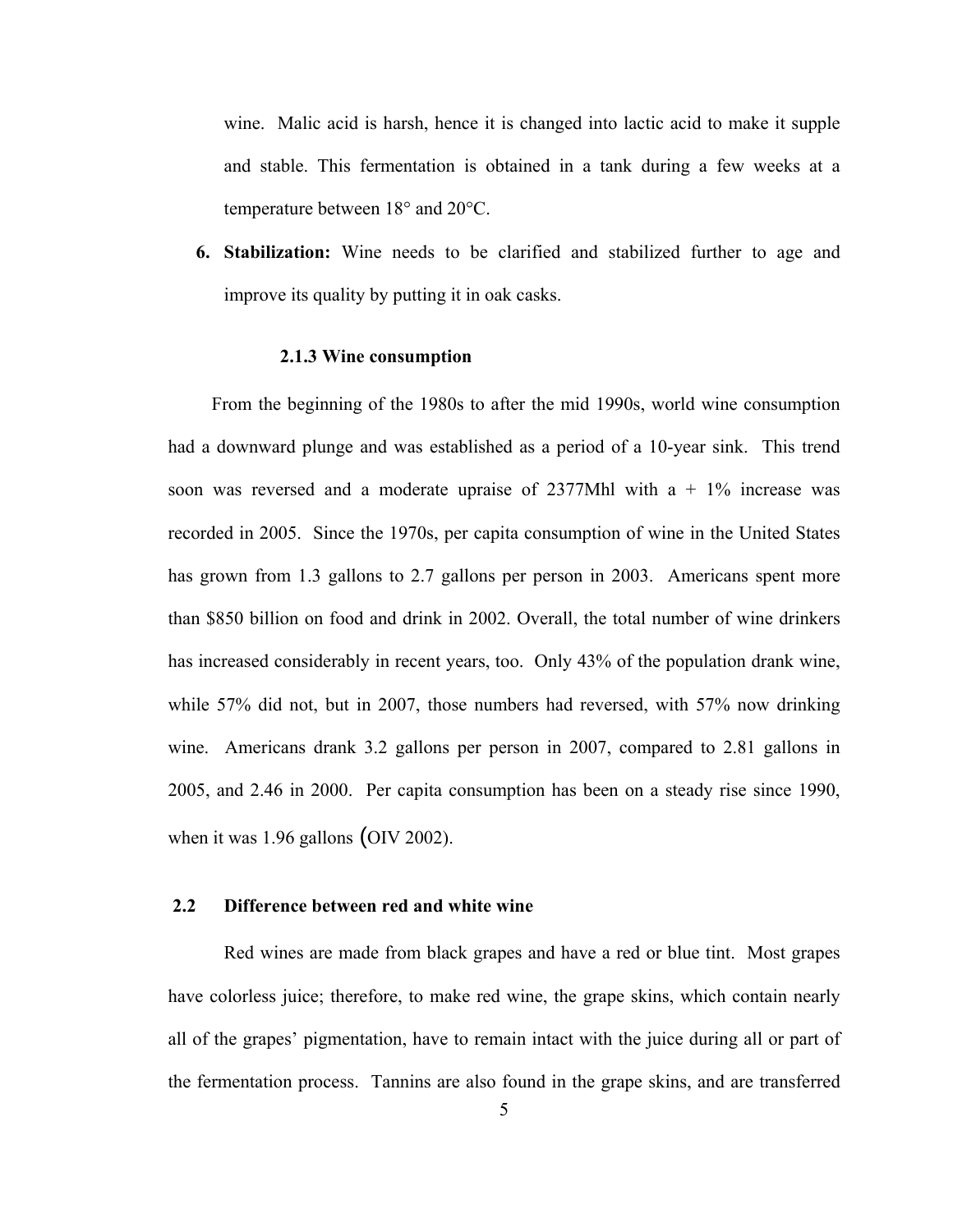wine. Malic acid is harsh, hence it is changed into lactic acid to make it supple and stable. This fermentation is obtained in a tank during a few weeks at a temperature between 18° and 20°C.

6. **Stabilization:** Wine needs to be clarified and stabilized further to age and improve its quality by putting it in oak casks.

### 2.1.3 Wine consumption

From the beginning of the 1980s to after the mid 1990s, world wine consumption had a downward plunge and was established as a period of a 10-year sink. This trend soon was reversed and a moderate upraise of 2377Mhl with a + 1% increase was recorded in 2005. Since the 1970s, per capita consumption of wine in the United States has grown from 1.3 gallons to 2.7 gallons per person in 2003. Americans spent more than $850 billion on food and drink in 2002. Overall, the total number of wine drinkers has increased considerably in recent years, too. Only 43% of the population drank wine, while 57% did not, but in 2007, those numbers had reversed, with 57% now drinking wine. Americans drank 3.2 gallons per person in 2007, compared to 2.81 gallons in 2005, and 2.46 in 2000. Per capita consumption has been on a steady rise since 1990, when it was 1.96 gallons (OIV 2002).

## 2.2 Difference between red and white wine

Red wines are made from black grapes and have a red or blue tint. Most grapes have colorless juice; therefore, to make red wine, the grape skins, which contain nearly all of the grapes' pigmentation, have to remain intact with the juice during all or part of the fermentation process. Tannins are also found in the grape skins, and are transferred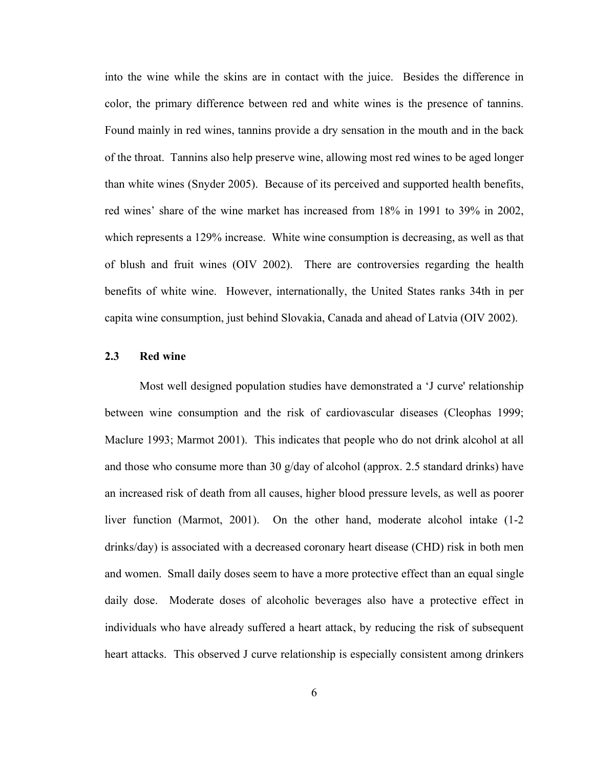into the wine while the skins are in contact with the juice. Besides the difference in color, the primary difference between red and white wines is the presence of tannins. Found mainly in red wines, tannins provide a dry sensation in the mouth and in the back of the throat. Tannins also help preserve wine, allowing most red wines to be aged longer than white wines (Snyder 2005). Because of its perceived and supported health benefits, red wines' share of the wine market has increased from 18% in 1991 to 39% in 2002, which represents a 129% increase. White wine consumption is decreasing, as well as that of blush and fruit wines (OIV 2002). There are controversies regarding the health benefits of white wine. However, internationally, the United States ranks 34th in per capita wine consumption, just behind Slovakia, Canada and ahead of Latvia (OIV 2002).

## 2.3 Red wine

Most well designed population studies have demonstrated a 'J curve' relationship between wine consumption and the risk of cardiovascular diseases (Cleophas 1999; Maclure 1993; Marmot 2001). This indicates that people who do not drink alcohol at all and those who consume more than 30 g/day of alcohol (approx. 2.5 standard drinks) have an increased risk of death from all causes, higher blood pressure levels, as well as poorer liver function (Marmot, 2001). On the other hand, moderate alcohol intake (1-2 drinks/day) is associated with a decreased coronary heart disease (CHD) risk in both men and women. Small daily doses seem to have a more protective effect than an equal single daily dose. Moderate doses of alcoholic beverages also have a protective effect in individuals who have already suffered a heart attack, by reducing the risk of subsequent heart attacks. This observed J curve relationship is especially consistent among drinkers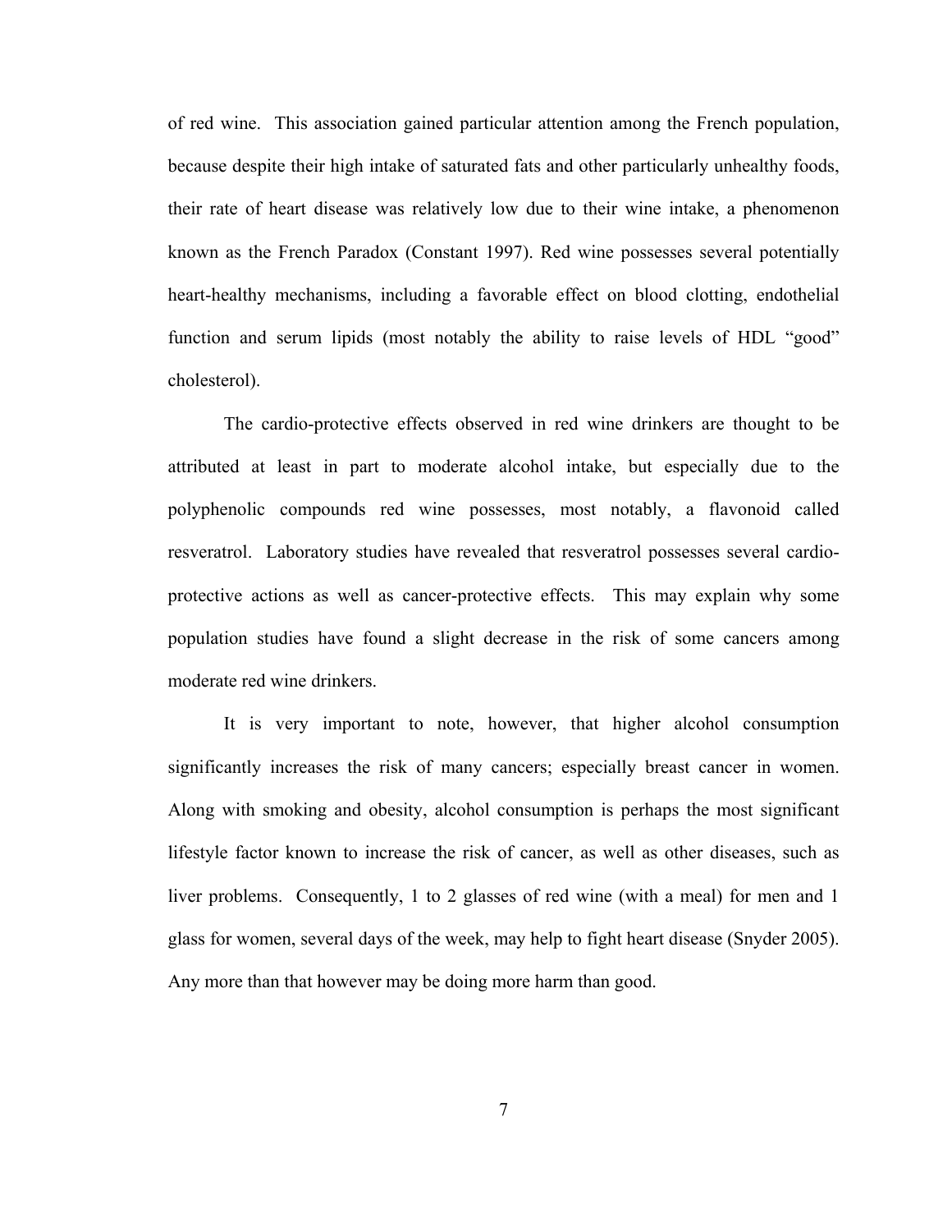of red wine. This association gained particular attention among the French population, because despite their high intake of saturated fats and other particularly unhealthy foods, their rate of heart disease was relatively low due to their wine intake, a phenomenon known as the French Paradox (Constant 1997). Red wine possesses several potentially heart-healthy mechanisms, including a favorable effect on blood clotting, endothelial function and serum lipids (most notably the ability to raise levels of HDL "good" cholesterol).

The cardio-protective effects observed in red wine drinkers are thought to be attributed at least in part to moderate alcohol intake, but especially due to the polyphenolic compounds red wine possesses, most notably, a flavonoid called resveratrol. Laboratory studies have revealed that resveratrol possesses several cardio-protective actions as well as cancer-protective effects. This may explain why some population studies have found a slight decrease in the risk of some cancers among moderate red wine drinkers.

It is very important to note, however, that higher alcohol consumption significantly increases the risk of many cancers; especially breast cancer in women. Along with smoking and obesity, alcohol consumption is perhaps the most significant lifestyle factor known to increase the risk of cancer, as well as other diseases, such as liver problems. Consequently, 1 to 2 glasses of red wine (with a meal) for men and 1 glass for women, several days of the week, may help to fight heart disease (Snyder 2005). Any more than that however may be doing more harm than good.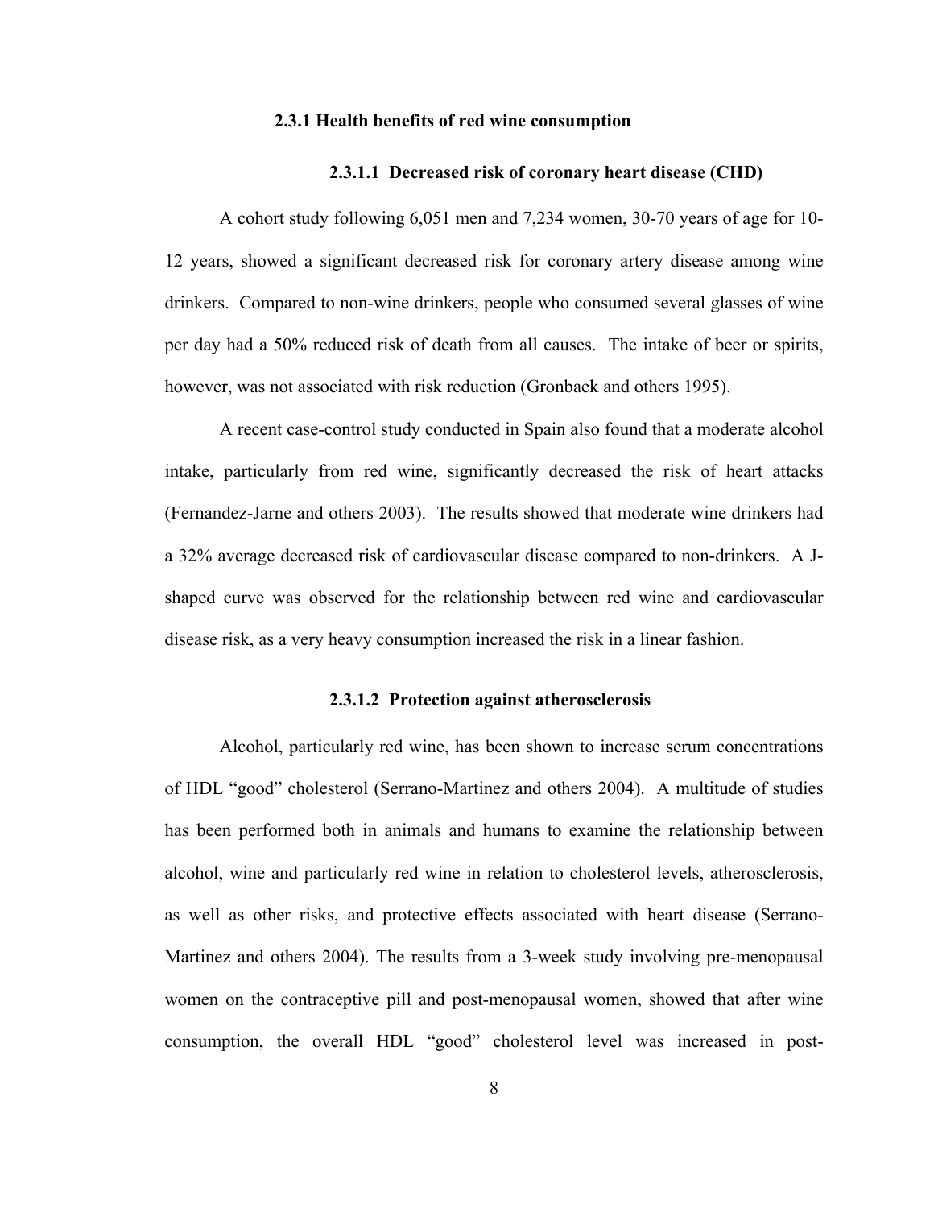### 2.3.1 Health benefits of red wine consumption

#### 2.3.1.1 Decreased risk of coronary heart disease (CHD)

A cohort study following 6,051 men and 7,234 women, 30-70 years of age for 10-12 years, showed a significant decreased risk for coronary artery disease among wine drinkers. Compared to non-wine drinkers, people who consumed several glasses of wine per day had a 50% reduced risk of death from all causes. The intake of beer or spirits, however, was not associated with risk reduction (Gronbaek and others 1995).

A recent case-control study conducted in Spain also found that a moderate alcohol intake, particularly from red wine, significantly decreased the risk of heart attacks (Fernandez-Jarne and others 2003). The results showed that moderate wine drinkers had a 32% average decreased risk of cardiovascular disease compared to non-drinkers. A J-shaped curve was observed for the relationship between red wine and cardiovascular disease risk, as a very heavy consumption increased the risk in a linear fashion.

#### 2.3.1.2 Protection against atherosclerosis

Alcohol, particularly red wine, has been shown to increase serum concentrations of HDL "good" cholesterol (Serrano-Martinez and others 2004). A multitude of studies has been performed both in animals and humans to examine the relationship between alcohol, wine and particularly red wine in relation to cholesterol levels, atherosclerosis, as well as other risks, and protective effects associated with heart disease (Serrano-Martinez and others 2004). The results from a 3-week study involving pre-menopausal women on the contraceptive pill and post-menopausal women, showed that after wine consumption, the overall HDL "good" cholesterol level was increased in post-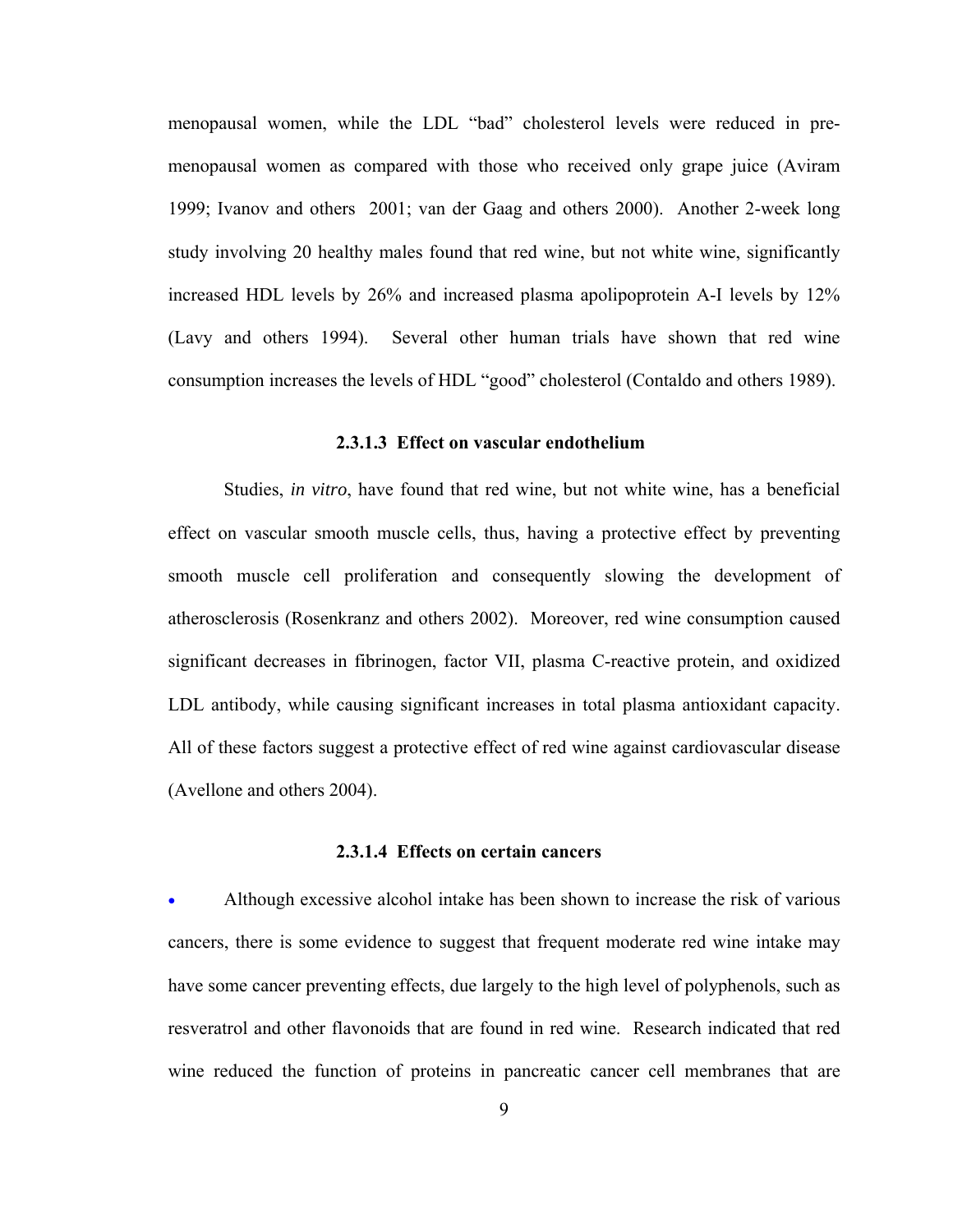menopausal women, while the LDL "bad" cholesterol levels were reduced in pre-menopausal women as compared with those who received only grape juice (Aviram 1999; Ivanov and others 2001; van der Gaag and others 2000). Another 2-week long study involving 20 healthy males found that red wine, but not white wine, significantly increased HDL levels by 26% and increased plasma apolipoprotein A-I levels by 12% (Lavy and others 1994). Several other human trials have shown that red wine consumption increases the levels of HDL "good" cholesterol (Contaldo and others 1989).

#### 2.3.1.3 Effect on vascular endothelium

Studies, *in vitro*, have found that red wine, but not white wine, has a beneficial effect on vascular smooth muscle cells, thus, having a protective effect by preventing smooth muscle cell proliferation and consequently slowing the development of atherosclerosis (Rosenkranz and others 2002). Moreover, red wine consumption caused significant decreases in fibrinogen, factor VII, plasma C-reactive protein, and oxidized LDL antibody, while causing significant increases in total plasma antioxidant capacity. All of these factors suggest a protective effect of red wine against cardiovascular disease (Avellone and others 2004).

#### 2.3.1.4 Effects on certain cancers

- Although excessive alcohol intake has been shown to increase the risk of various cancers, there is some evidence to suggest that frequent moderate red wine intake may have some cancer preventing effects, due largely to the high level of polyphenols, such as resveratrol and other flavonoids that are found in red wine. Research indicated that red wine reduced the function of proteins in pancreatic cancer cell membranes that are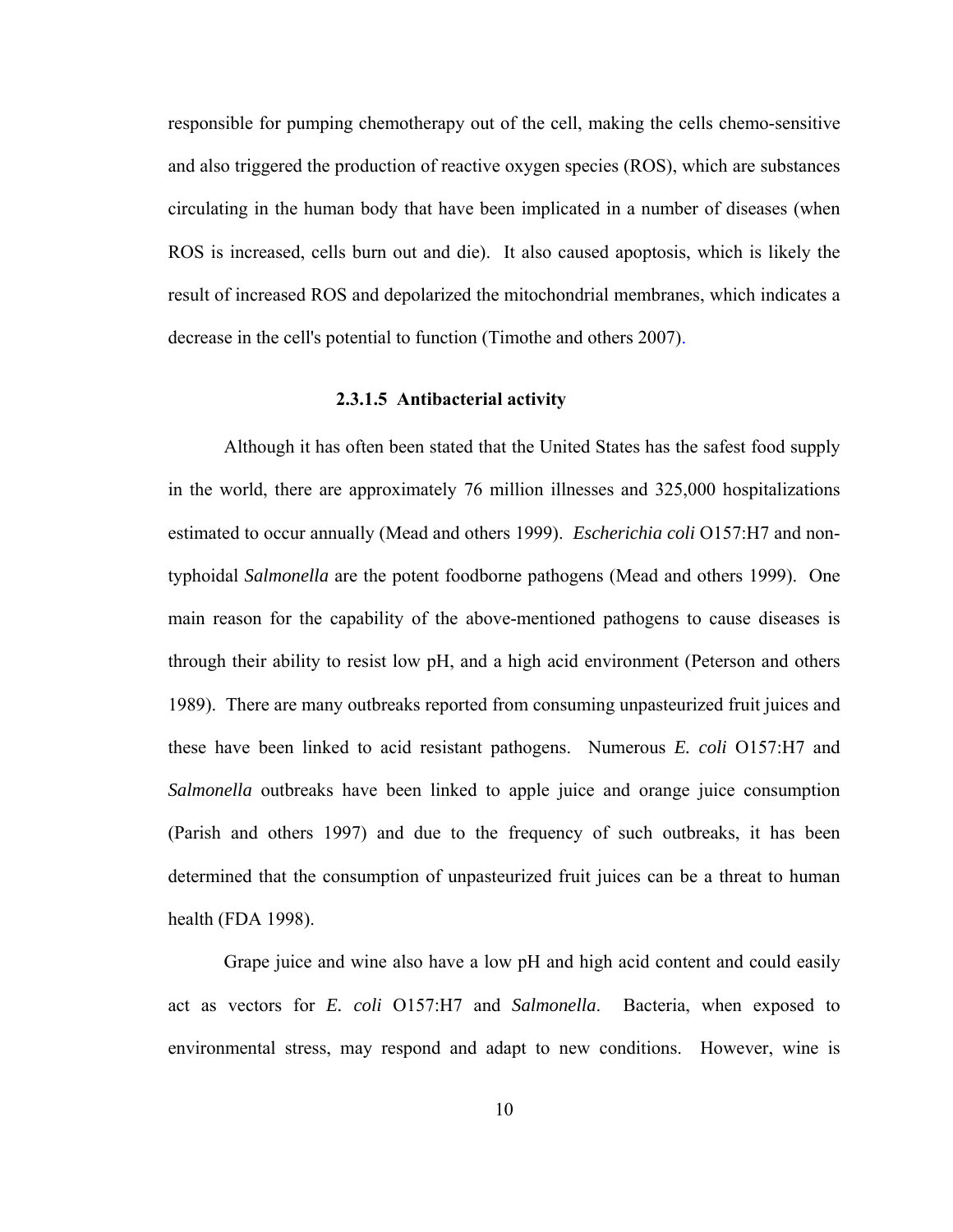responsible for pumping chemotherapy out of the cell, making the cells chemo-sensitive and also triggered the production of reactive oxygen species (ROS), which are substances circulating in the human body that have been implicated in a number of diseases (when ROS is increased, cells burn out and die). It also caused apoptosis, which is likely the result of increased ROS and depolarized the mitochondrial membranes, which indicates a decrease in the cell's potential to function (Timothe and others 2007).

#### 2.3.1.5 Antibacterial activity

Although it has often been stated that the United States has the safest food supply in the world, there are approximately 76 million illnesses and 325,000 hospitalizations estimated to occur annually (Mead and others 1999). *Escherichia coli* O157:H7 and non-typhoidal *Salmonella* are the potent foodborne pathogens (Mead and others 1999). One main reason for the capability of the above-mentioned pathogens to cause diseases is through their ability to resist low pH, and a high acid environment (Peterson and others 1989). There are many outbreaks reported from consuming unpasteurized fruit juices and these have been linked to acid resistant pathogens. Numerous *E. coli* O157:H7 and *Salmonella* outbreaks have been linked to apple juice and orange juice consumption (Parish and others 1997) and due to the frequency of such outbreaks, it has been determined that the consumption of unpasteurized fruit juices can be a threat to human health (FDA 1998).

Grape juice and wine also have a low pH and high acid content and could easily act as vectors for *E. coli* O157:H7 and *Salmonella*. Bacteria, when exposed to environmental stress, may respond and adapt to new conditions. However, wine is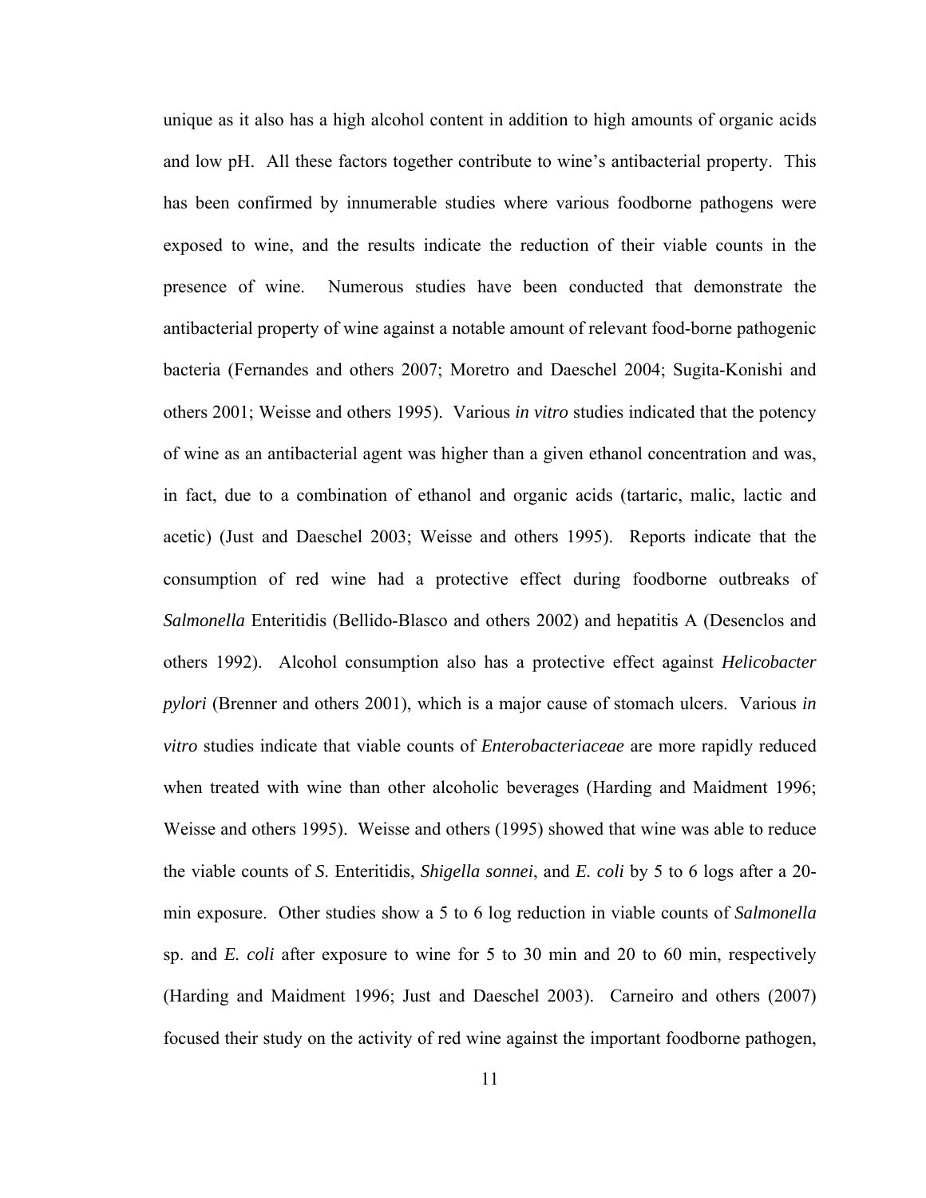unique as it also has a high alcohol content in addition to high amounts of organic acids and low pH. All these factors together contribute to wine's antibacterial property. This has been confirmed by innumerable studies where various foodborne pathogens were exposed to wine, and the results indicate the reduction of their viable counts in the presence of wine. Numerous studies have been conducted that demonstrate the antibacterial property of wine against a notable amount of relevant food-borne pathogenic bacteria (Fernandes and others 2007; Moretro and Daeschel 2004; Sugita-Konishi and others 2001; Weisse and others 1995). Various *in vitro* studies indicated that the potency of wine as an antibacterial agent was higher than a given ethanol concentration and was, in fact, due to a combination of ethanol and organic acids (tartaric, malic, lactic and acetic) (Just and Daeschel 2003; Weisse and others 1995). Reports indicate that the consumption of red wine had a protective effect during foodborne outbreaks of *Salmonella* Enteritidis (Bellido-Blasco and others 2002) and hepatitis A (Desenclos and others 1992). Alcohol consumption also has a protective effect against *Helicobacter pylori* (Brenner and others 2001), which is a major cause of stomach ulcers. Various *in vitro* studies indicate that viable counts of *Enterobacteriaceae* are more rapidly reduced when treated with wine than other alcoholic beverages (Harding and Maidment 1996; Weisse and others 1995). Weisse and others (1995) showed that wine was able to reduce the viable counts of *S*. Enteritidis, *Shigella sonnei*, and *E. coli* by 5 to 6 logs after a 20-min exposure. Other studies show a 5 to 6 log reduction in viable counts of *Salmonella* sp. and *E. coli* after exposure to wine for 5 to 30 min and 20 to 60 min, respectively (Harding and Maidment 1996; Just and Daeschel 2003). Carneiro and others (2007) focused their study on the activity of red wine against the important foodborne pathogen,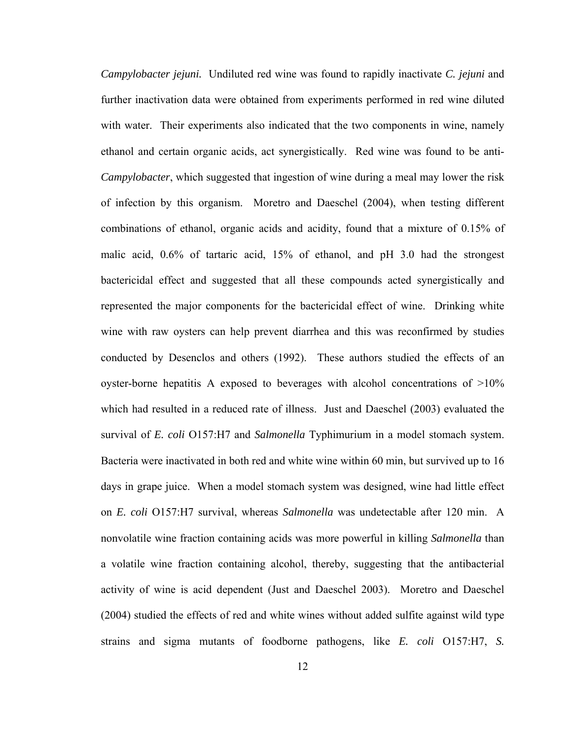*Campylobacter jejuni.* Undiluted red wine was found to rapidly inactivate *C. jejuni* and further inactivation data were obtained from experiments performed in red wine diluted with water. Their experiments also indicated that the two components in wine, namely ethanol and certain organic acids, act synergistically. Red wine was found to be anti-*Campylobacter*, which suggested that ingestion of wine during a meal may lower the risk of infection by this organism. Moretro and Daeschel (2004), when testing different combinations of ethanol, organic acids and acidity, found that a mixture of 0.15% of malic acid, 0.6% of tartaric acid, 15% of ethanol, and pH 3.0 had the strongest bactericidal effect and suggested that all these compounds acted synergistically and represented the major components for the bactericidal effect of wine. Drinking white wine with raw oysters can help prevent diarrhea and this was reconfirmed by studies conducted by Desenclos and others (1992). These authors studied the effects of an oyster-borne hepatitis A exposed to beverages with alcohol concentrations of >10% which had resulted in a reduced rate of illness. Just and Daeschel (2003) evaluated the survival of *E. coli* O157:H7 and *Salmonella* Typhimurium in a model stomach system. Bacteria were inactivated in both red and white wine within 60 min, but survived up to 16 days in grape juice. When a model stomach system was designed, wine had little effect on *E. coli* O157:H7 survival, whereas *Salmonella* was undetectable after 120 min. A nonvolatile wine fraction containing acids was more powerful in killing *Salmonella* than a volatile wine fraction containing alcohol, thereby, suggesting that the antibacterial activity of wine is acid dependent (Just and Daeschel 2003). Moretro and Daeschel (2004) studied the effects of red and white wines without added sulfite against wild type strains and sigma mutants of foodborne pathogens, like *E. coli* O157:H7, *S.*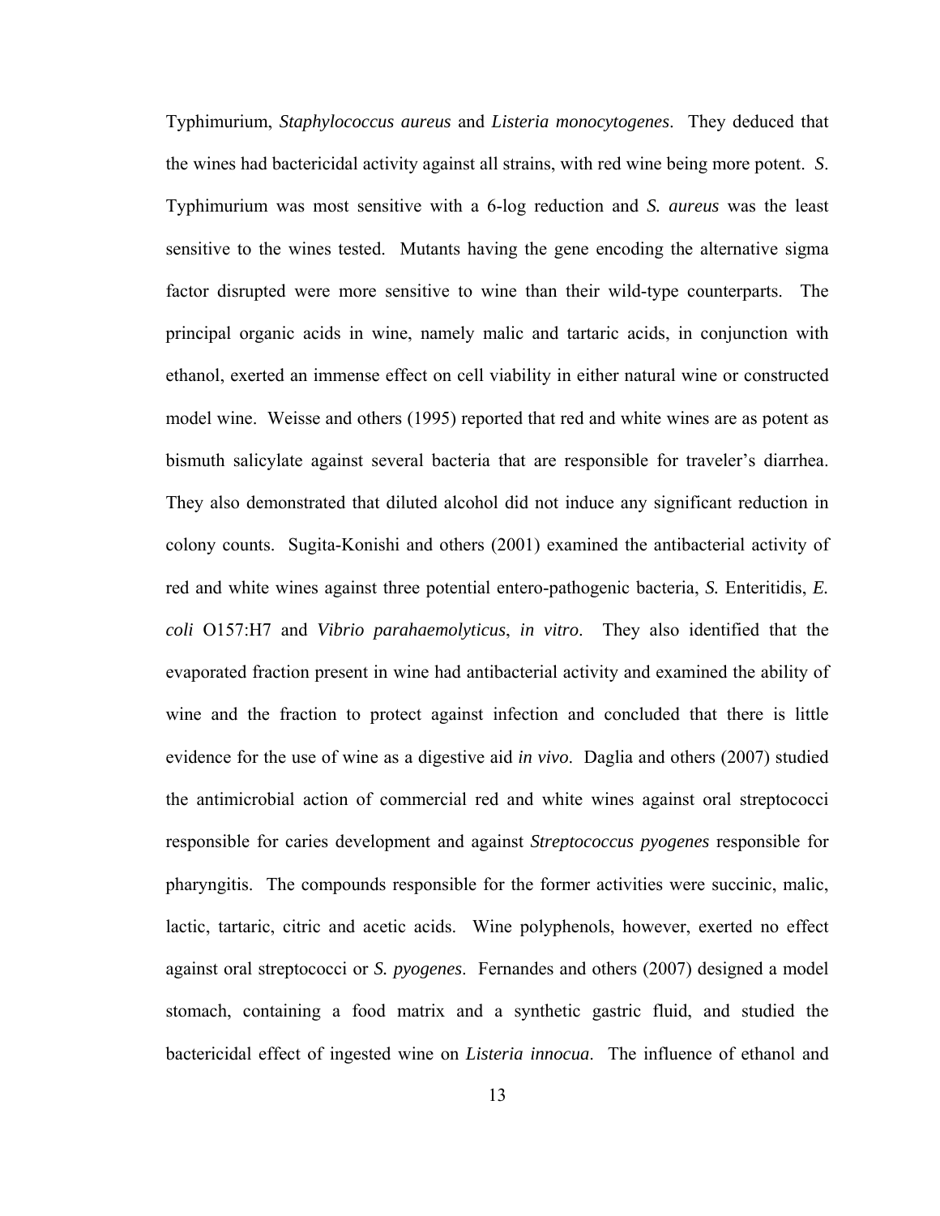Typhimurium, *Staphylococcus aureus* and *Listeria monocytogenes*. They deduced that the wines had bactericidal activity against all strains, with red wine being more potent. *S*. Typhimurium was most sensitive with a 6-log reduction and *S. aureus* was the least sensitive to the wines tested. Mutants having the gene encoding the alternative sigma factor disrupted were more sensitive to wine than their wild-type counterparts. The principal organic acids in wine, namely malic and tartaric acids, in conjunction with ethanol, exerted an immense effect on cell viability in either natural wine or constructed model wine. Weisse and others (1995) reported that red and white wines are as potent as bismuth salicylate against several bacteria that are responsible for traveler's diarrhea. They also demonstrated that diluted alcohol did not induce any significant reduction in colony counts. Sugita-Konishi and others (2001) examined the antibacterial activity of red and white wines against three potential entero-pathogenic bacteria, *S.* Enteritidis, *E. coli* O157:H7 and *Vibrio parahaemolyticus*, *in vitro*. They also identified that the evaporated fraction present in wine had antibacterial activity and examined the ability of wine and the fraction to protect against infection and concluded that there is little evidence for the use of wine as a digestive aid *in vivo*. Daglia and others (2007) studied the antimicrobial action of commercial red and white wines against oral streptococci responsible for caries development and against *Streptococcus pyogenes* responsible for pharyngitis. The compounds responsible for the former activities were succinic, malic, lactic, tartaric, citric and acetic acids. Wine polyphenols, however, exerted no effect against oral streptococci or *S. pyogenes*. Fernandes and others (2007) designed a model stomach, containing a food matrix and a synthetic gastric fluid, and studied the bactericidal effect of ingested wine on *Listeria innocua*. The influence of ethanol and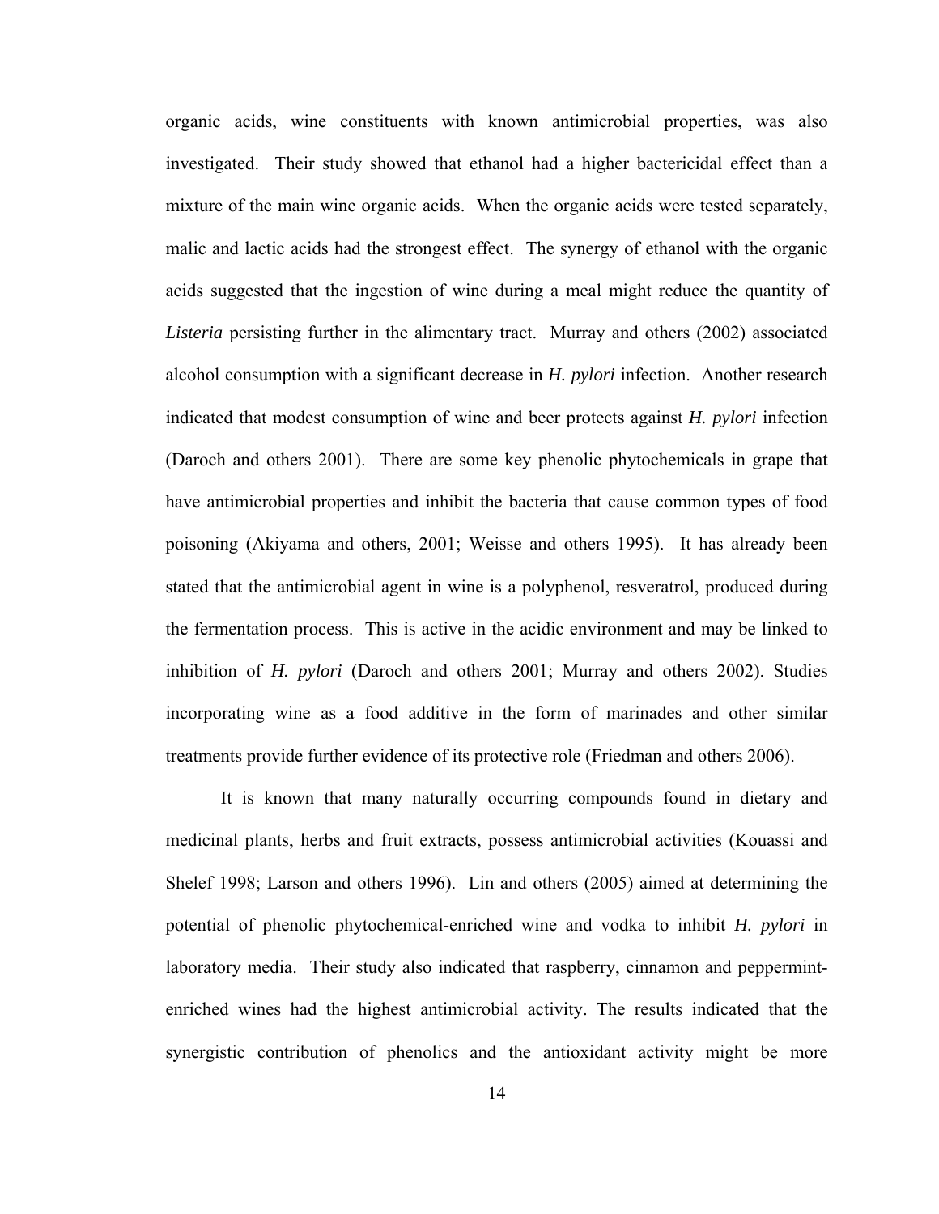organic acids, wine constituents with known antimicrobial properties, was also investigated. Their study showed that ethanol had a higher bactericidal effect than a mixture of the main wine organic acids. When the organic acids were tested separately, malic and lactic acids had the strongest effect. The synergy of ethanol with the organic acids suggested that the ingestion of wine during a meal might reduce the quantity of *Listeria* persisting further in the alimentary tract. Murray and others (2002) associated alcohol consumption with a significant decrease in *H. pylori* infection. Another research indicated that modest consumption of wine and beer protects against *H. pylori* infection (Daroch and others 2001). There are some key phenolic phytochemicals in grape that have antimicrobial properties and inhibit the bacteria that cause common types of food poisoning (Akiyama and others, 2001; Weisse and others 1995). It has already been stated that the antimicrobial agent in wine is a polyphenol, resveratrol, produced during the fermentation process. This is active in the acidic environment and may be linked to inhibition of *H. pylori* (Daroch and others 2001; Murray and others 2002). Studies incorporating wine as a food additive in the form of marinades and other similar treatments provide further evidence of its protective role (Friedman and others 2006).

It is known that many naturally occurring compounds found in dietary and medicinal plants, herbs and fruit extracts, possess antimicrobial activities (Kouassi and Shelef 1998; Larson and others 1996). Lin and others (2005) aimed at determining the potential of phenolic phytochemical-enriched wine and vodka to inhibit *H. pylori* in laboratory media. Their study also indicated that raspberry, cinnamon and peppermint-enriched wines had the highest antimicrobial activity. The results indicated that the synergistic contribution of phenolics and the antioxidant activity might be more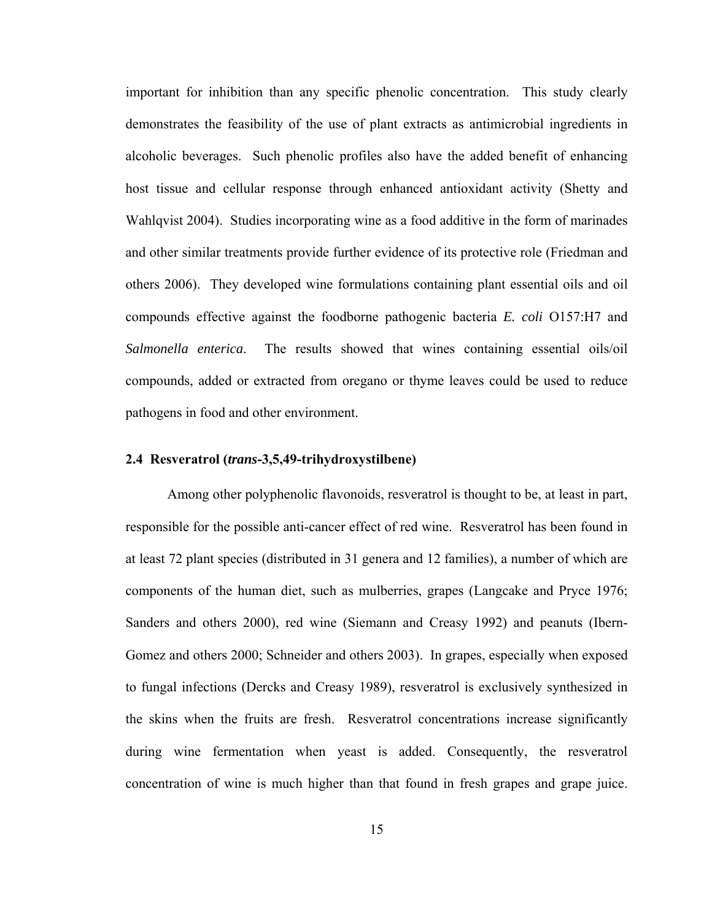important for inhibition than any specific phenolic concentration. This study clearly demonstrates the feasibility of the use of plant extracts as antimicrobial ingredients in alcoholic beverages. Such phenolic profiles also have the added benefit of enhancing host tissue and cellular response through enhanced antioxidant activity (Shetty and Wahlqvist 2004). Studies incorporating wine as a food additive in the form of marinades and other similar treatments provide further evidence of its protective role (Friedman and others 2006). They developed wine formulations containing plant essential oils and oil compounds effective against the foodborne pathogenic bacteria *E. coli* O157:H7 and *Salmonella enterica*. The results showed that wines containing essential oils/oil compounds, added or extracted from oregano or thyme leaves could be used to reduce pathogens in food and other environment.

### 2.4 Resveratrol (*trans*-3,5,49-trihydroxystilbene)

Among other polyphenolic flavonoids, resveratrol is thought to be, at least in part, responsible for the possible anti-cancer effect of red wine. Resveratrol has been found in at least 72 plant species (distributed in 31 genera and 12 families), a number of which are components of the human diet, such as mulberries, grapes (Langcake and Pryce 1976; Sanders and others 2000), red wine (Siemann and Creasy 1992) and peanuts (Ibern-Gomez and others 2000; Schneider and others 2003). In grapes, especially when exposed to fungal infections (Dercks and Creasy 1989), resveratrol is exclusively synthesized in the skins when the fruits are fresh. Resveratrol concentrations increase significantly during wine fermentation when yeast is added. Consequently, the resveratrol concentration of wine is much higher than that found in fresh grapes and grape juice.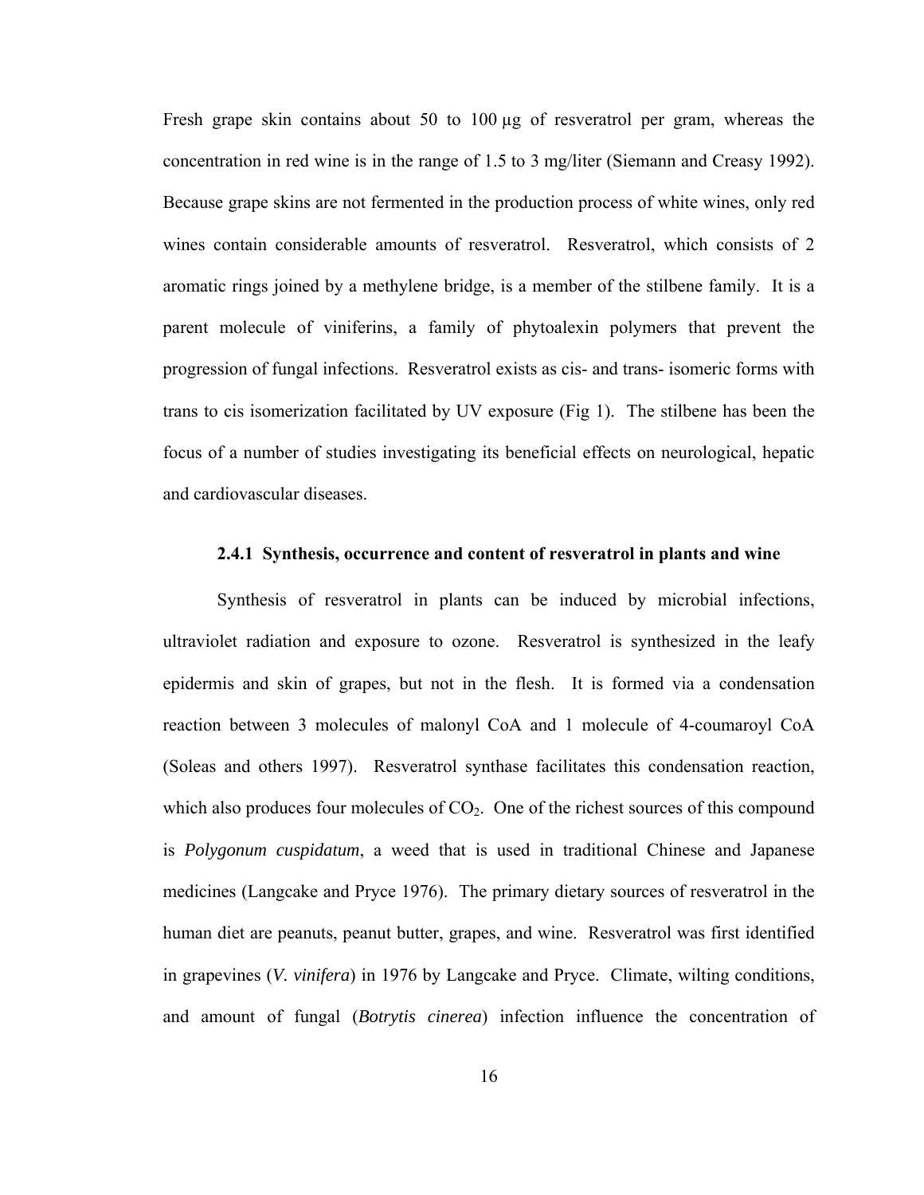Fresh grape skin contains about 50 to 100 μg of resveratrol per gram, whereas the concentration in red wine is in the range of 1.5 to 3 mg/liter (Siemann and Creasy 1992). Because grape skins are not fermented in the production process of white wines, only red wines contain considerable amounts of resveratrol. Resveratrol, which consists of 2 aromatic rings joined by a methylene bridge, is a member of the stilbene family. It is a parent molecule of viniferins, a family of phytoalexin polymers that prevent the progression of fungal infections. Resveratrol exists as cis- and trans- isomeric forms with trans to cis isomerization facilitated by UV exposure (Fig 1). The stilbene has been the focus of a number of studies investigating its beneficial effects on neurological, hepatic and cardiovascular diseases.

#### 2.4.1 Synthesis, occurrence and content of resveratrol in plants and wine

Synthesis of resveratrol in plants can be induced by microbial infections, ultraviolet radiation and exposure to ozone. Resveratrol is synthesized in the leafy epidermis and skin of grapes, but not in the flesh. It is formed via a condensation reaction between 3 molecules of malonyl CoA and 1 molecule of 4-coumaroyl CoA (Soleas and others 1997). Resveratrol synthase facilitates this condensation reaction, which also produces four molecules of $CO_2$. One of the richest sources of this compound is *Polygonum cuspidatum*, a weed that is used in traditional Chinese and Japanese medicines (Langcake and Pryce 1976). The primary dietary sources of resveratrol in the human diet are peanuts, peanut butter, grapes, and wine. Resveratrol was first identified in grapevines (*V. vinifera*) in 1976 by Langcake and Pryce. Climate, wilting conditions, and amount of fungal (*Botrytis cinerea*) infection influence the concentration of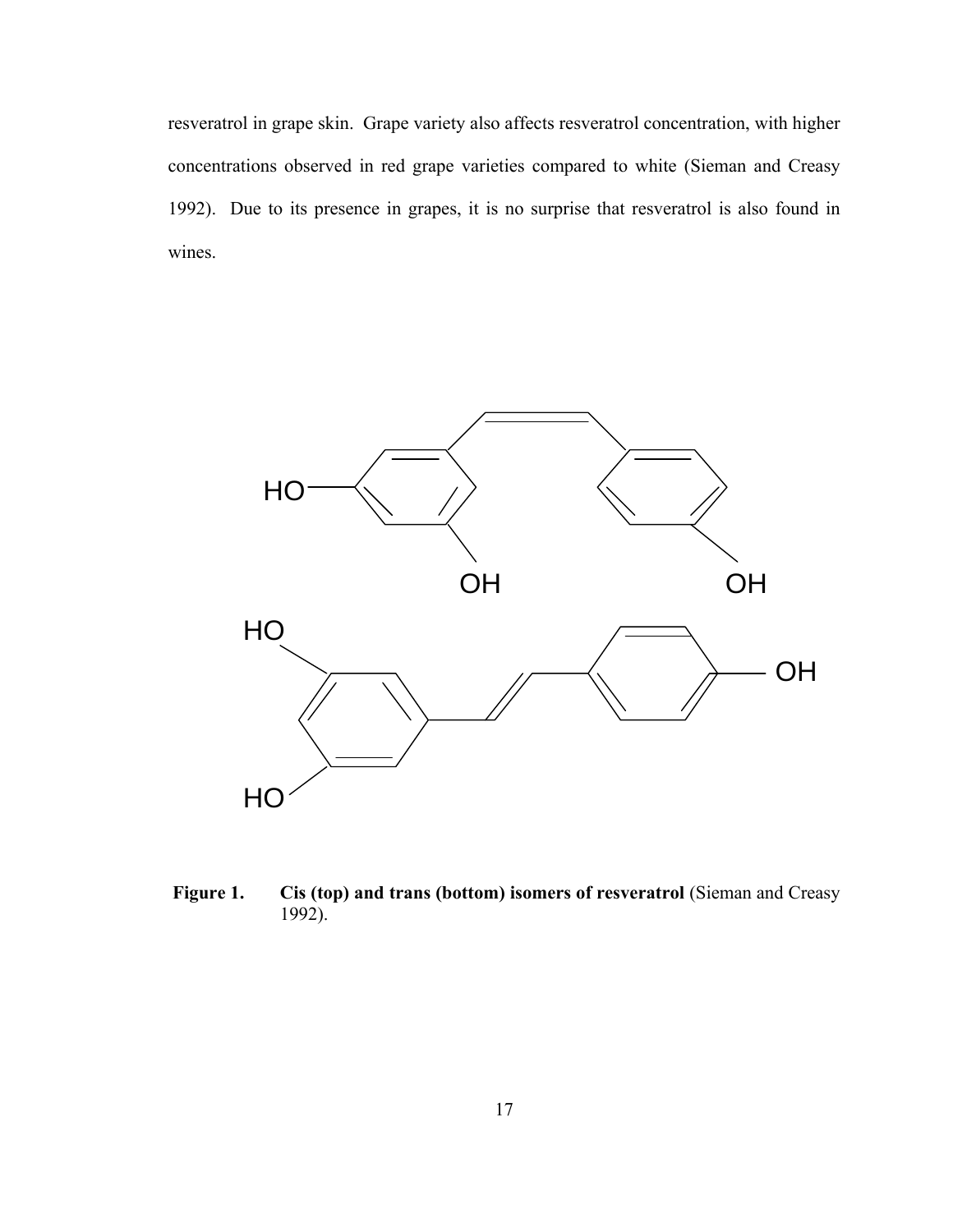resveratrol in grape skin. Grape variety also affects resveratrol concentration, with higher concentrations observed in red grape varieties compared to white (Sieman and Creasy 1992). Due to its presence in grapes, it is no surprise that resveratrol is also found in wines.

**Figure 1. Cis (top) and trans (bottom) isomers of resveratrol** (Sieman and Creasy 1992).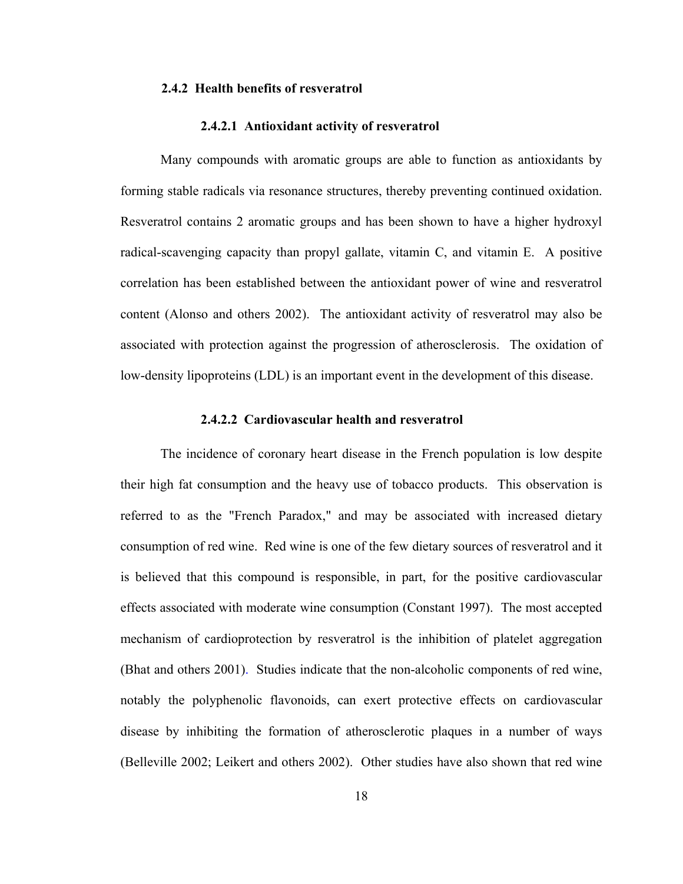### 2.4.2 Health benefits of resveratrol

#### 2.4.2.1 Antioxidant activity of resveratrol

Many compounds with aromatic groups are able to function as antioxidants by forming stable radicals via resonance structures, thereby preventing continued oxidation. Resveratrol contains 2 aromatic groups and has been shown to have a higher hydroxyl radical-scavenging capacity than propyl gallate, vitamin C, and vitamin E. A positive correlation has been established between the antioxidant power of wine and resveratrol content (Alonso and others 2002). The antioxidant activity of resveratrol may also be associated with protection against the progression of atherosclerosis. The oxidation of low-density lipoproteins (LDL) is an important event in the development of this disease.

#### 2.4.2.2 Cardiovascular health and resveratrol

The incidence of coronary heart disease in the French population is low despite their high fat consumption and the heavy use of tobacco products. This observation is referred to as the "French Paradox," and may be associated with increased dietary consumption of red wine. Red wine is one of the few dietary sources of resveratrol and it is believed that this compound is responsible, in part, for the positive cardiovascular effects associated with moderate wine consumption (Constant 1997). The most accepted mechanism of cardioprotection by resveratrol is the inhibition of platelet aggregation (Bhat and others 2001). Studies indicate that the non-alcoholic components of red wine, notably the polyphenolic flavonoids, can exert protective effects on cardiovascular disease by inhibiting the formation of atherosclerotic plaques in a number of ways (Belleville 2002; Leikert and others 2002). Other studies have also shown that red wine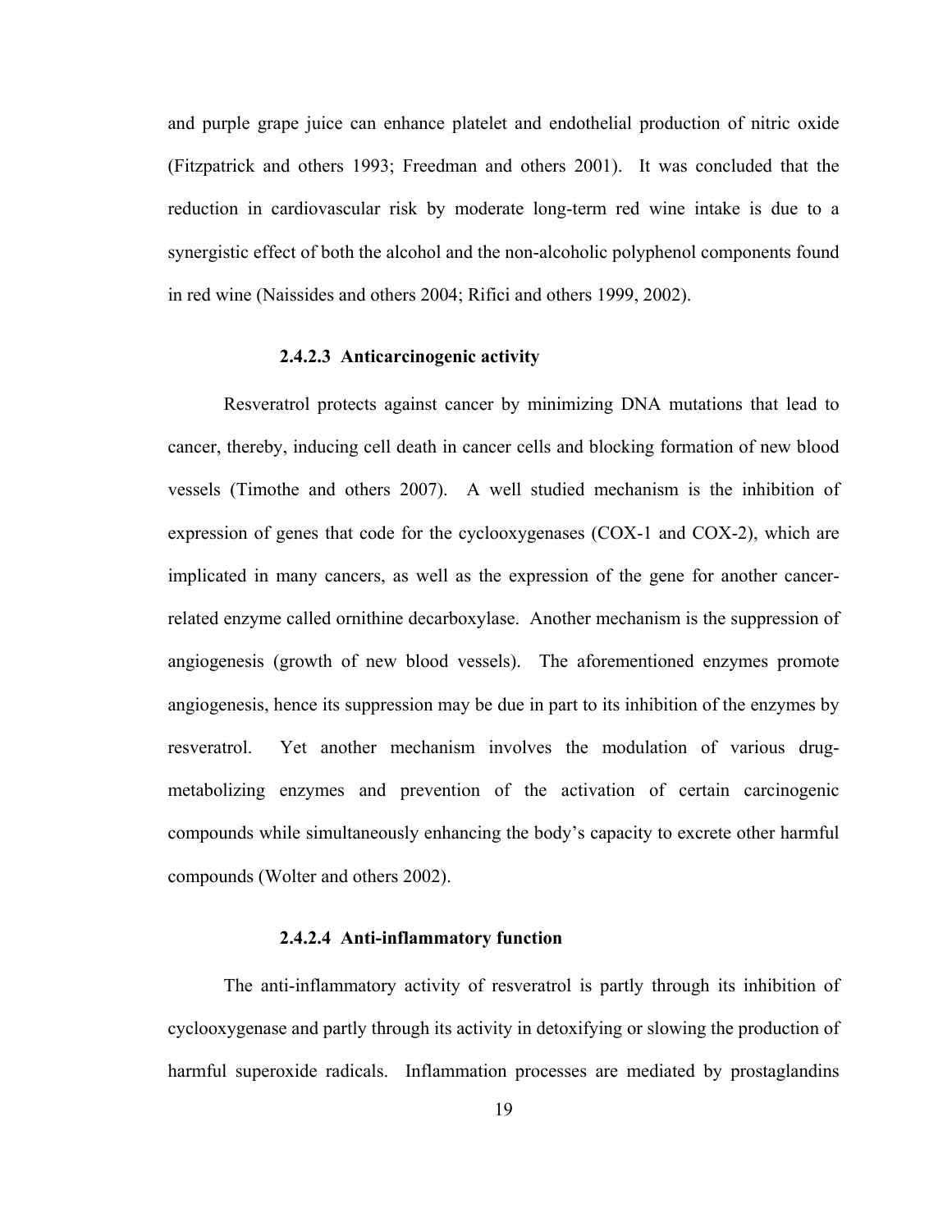and purple grape juice can enhance platelet and endothelial production of nitric oxide (Fitzpatrick and others 1993; Freedman and others 2001). It was concluded that the reduction in cardiovascular risk by moderate long-term red wine intake is due to a synergistic effect of both the alcohol and the non-alcoholic polyphenol components found in red wine (Naissides and others 2004; Rifici and others 1999, 2002).

#### 2.4.2.3 Anticarcinogenic activity

Resveratrol protects against cancer by minimizing DNA mutations that lead to cancer, thereby, inducing cell death in cancer cells and blocking formation of new blood vessels (Timothe and others 2007). A well studied mechanism is the inhibition of expression of genes that code for the cyclooxygenases (COX-1 and COX-2), which are implicated in many cancers, as well as the expression of the gene for another cancer-related enzyme called ornithine decarboxylase. Another mechanism is the suppression of angiogenesis (growth of new blood vessels). The aforementioned enzymes promote angiogenesis, hence its suppression may be due in part to its inhibition of the enzymes by resveratrol. Yet another mechanism involves the modulation of various drug-metabolizing enzymes and prevention of the activation of certain carcinogenic compounds while simultaneously enhancing the body's capacity to excrete other harmful compounds (Wolter and others 2002).

#### 2.4.2.4 Anti-inflammatory function

The anti-inflammatory activity of resveratrol is partly through its inhibition of cyclooxygenase and partly through its activity in detoxifying or slowing the production of harmful superoxide radicals. Inflammation processes are mediated by prostaglandins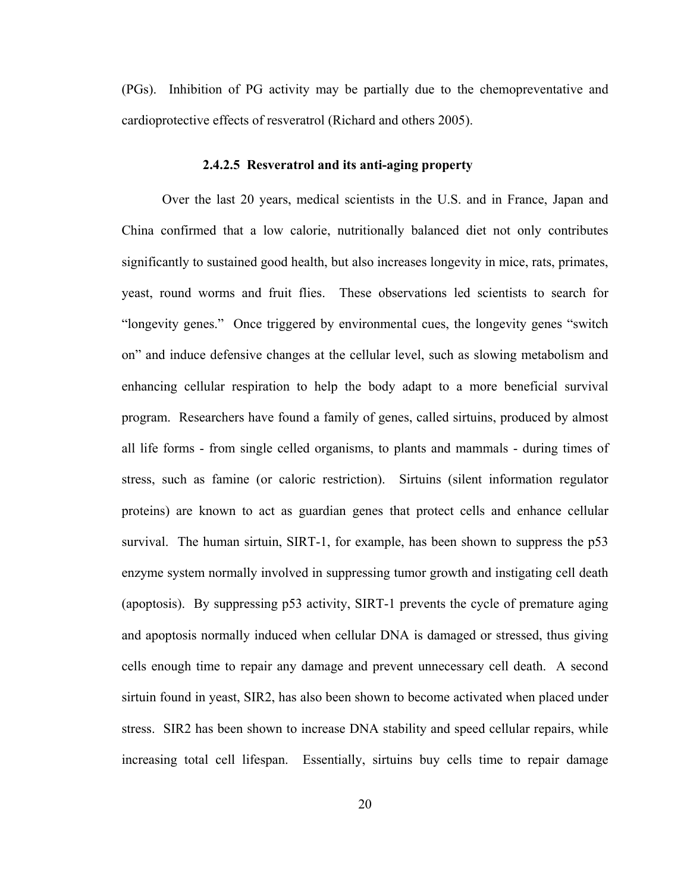(PGs). Inhibition of PG activity may be partially due to the chemopreventative and cardioprotective effects of resveratrol (Richard and others 2005).

#### 2.4.2.5 Resveratrol and its anti-aging property

Over the last 20 years, medical scientists in the U.S. and in France, Japan and China confirmed that a low calorie, nutritionally balanced diet not only contributes significantly to sustained good health, but also increases longevity in mice, rats, primates, yeast, round worms and fruit flies. These observations led scientists to search for "longevity genes." Once triggered by environmental cues, the longevity genes "switch on" and induce defensive changes at the cellular level, such as slowing metabolism and enhancing cellular respiration to help the body adapt to a more beneficial survival program. Researchers have found a family of genes, called sirtuins, produced by almost all life forms - from single celled organisms, to plants and mammals - during times of stress, such as famine (or caloric restriction). Sirtuins (silent information regulator proteins) are known to act as guardian genes that protect cells and enhance cellular survival. The human sirtuin, SIRT-1, for example, has been shown to suppress the p53 enzyme system normally involved in suppressing tumor growth and instigating cell death (apoptosis). By suppressing p53 activity, SIRT-1 prevents the cycle of premature aging and apoptosis normally induced when cellular DNA is damaged or stressed, thus giving cells enough time to repair any damage and prevent unnecessary cell death. A second sirtuin found in yeast, SIR2, has also been shown to become activated when placed under stress. SIR2 has been shown to increase DNA stability and speed cellular repairs, while increasing total cell lifespan. Essentially, sirtuins buy cells time to repair damage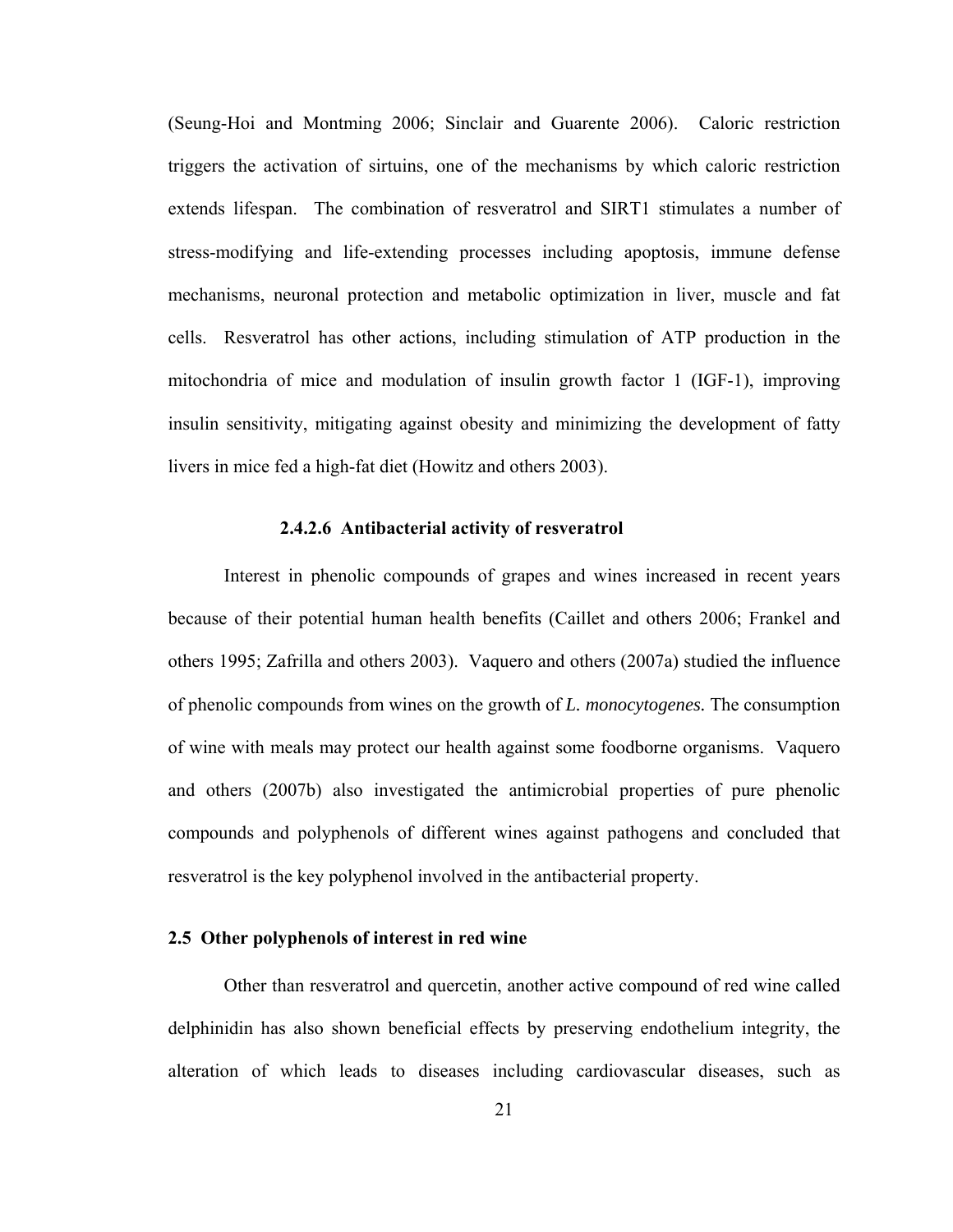(Seung-Hoi and Montming 2006; Sinclair and Guarente 2006). Caloric restriction triggers the activation of sirtuins, one of the mechanisms by which caloric restriction extends lifespan. The combination of resveratrol and SIRT1 stimulates a number of stress-modifying and life-extending processes including apoptosis, immune defense mechanisms, neuronal protection and metabolic optimization in liver, muscle and fat cells. Resveratrol has other actions, including stimulation of ATP production in the mitochondria of mice and modulation of insulin growth factor 1 (IGF-1), improving insulin sensitivity, mitigating against obesity and minimizing the development of fatty livers in mice fed a high-fat diet (Howitz and others 2003).

#### 2.4.2.6 Antibacterial activity of resveratrol

Interest in phenolic compounds of grapes and wines increased in recent years because of their potential human health benefits (Caillet and others 2006; Frankel and others 1995; Zafrilla and others 2003). Vaquero and others (2007a) studied the influence of phenolic compounds from wines on the growth of *L. monocytogenes.* The consumption of wine with meals may protect our health against some foodborne organisms. Vaquero and others (2007b) also investigated the antimicrobial properties of pure phenolic compounds and polyphenols of different wines against pathogens and concluded that resveratrol is the key polyphenol involved in the antibacterial property.

## 2.5 Other polyphenols of interest in red wine

Other than resveratrol and quercetin, another active compound of red wine called delphinidin has also shown beneficial effects by preserving endothelium integrity, the alteration of which leads to diseases including cardiovascular diseases, such as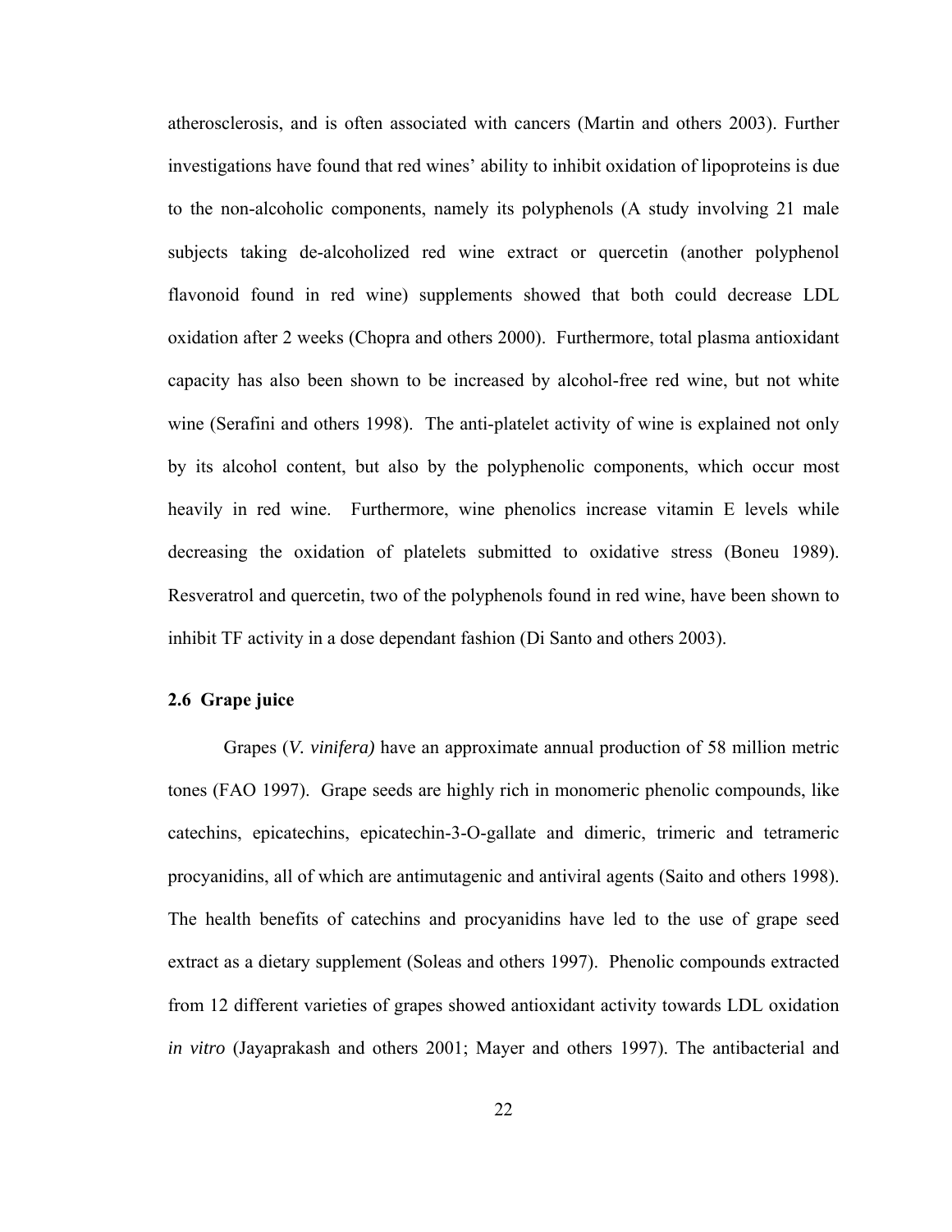atherosclerosis, and is often associated with cancers (Martin and others 2003). Further investigations have found that red wines' ability to inhibit oxidation of lipoproteins is due to the non-alcoholic components, namely its polyphenols (A study involving 21 male subjects taking de-alcoholized red wine extract or quercetin (another polyphenol flavonoid found in red wine) supplements showed that both could decrease LDL oxidation after 2 weeks (Chopra and others 2000). Furthermore, total plasma antioxidant capacity has also been shown to be increased by alcohol-free red wine, but not white wine (Serafini and others 1998). The anti-platelet activity of wine is explained not only by its alcohol content, but also by the polyphenolic components, which occur most heavily in red wine. Furthermore, wine phenolics increase vitamin E levels while decreasing the oxidation of platelets submitted to oxidative stress (Boneu 1989). Resveratrol and quercetin, two of the polyphenols found in red wine, have been shown to inhibit TF activity in a dose dependant fashion (Di Santo and others 2003).

### 2.6 Grape juice

Grapes (*V. vinifera)* have an approximate annual production of 58 million metric tones (FAO 1997). Grape seeds are highly rich in monomeric phenolic compounds, like catechins, epicatechins, epicatechin-3-O-gallate and dimeric, trimeric and tetrameric procyanidins, all of which are antimutagenic and antiviral agents (Saito and others 1998). The health benefits of catechins and procyanidins have led to the use of grape seed extract as a dietary supplement (Soleas and others 1997). Phenolic compounds extracted from 12 different varieties of grapes showed antioxidant activity towards LDL oxidation *in vitro* (Jayaprakash and others 2001; Mayer and others 1997). The antibacterial and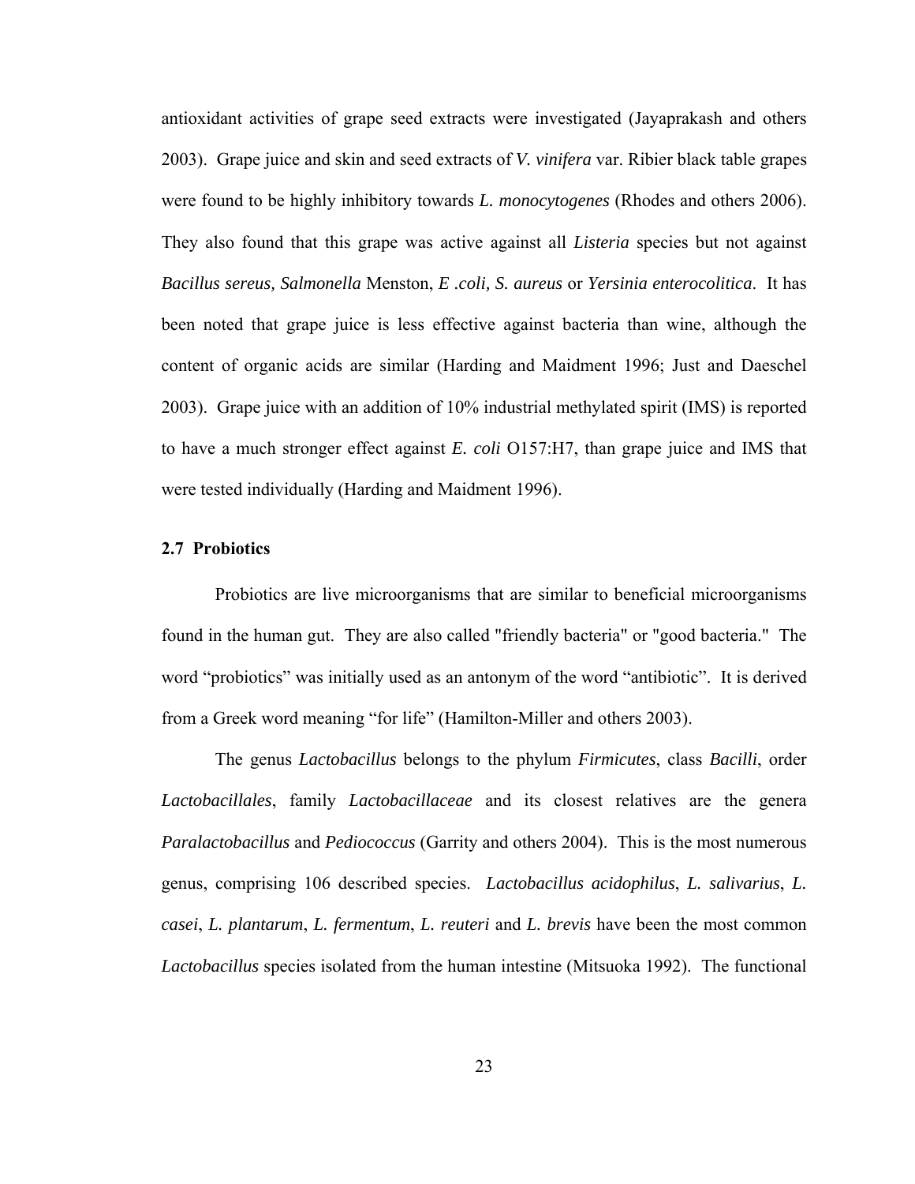antioxidant activities of grape seed extracts were investigated (Jayaprakash and others 2003). Grape juice and skin and seed extracts of *V. vinifera* var. Ribier black table grapes were found to be highly inhibitory towards *L. monocytogenes* (Rhodes and others 2006). They also found that this grape was active against all *Listeria* species but not against *Bacillus sereus, Salmonella* Menston, *E .coli, S. aureus* or *Yersinia enterocolitica*. It has been noted that grape juice is less effective against bacteria than wine, although the content of organic acids are similar (Harding and Maidment 1996; Just and Daeschel 2003). Grape juice with an addition of 10% industrial methylated spirit (IMS) is reported to have a much stronger effect against *E. coli* O157:H7, than grape juice and IMS that were tested individually (Harding and Maidment 1996).

### 2.7 Probiotics

Probiotics are live microorganisms that are similar to beneficial microorganisms found in the human gut. They are also called "friendly bacteria" or "good bacteria." The word "probiotics" was initially used as an antonym of the word "antibiotic". It is derived from a Greek word meaning "for life" (Hamilton-Miller and others 2003).

The genus *Lactobacillus* belongs to the phylum *Firmicutes*, class *Bacilli*, order *Lactobacillales*, family *Lactobacillaceae* and its closest relatives are the genera *Paralactobacillus* and *Pediococcus* (Garrity and others 2004). This is the most numerous genus, comprising 106 described species. *Lactobacillus acidophilus*, *L. salivarius*, *L. casei*, *L. plantarum*, *L. fermentum*, *L. reuteri* and *L. brevis* have been the most common *Lactobacillus* species isolated from the human intestine (Mitsuoka 1992). The functional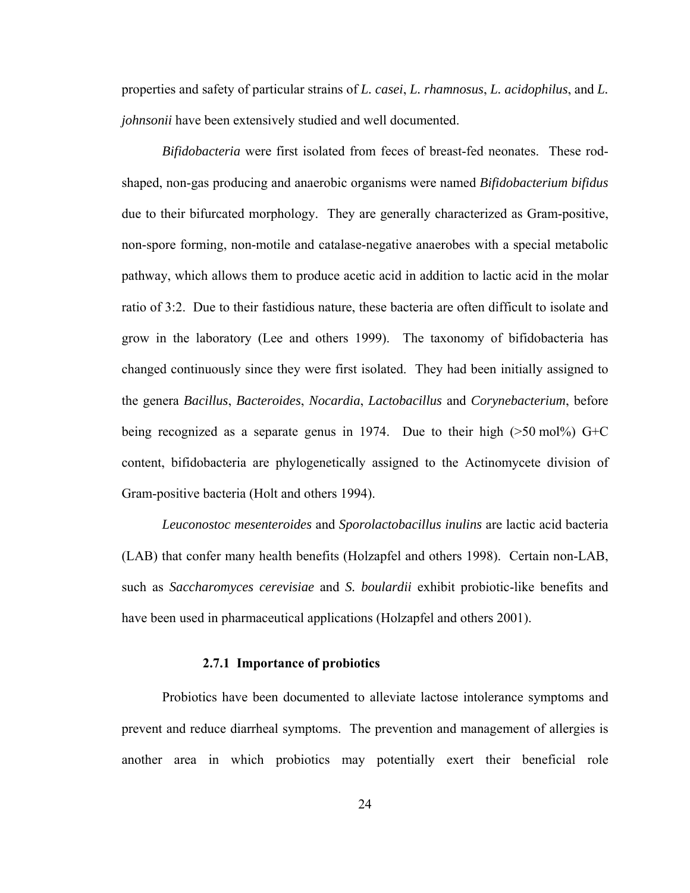properties and safety of particular strains of *L. casei*, *L. rhamnosus*, *L. acidophilus*, and *L. johnsonii* have been extensively studied and well documented.

*Bifidobacteria* were first isolated from feces of breast-fed neonates. These rod-shaped, non-gas producing and anaerobic organisms were named *Bifidobacterium bifidus* due to their bifurcated morphology. They are generally characterized as Gram-positive, non-spore forming, non-motile and catalase-negative anaerobes with a special metabolic pathway, which allows them to produce acetic acid in addition to lactic acid in the molar ratio of 3:2. Due to their fastidious nature, these bacteria are often difficult to isolate and grow in the laboratory (Lee and others 1999). The taxonomy of bifidobacteria has changed continuously since they were first isolated. They had been initially assigned to the genera *Bacillus*, *Bacteroides*, *Nocardia*, *Lactobacillus* and *Corynebacterium*, before being recognized as a separate genus in 1974. Due to their high (>50 mol%) G+C content, bifidobacteria are phylogenetically assigned to the Actinomycete division of Gram-positive bacteria (Holt and others 1994).

*Leuconostoc mesenteroides* and *Sporolactobacillus inulins* are lactic acid bacteria (LAB) that confer many health benefits (Holzapfel and others 1998). Certain non-LAB, such as *Saccharomyces cerevisiae* and *S. boulardii* exhibit probiotic-like benefits and have been used in pharmaceutical applications (Holzapfel and others 2001).

### 2.7.1 Importance of probiotics

Probiotics have been documented to alleviate lactose intolerance symptoms and prevent and reduce diarrheal symptoms. The prevention and management of allergies is another area in which probiotics may potentially exert their beneficial role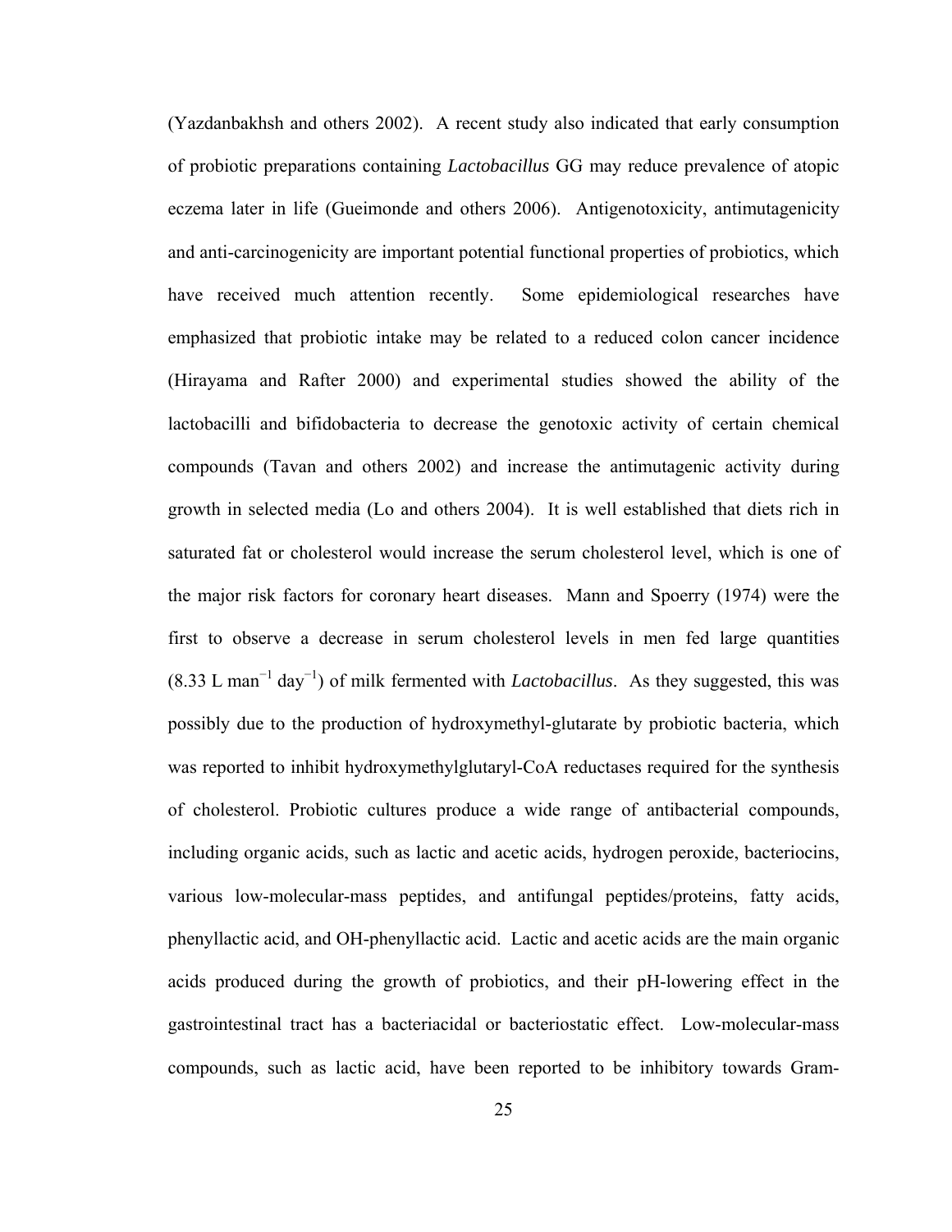(Yazdanbakhsh and others 2002). A recent study also indicated that early consumption of probiotic preparations containing *Lactobacillus* GG may reduce prevalence of atopic eczema later in life (Gueimonde and others 2006). Antigenotoxicity, antimutagenicity and anti-carcinogenicity are important potential functional properties of probiotics, which have received much attention recently. Some epidemiological researches have emphasized that probiotic intake may be related to a reduced colon cancer incidence (Hirayama and Rafter 2000) and experimental studies showed the ability of the lactobacilli and bifidobacteria to decrease the genotoxic activity of certain chemical compounds (Tavan and others 2002) and increase the antimutagenic activity during growth in selected media (Lo and others 2004). It is well established that diets rich in saturated fat or cholesterol would increase the serum cholesterol level, which is one of the major risk factors for coronary heart diseases. Mann and Spoerry (1974) were the first to observe a decrease in serum cholesterol levels in men fed large quantities (8.33 L $man^{-1}$ $day^{-1}$) of milk fermented with *Lactobacillus*. As they suggested, this was possibly due to the production of hydroxymethyl-glutarate by probiotic bacteria, which was reported to inhibit hydroxymethylglutaryl-CoA reductases required for the synthesis of cholesterol. Probiotic cultures produce a wide range of antibacterial compounds, including organic acids, such as lactic and acetic acids, hydrogen peroxide, bacteriocins, various low-molecular-mass peptides, and antifungal peptides/proteins, fatty acids, phenyllactic acid, and OH-phenyllactic acid. Lactic and acetic acids are the main organic acids produced during the growth of probiotics, and their pH-lowering effect in the gastrointestinal tract has a bacteriacidal or bacteriostatic effect. Low-molecular-mass compounds, such as lactic acid, have been reported to be inhibitory towards Gram-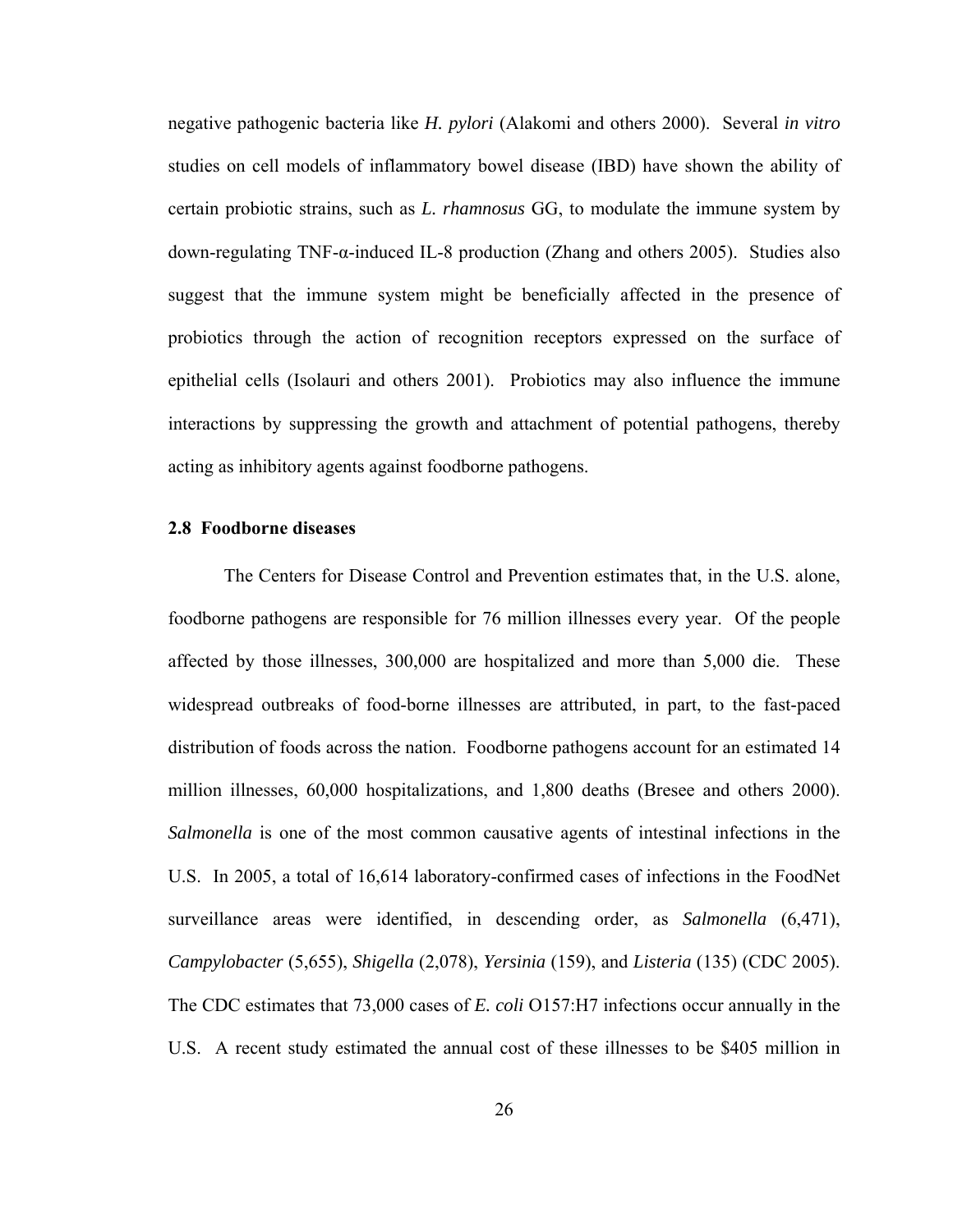negative pathogenic bacteria like *H. pylori* (Alakomi and others 2000). Several *in vitro* studies on cell models of inflammatory bowel disease (IBD) have shown the ability of certain probiotic strains, such as *L. rhamnosus* GG, to modulate the immune system by down-regulating TNF-α-induced IL-8 production (Zhang and others 2005). Studies also suggest that the immune system might be beneficially affected in the presence of probiotics through the action of recognition receptors expressed on the surface of epithelial cells (Isolauri and others 2001). Probiotics may also influence the immune interactions by suppressing the growth and attachment of potential pathogens, thereby acting as inhibitory agents against foodborne pathogens.

## 2.8 Foodborne diseases

The Centers for Disease Control and Prevention estimates that, in the U.S. alone, foodborne pathogens are responsible for 76 million illnesses every year. Of the people affected by those illnesses, 300,000 are hospitalized and more than 5,000 die. These widespread outbreaks of food-borne illnesses are attributed, in part, to the fast-paced distribution of foods across the nation. Foodborne pathogens account for an estimated 14 million illnesses, 60,000 hospitalizations, and 1,800 deaths (Bresee and others 2000). *Salmonella* is one of the most common causative agents of intestinal infections in the U.S. In 2005, a total of 16,614 laboratory-confirmed cases of infections in the FoodNet surveillance areas were identified, in descending order, as *Salmonella* (6,471), *Campylobacter* (5,655), *Shigella* (2,078), *Yersinia* (159), and *Listeria* (135) (CDC 2005). The CDC estimates that 73,000 cases of *E. coli* O157:H7 infections occur annually in the U.S. A recent study estimated the annual cost of these illnesses to be $405 million in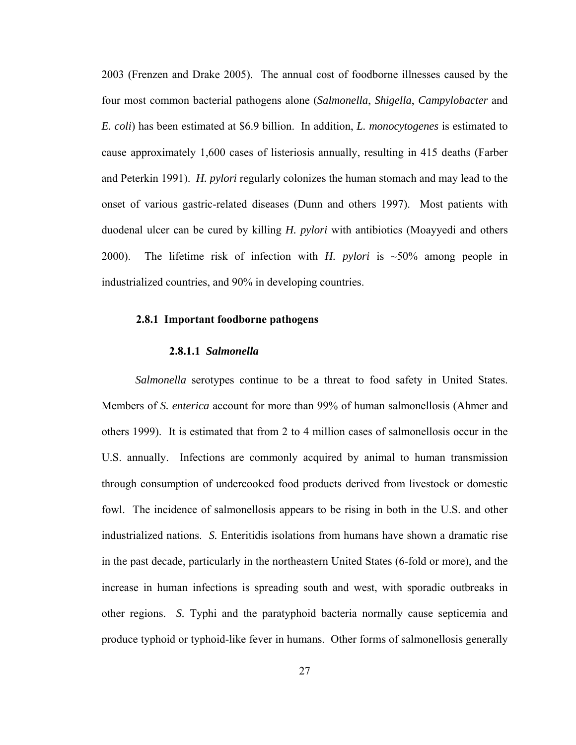2003 (Frenzen and Drake 2005). The annual cost of foodborne illnesses caused by the four most common bacterial pathogens alone (*Salmonella*, *Shigella*, *Campylobacter* and *E. coli*) has been estimated at $6.9 billion. In addition, *L. monocytogenes* is estimated to cause approximately 1,600 cases of listeriosis annually, resulting in 415 deaths (Farber and Peterkin 1991). *H. pylori* regularly colonizes the human stomach and may lead to the onset of various gastric-related diseases (Dunn and others 1997). Most patients with duodenal ulcer can be cured by killing *H. pylori* with antibiotics (Moayyedi and others 2000). The lifetime risk of infection with *H. pylori* is ~50% among people in industrialized countries, and 90% in developing countries.

### 2.8.1 Important foodborne pathogens

#### 2.8.1.1 *Salmonella*

*Salmonella* serotypes continue to be a threat to food safety in United States. Members of *S. enterica* account for more than 99% of human salmonellosis (Ahmer and others 1999). It is estimated that from 2 to 4 million cases of salmonellosis occur in the U.S. annually. Infections are commonly acquired by animal to human transmission through consumption of undercooked food products derived from livestock or domestic fowl. The incidence of salmonellosis appears to be rising in both in the U.S. and other industrialized nations. *S.* Enteritidis isolations from humans have shown a dramatic rise in the past decade, particularly in the northeastern United States (6-fold or more), and the increase in human infections is spreading south and west, with sporadic outbreaks in other regions. *S.* Typhi and the paratyphoid bacteria normally cause septicemia and produce typhoid or typhoid-like fever in humans. Other forms of salmonellosis generally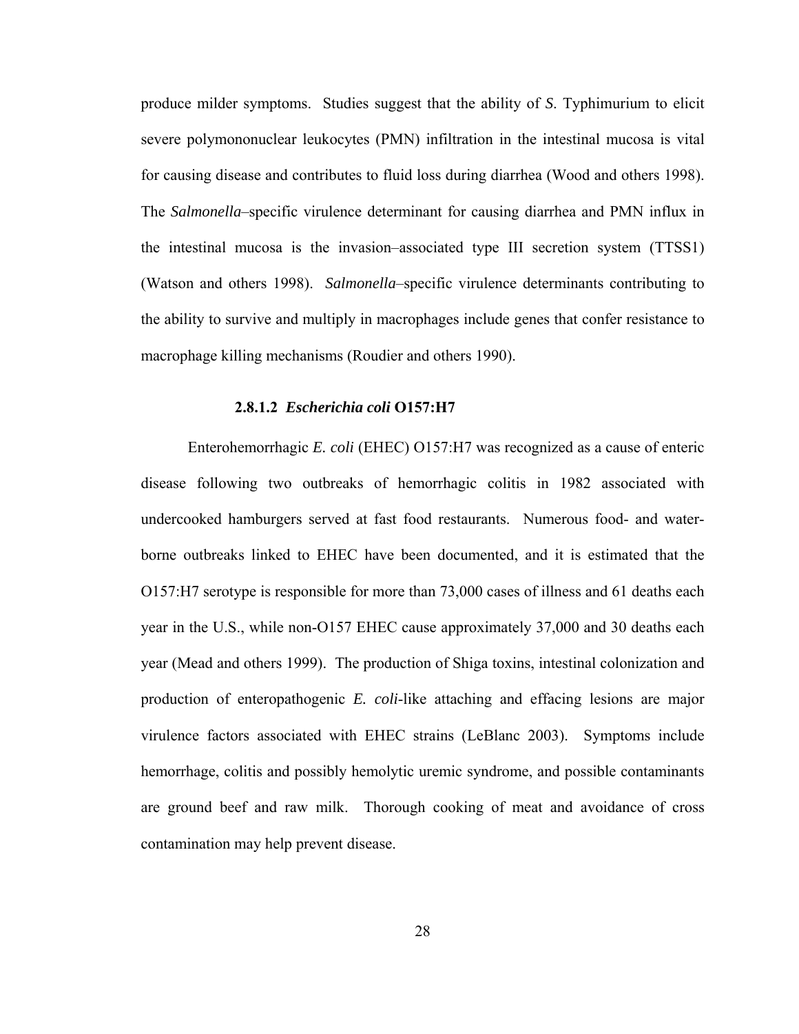produce milder symptoms. Studies suggest that the ability of *S*. Typhimurium to elicit severe polymononuclear leukocytes (PMN) infiltration in the intestinal mucosa is vital for causing disease and contributes to fluid loss during diarrhea (Wood and others 1998). The *Salmonella*–specific virulence determinant for causing diarrhea and PMN influx in the intestinal mucosa is the invasion–associated type III secretion system (TTSS1) (Watson and others 1998). *Salmonella*–specific virulence determinants contributing to the ability to survive and multiply in macrophages include genes that confer resistance to macrophage killing mechanisms (Roudier and others 1990).

#### 2.8.1.2 *Escherichia coli* O157:H7

Enterohemorrhagic *E. coli* (EHEC) O157:H7 was recognized as a cause of enteric disease following two outbreaks of hemorrhagic colitis in 1982 associated with undercooked hamburgers served at fast food restaurants. Numerous food- and water-borne outbreaks linked to EHEC have been documented, and it is estimated that the O157:H7 serotype is responsible for more than 73,000 cases of illness and 61 deaths each year in the U.S., while non-O157 EHEC cause approximately 37,000 and 30 deaths each year (Mead and others 1999). The production of Shiga toxins, intestinal colonization and production of enteropathogenic *E. coli*-like attaching and effacing lesions are major virulence factors associated with EHEC strains (LeBlanc 2003). Symptoms include hemorrhage, colitis and possibly hemolytic uremic syndrome, and possible contaminants are ground beef and raw milk. Thorough cooking of meat and avoidance of cross contamination may help prevent disease.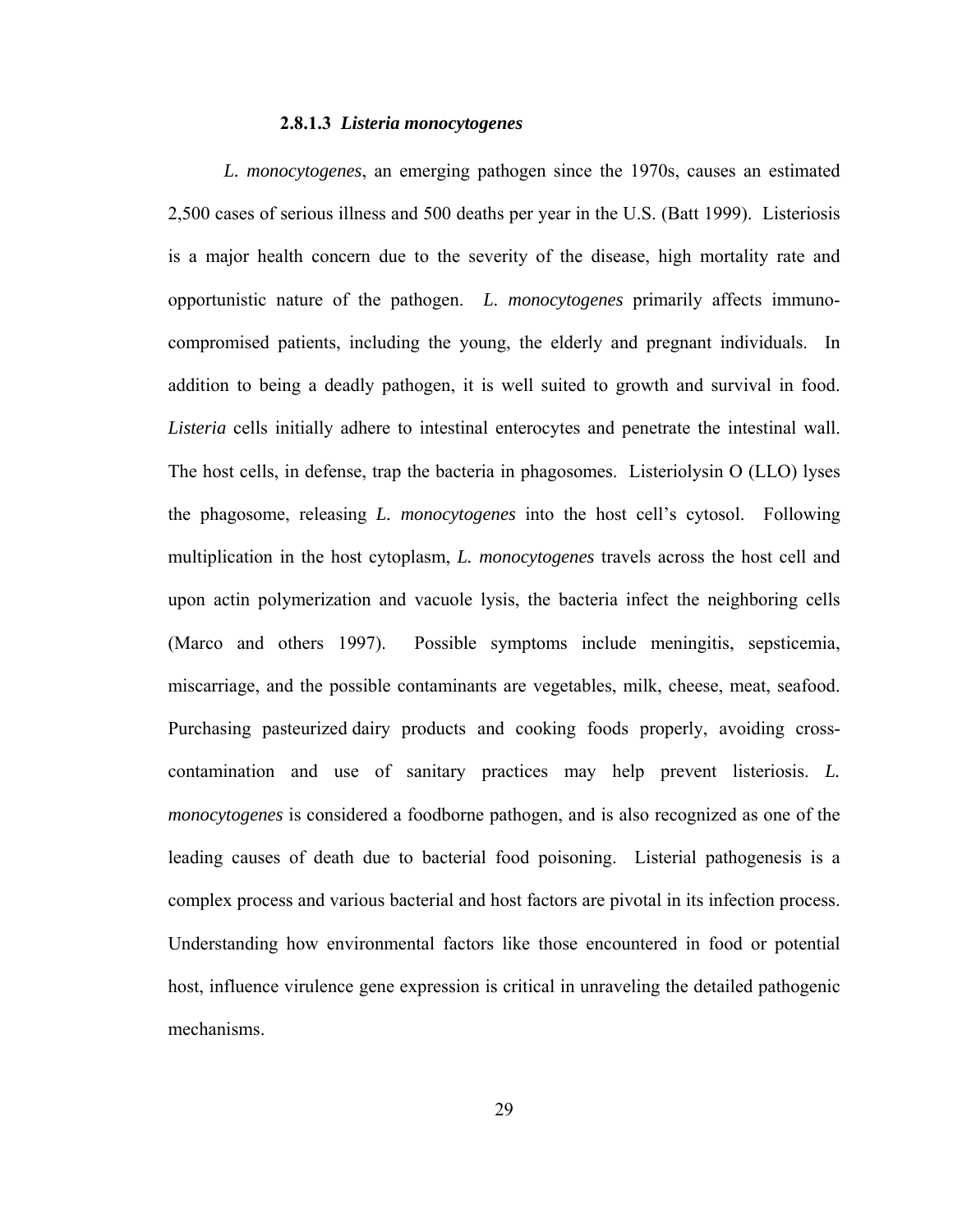#### 2.8.1.3 *Listeria monocytogenes*

*L. monocytogenes*, an emerging pathogen since the 1970s, causes an estimated 2,500 cases of serious illness and 500 deaths per year in the U.S. (Batt 1999). Listeriosis is a major health concern due to the severity of the disease, high mortality rate and opportunistic nature of the pathogen. *L. monocytogenes* primarily affects immuno-compromised patients, including the young, the elderly and pregnant individuals. In addition to being a deadly pathogen, it is well suited to growth and survival in food. *Listeria* cells initially adhere to intestinal enterocytes and penetrate the intestinal wall. The host cells, in defense, trap the bacteria in phagosomes. Listeriolysin O (LLO) lyses the phagosome, releasing *L. monocytogenes* into the host cell's cytosol. Following multiplication in the host cytoplasm, *L. monocytogenes* travels across the host cell and upon actin polymerization and vacuole lysis, the bacteria infect the neighboring cells (Marco and others 1997). Possible symptoms include meningitis, sespticemia, miscarriage, and the possible contaminants are vegetables, milk, cheese, meat, seafood. Purchasing pasteurized dairy products and cooking foods properly, avoiding cross-contamination and use of sanitary practices may help prevent listeriosis. *L. monocytogenes* is considered a foodborne pathogen, and is also recognized as one of the leading causes of death due to bacterial food poisoning. Listerial pathogenesis is a complex process and various bacterial and host factors are pivotal in its infection process. Understanding how environmental factors like those encountered in food or potential host, influence virulence gene expression is critical in unraveling the detailed pathogenic mechanisms.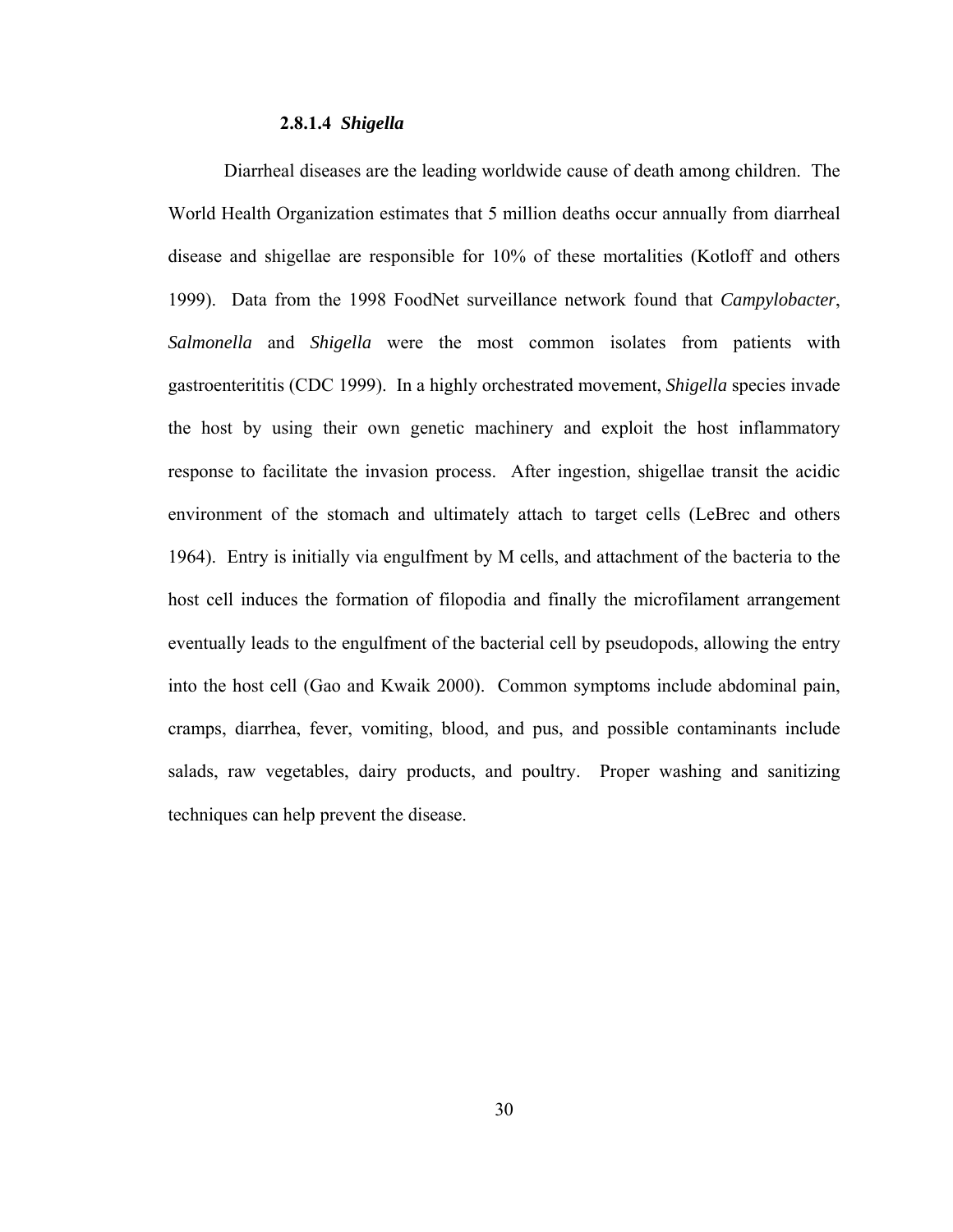#### 2.8.1.4 *Shigella*

Diarrheal diseases are the leading worldwide cause of death among children. The World Health Organization estimates that 5 million deaths occur annually from diarrheal disease and shigellae are responsible for 10% of these mortalities (Kotloff and others 1999). Data from the 1998 FoodNet surveillance network found that *Campylobacter*, *Salmonella* and *Shigella* were the most common isolates from patients with gastroenterititis (CDC 1999). In a highly orchestrated movement, *Shigella* species invade the host by using their own genetic machinery and exploit the host inflammatory response to facilitate the invasion process. After ingestion, shigellae transit the acidic environment of the stomach and ultimately attach to target cells (LeBrec and others 1964). Entry is initially via engulfment by M cells, and attachment of the bacteria to the host cell induces the formation of filopodia and finally the microfilament arrangement eventually leads to the engulfment of the bacterial cell by pseudopods, allowing the entry into the host cell (Gao and Kwaik 2000). Common symptoms include abdominal pain, cramps, diarrhea, fever, vomiting, blood, and pus, and possible contaminants include salads, raw vegetables, dairy products, and poultry. Proper washing and sanitizing techniques can help prevent the disease.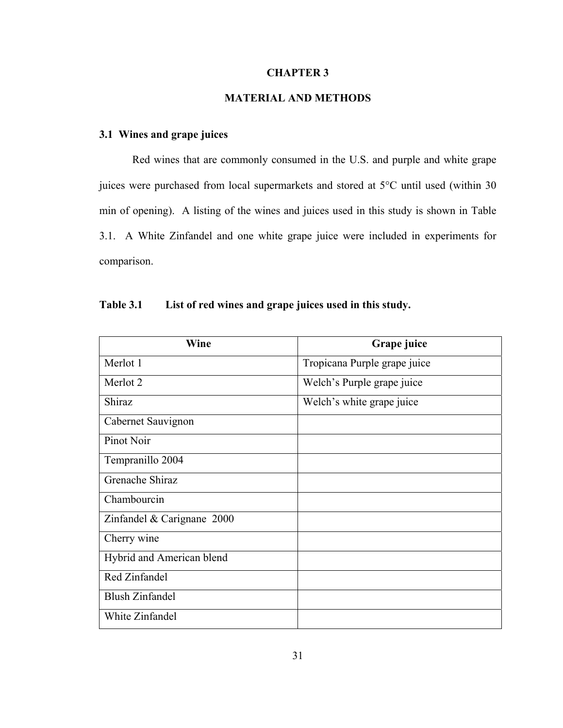# CHAPTER 3

# MATERIAL AND METHODS

## 3.1 Wines and grape juices

Red wines that are commonly consumed in the U.S. and purple and white grape juices were purchased from local supermarkets and stored at 5°C until used (within 30 min of opening). A listing of the wines and juices used in this study is shown in Table 3.1. A White Zinfandel and one white grape juice were included in experiments for comparison.

**Table 3.1 List of red wines and grape juices used in this study.**

| Wine | Grape juice |
|---|---|
| Merlot 1 | Tropicana Purple grape juice |
| Merlot 2 | Welch's Purple grape juice |
| Shiraz | Welch's white grape juice |
| Cabernet Sauvignon | |
| Pinot Noir | |
| Tempranillo 2004 | |
| Grenache Shiraz | |
| Chambourcin | |
| Zinfandel & Carignane 2000 | |
| Cherry wine | |
| Hybrid and American blend | |
| Red Zinfandel | |
| Blush Zinfandel | |
| White Zinfandel | |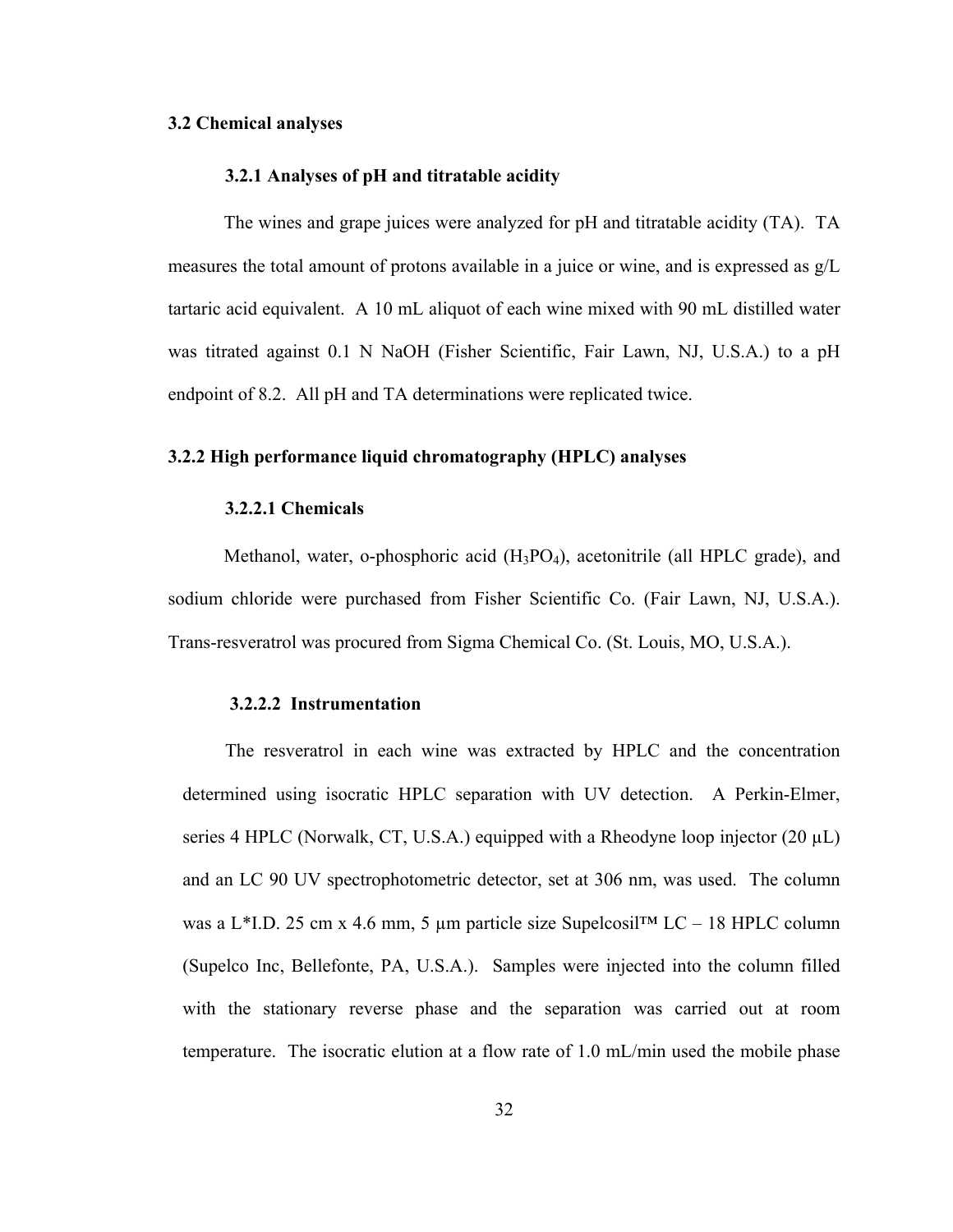### 3.2 Chemical analyses

#### 3.2.1 Analyses of pH and titratable acidity

The wines and grape juices were analyzed for pH and titratable acidity (TA). TA measures the total amount of protons available in a juice or wine, and is expressed as g/L tartaric acid equivalent. A 10 mL aliquot of each wine mixed with 90 mL distilled water was titrated against 0.1 N NaOH (Fisher Scientific, Fair Lawn, NJ, U.S.A.) to a pH endpoint of 8.2. All pH and TA determinations were replicated twice.

### 3.2.2 High performance liquid chromatography (HPLC) analyses

#### 3.2.2.1 Chemicals

Methanol, water, o-phosphoric acid ($H_3PO_4$), acetonitrile (all HPLC grade), and sodium chloride were purchased from Fisher Scientific Co. (Fair Lawn, NJ, U.S.A.). Trans-resveratrol was procured from Sigma Chemical Co. (St. Louis, MO, U.S.A.).

#### 3.2.2.2 Instrumentation

The resveratrol in each wine was extracted by HPLC and the concentration determined using isocratic HPLC separation with UV detection. A Perkin-Elmer, series 4 HPLC (Norwalk, CT, U.S.A.) equipped with a Rheodyne loop injector (20 µL) and an LC 90 UV spectrophotometric detector, set at 306 nm, was used. The column was a L*I.D. 25 cm x 4.6 mm, 5 µm particle size Supelcosil™ LC – 18 HPLC column (Supelco Inc, Bellefonte, PA, U.S.A.). Samples were injected into the column filled with the stationary reverse phase and the separation was carried out at room temperature. The isocratic elution at a flow rate of 1.0 mL/min used the mobile phase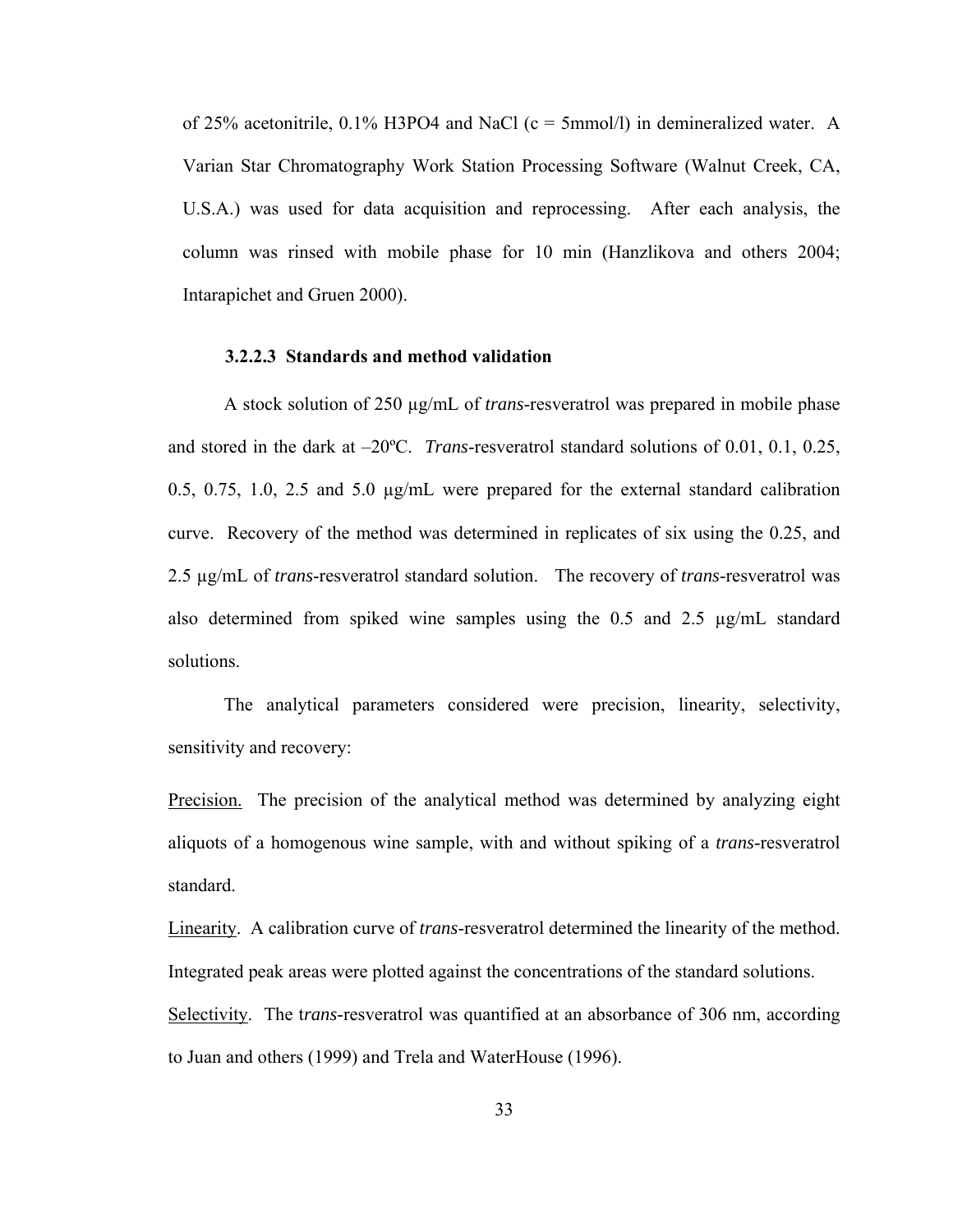of 25% acetonitrile, 0.1% $H_3PO_4$ and NaCl (c = 5mmol/l) in demineralized water. A Varian Star Chromatography Work Station Processing Software (Walnut Creek, CA, U.S.A.) was used for data acquisition and reprocessing. After each analysis, the column was rinsed with mobile phase for 10 min (Hanzlikova and others 2004; Intarapichet and Gruen 2000).

#### 3.2.2.3 Standards and method validation

A stock solution of 250 µg/mL of *trans*-resveratrol was prepared in mobile phase and stored in the dark at –20ºC. *Trans*-resveratrol standard solutions of 0.01, 0.1, 0.25, 0.5, 0.75, 1.0, 2.5 and 5.0 µg/mL were prepared for the external standard calibration curve. Recovery of the method was determined in replicates of six using the 0.25, and 2.5 µg/mL of *trans*-resveratrol standard solution. The recovery of *trans*-resveratrol was also determined from spiked wine samples using the 0.5 and 2.5 µg/mL standard solutions.

The analytical parameters considered were precision, linearity, selectivity, sensitivity and recovery:

<u>Precision.</u> The precision of the analytical method was determined by analyzing eight aliquots of a homogenous wine sample, with and without spiking of a *trans*-resveratrol standard.

<u>Linearity</u>. A calibration curve of *trans*-resveratrol determined the linearity of the method. Integrated peak areas were plotted against the concentrations of the standard solutions.

<u>Selectivity</u>. The t*rans*-resveratrol was quantified at an absorbance of 306 nm, according to Juan and others (1999) and Trela and WaterHouse (1996).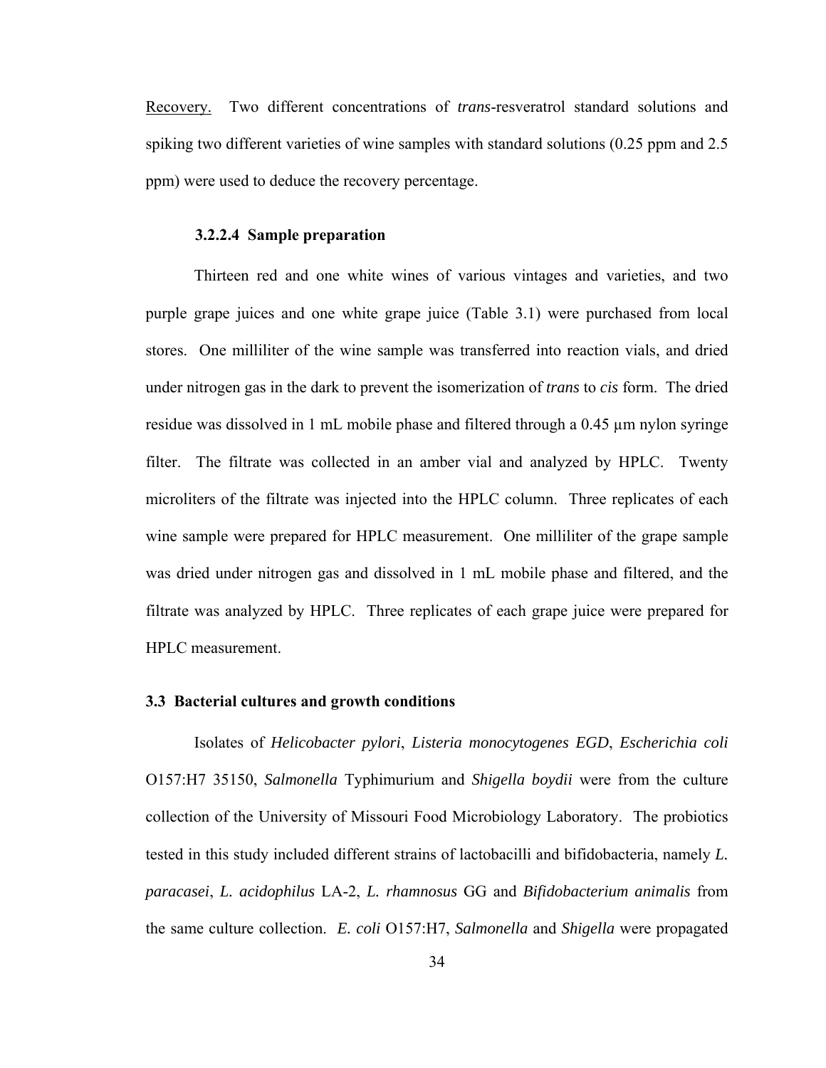<u>Recovery.</u> Two different concentrations of *trans*-resveratrol standard solutions and spiking two different varieties of wine samples with standard solutions (0.25 ppm and 2.5 ppm) were used to deduce the recovery percentage.

#### 3.2.2.4 Sample preparation

Thirteen red and one white wines of various vintages and varieties, and two purple grape juices and one white grape juice (Table 3.1) were purchased from local stores. One milliliter of the wine sample was transferred into reaction vials, and dried under nitrogen gas in the dark to prevent the isomerization of *trans* to *cis* form. The dried residue was dissolved in 1 mL mobile phase and filtered through a 0.45 µm nylon syringe filter. The filtrate was collected in an amber vial and analyzed by HPLC. Twenty microliters of the filtrate was injected into the HPLC column. Three replicates of each wine sample were prepared for HPLC measurement. One milliliter of the grape sample was dried under nitrogen gas and dissolved in 1 mL mobile phase and filtered, and the filtrate was analyzed by HPLC. Three replicates of each grape juice were prepared for HPLC measurement.

### 3.3 Bacterial cultures and growth conditions

Isolates of *Helicobacter pylori*, *Listeria monocytogenes EGD*, *Escherichia coli* O157:H7 35150, *Salmonella* Typhimurium and *Shigella boydii* were from the culture collection of the University of Missouri Food Microbiology Laboratory. The probiotics tested in this study included different strains of lactobacilli and bifidobacteria, namely *L. paracasei*, *L. acidophilus* LA-2, *L. rhamnosus* GG and *Bifidobacterium animalis* from the same culture collection. *E. coli* O157:H7, *Salmonella* and *Shigella* were propagated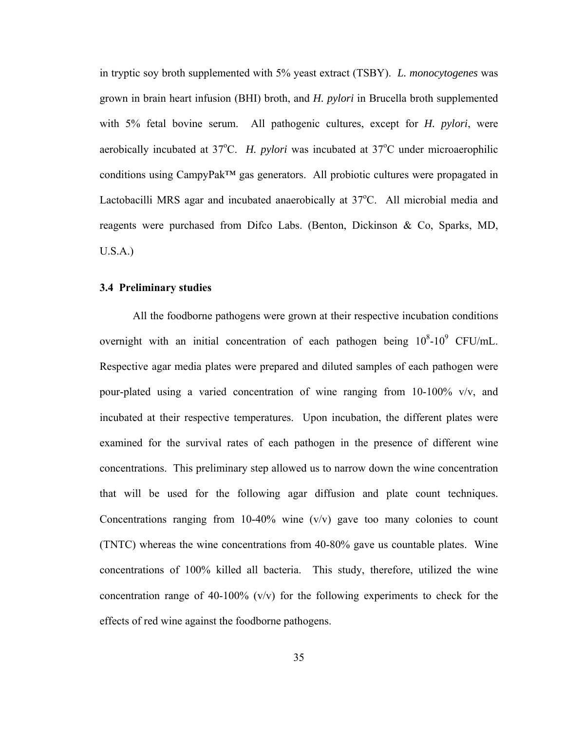in tryptic soy broth supplemented with 5% yeast extract (TSBY). *L. monocytogenes* was grown in brain heart infusion (BHI) broth, and *H. pylori* in Brucella broth supplemented with 5% fetal bovine serum. All pathogenic cultures, except for *H. pylori*, were aerobically incubated at 37$^{o}$C. *H. pylori* was incubated at 37$^{o}$C under microaerophilic conditions using CampyPak™ gas generators. All probiotic cultures were propagated in Lactobacilli MRS agar and incubated anaerobically at 37$^{o}$C. All microbial media and reagents were purchased from Difco Labs. (Benton, Dickinson & Co, Sparks, MD, U.S.A.)

### 3.4 Preliminary studies

All the foodborne pathogens were grown at their respective incubation conditions overnight with an initial concentration of each pathogen being $10^{8}$-$10^{9}$ CFU/mL. Respective agar media plates were prepared and diluted samples of each pathogen were pour-plated using a varied concentration of wine ranging from 10-100% v/v, and incubated at their respective temperatures. Upon incubation, the different plates were examined for the survival rates of each pathogen in the presence of different wine concentrations. This preliminary step allowed us to narrow down the wine concentration that will be used for the following agar diffusion and plate count techniques. Concentrations ranging from 10-40% wine (v/v) gave too many colonies to count (TNTC) whereas the wine concentrations from 40-80% gave us countable plates. Wine concentrations of 100% killed all bacteria. This study, therefore, utilized the wine concentration range of 40-100% (v/v) for the following experiments to check for the effects of red wine against the foodborne pathogens.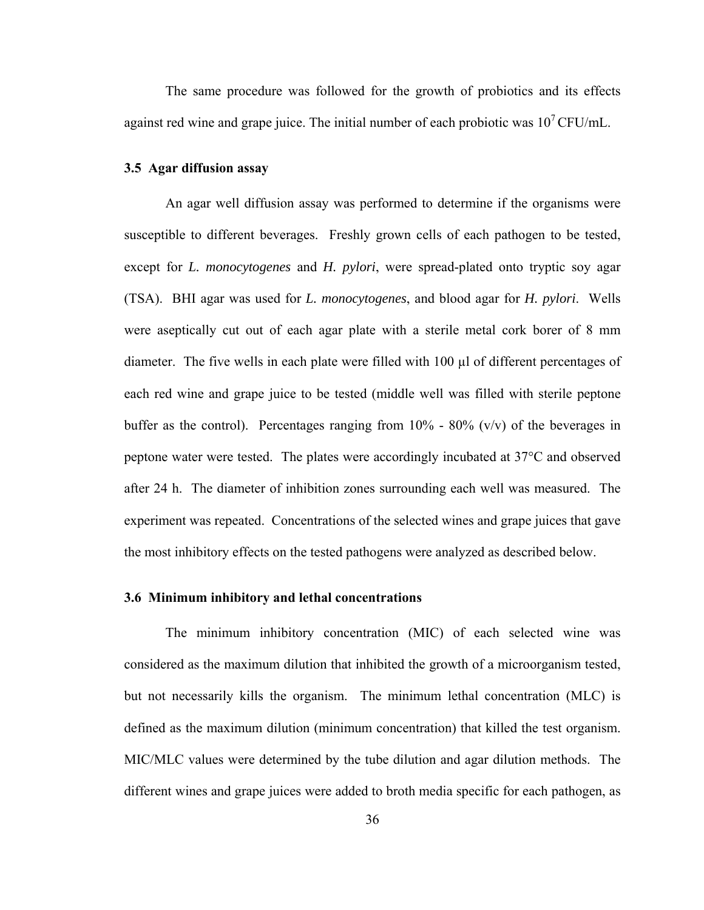The same procedure was followed for the growth of probiotics and its effects against red wine and grape juice. The initial number of each probiotic was $10^7$ CFU/mL.

### 3.5 Agar diffusion assay

An agar well diffusion assay was performed to determine if the organisms were susceptible to different beverages. Freshly grown cells of each pathogen to be tested, except for *L. monocytogenes* and *H. pylori*, were spread-plated onto tryptic soy agar (TSA). BHI agar was used for *L. monocytogenes*, and blood agar for *H. pylori*. Wells were aseptically cut out of each agar plate with a sterile metal cork borer of 8 mm diameter. The five wells in each plate were filled with 100 μl of different percentages of each red wine and grape juice to be tested (middle well was filled with sterile peptone buffer as the control). Percentages ranging from 10% - 80% (v/v) of the beverages in peptone water were tested. The plates were accordingly incubated at 37°C and observed after 24 h. The diameter of inhibition zones surrounding each well was measured. The experiment was repeated. Concentrations of the selected wines and grape juices that gave the most inhibitory effects on the tested pathogens were analyzed as described below.

### 3.6 Minimum inhibitory and lethal concentrations

The minimum inhibitory concentration (MIC) of each selected wine was considered as the maximum dilution that inhibited the growth of a microorganism tested, but not necessarily kills the organism. The minimum lethal concentration (MLC) is defined as the maximum dilution (minimum concentration) that killed the test organism. MIC/MLC values were determined by the tube dilution and agar dilution methods. The different wines and grape juices were added to broth media specific for each pathogen, as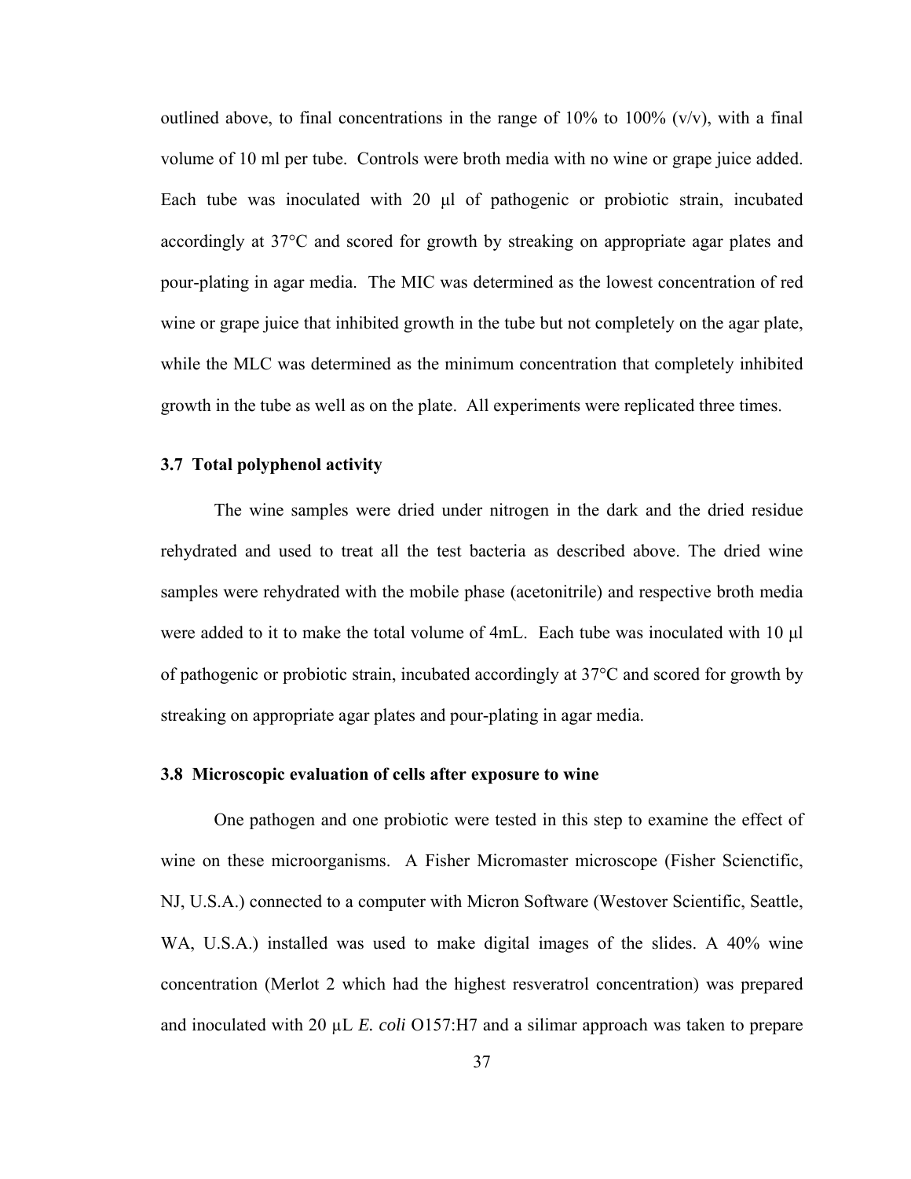outlined above, to final concentrations in the range of 10% to 100% (v/v), with a final volume of 10 ml per tube. Controls were broth media with no wine or grape juice added. Each tube was inoculated with 20 μl of pathogenic or probiotic strain, incubated accordingly at 37°C and scored for growth by streaking on appropriate agar plates and pour-plating in agar media. The MIC was determined as the lowest concentration of red wine or grape juice that inhibited growth in the tube but not completely on the agar plate, while the MLC was determined as the minimum concentration that completely inhibited growth in the tube as well as on the plate. All experiments were replicated three times.

### 3.7 Total polyphenol activity

The wine samples were dried under nitrogen in the dark and the dried residue rehydrated and used to treat all the test bacteria as described above. The dried wine samples were rehydrated with the mobile phase (acetonitrile) and respective broth media were added to it to make the total volume of 4mL. Each tube was inoculated with 10 μl of pathogenic or probiotic strain, incubated accordingly at 37°C and scored for growth by streaking on appropriate agar plates and pour-plating in agar media.

### 3.8 Microscopic evaluation of cells after exposure to wine

One pathogen and one probiotic were tested in this step to examine the effect of wine on these microorganisms. A Fisher Micromaster microscope (Fisher Scienctific, NJ, U.S.A.) connected to a computer with Micron Software (Westover Scientific, Seattle, WA, U.S.A.) installed was used to make digital images of the slides. A 40% wine concentration (Merlot 2 which had the highest resveratrol concentration) was prepared and inoculated with 20 μL *E. coli* O157:H7 and a silimar approach was taken to prepare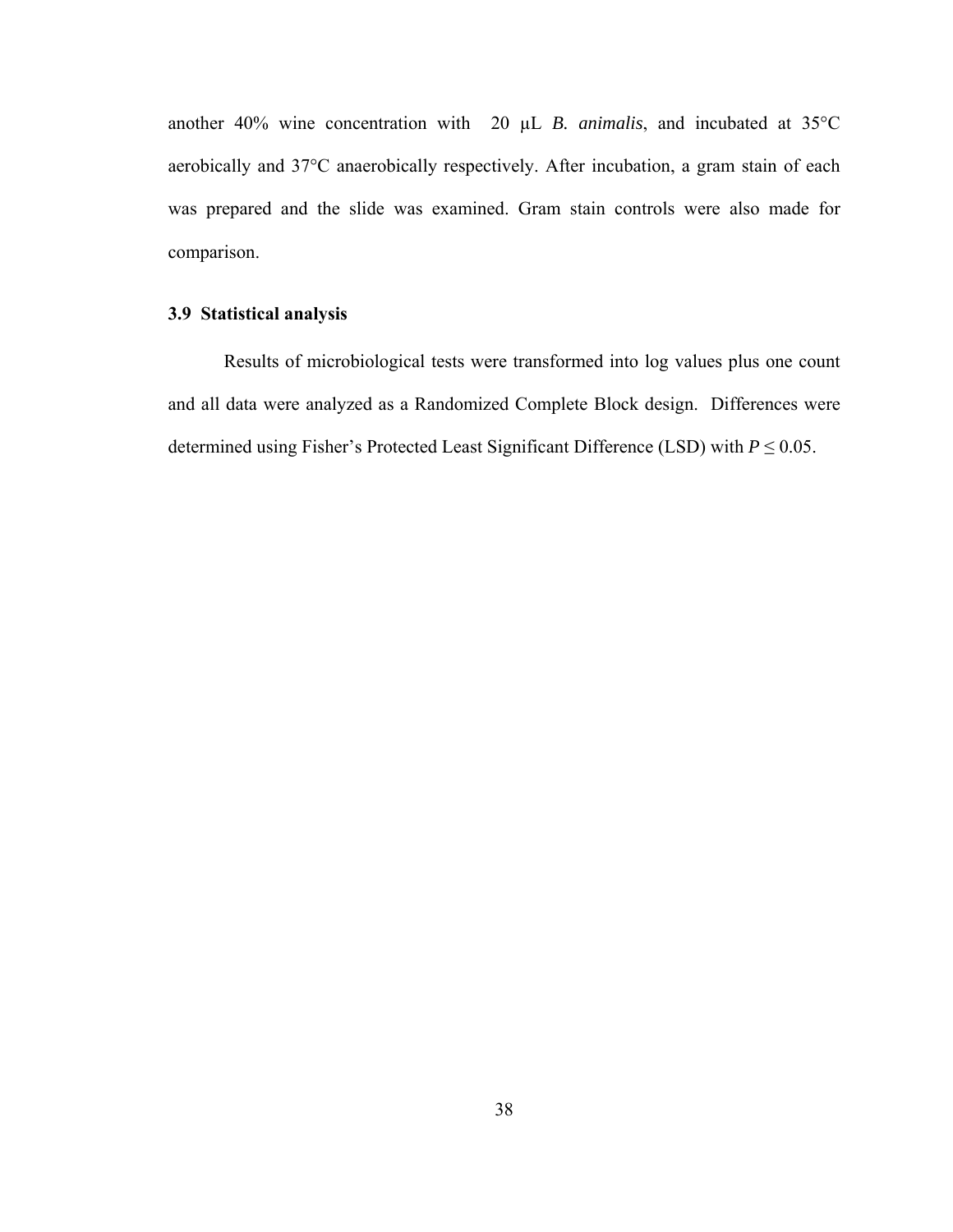another 40% wine concentration with 20 μL *B. animalis*, and incubated at 35°C aerobically and 37°C anaerobically respectively. After incubation, a gram stain of each was prepared and the slide was examined. Gram stain controls were also made for comparison.

### 3.9 Statistical analysis

Results of microbiological tests were transformed into log values plus one count and all data were analyzed as a Randomized Complete Block design. Differences were determined using Fisher's Protected Least Significant Difference (LSD) with $P \leq 0.05$.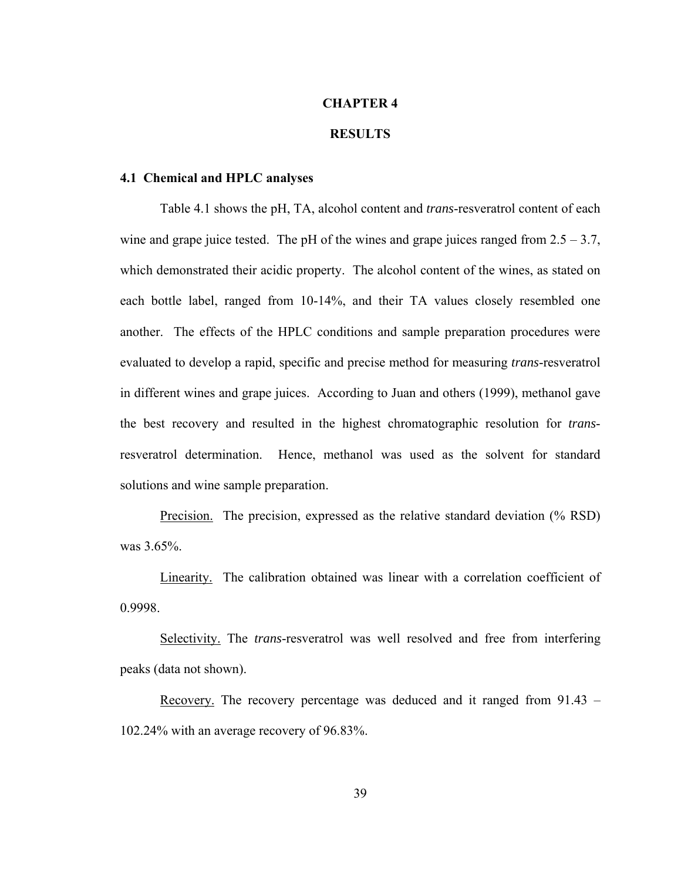# CHAPTER 4

# RESULTS

## 4.1 Chemical and HPLC analyses

Table 4.1 shows the pH, TA, alcohol content and *trans*-resveratrol content of each wine and grape juice tested. The pH of the wines and grape juices ranged from 2.5 – 3.7, which demonstrated their acidic property. The alcohol content of the wines, as stated on each bottle label, ranged from 10-14%, and their TA values closely resembled one another. The effects of the HPLC conditions and sample preparation procedures were evaluated to develop a rapid, specific and precise method for measuring *trans*-resveratrol in different wines and grape juices. According to Juan and others (1999), methanol gave the best recovery and resulted in the highest chromatographic resolution for *trans*-resveratrol determination. Hence, methanol was used as the solvent for standard solutions and wine sample preparation.

<u>Precision.</u> The precision, expressed as the relative standard deviation (% RSD) was 3.65%.

<u>Linearity.</u> The calibration obtained was linear with a correlation coefficient of 0.9998.

<u>Selectivity.</u> The *trans*-resveratrol was well resolved and free from interfering peaks (data not shown).

<u>Recovery.</u> The recovery percentage was deduced and it ranged from 91.43 – 102.24% with an average recovery of 96.83%.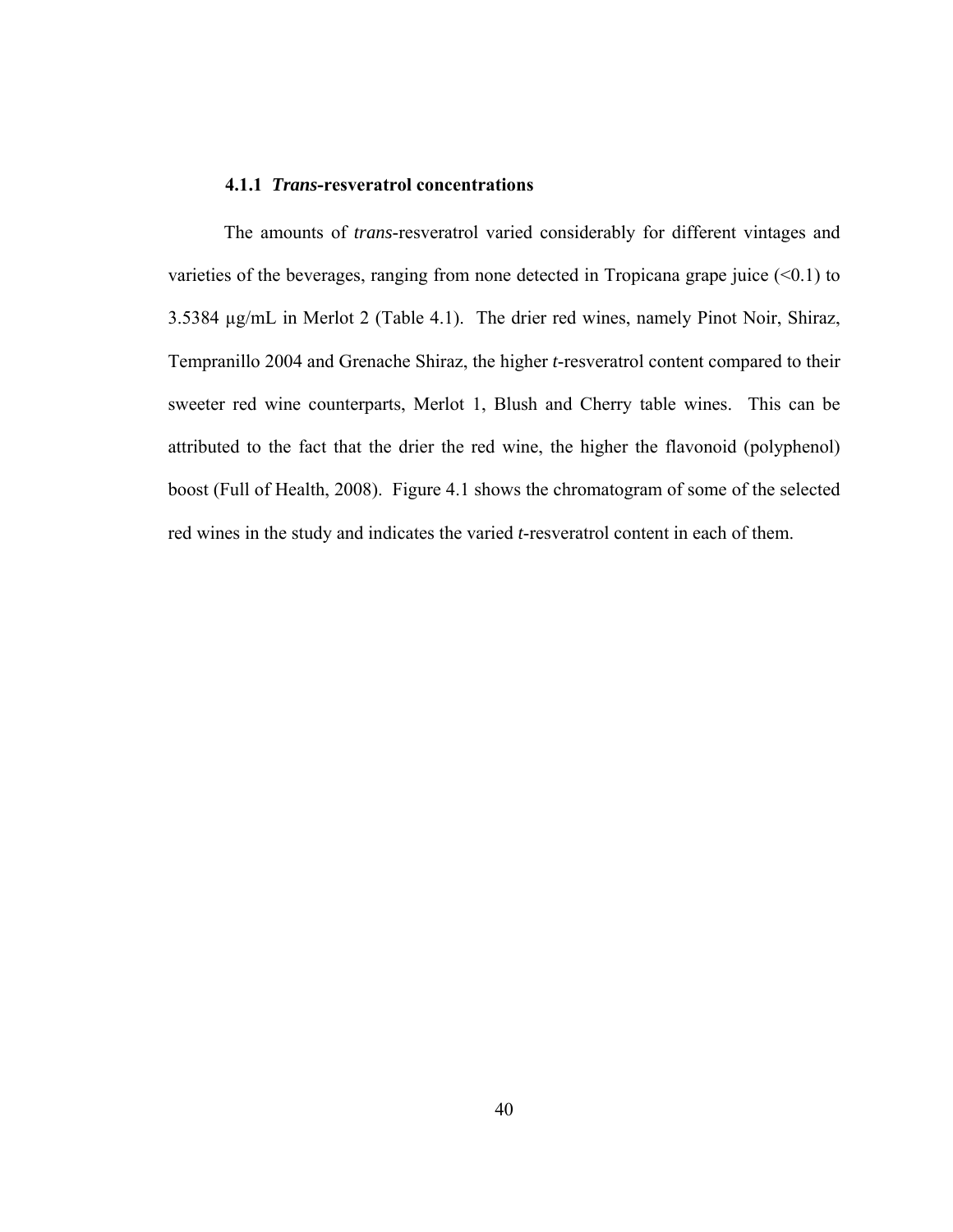### 4.1.1 *Trans*-resveratrol concentrations

The amounts of *trans*-resveratrol varied considerably for different vintages and varieties of the beverages, ranging from none detected in Tropicana grape juice (<0.1) to 3.5384 µg/mL in Merlot 2 (Table 4.1). The drier red wines, namely Pinot Noir, Shiraz, Tempranillo 2004 and Grenache Shiraz, the higher *t*-resveratrol content compared to their sweeter red wine counterparts, Merlot 1, Blush and Cherry table wines. This can be attributed to the fact that the drier the red wine, the higher the flavonoid (polyphenol) boost (Full of Health, 2008). Figure 4.1 shows the chromatogram of some of the selected red wines in the study and indicates the varied *t*-resveratrol content in each of them.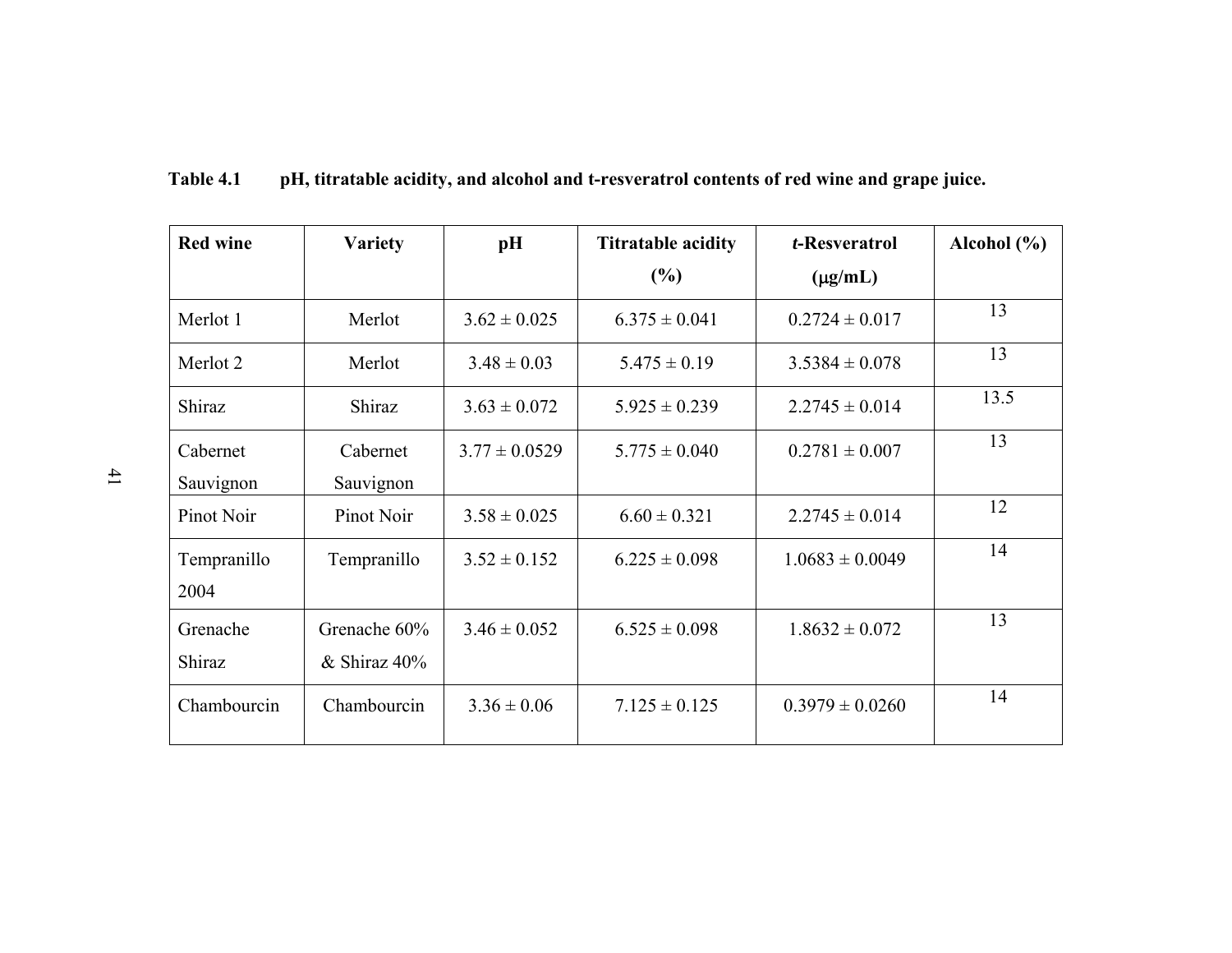**Table 4.1 pH, titratable acidity, and alcohol and t-resveratrol contents of red wine and grape juice.**

| Red wine | Variety | pH | Titratable acidity (%) | *t*-Resveratrol (μg/mL) | Alcohol (%) |
|---|---|---|---|---|---|
| Merlot 1 | Merlot | 3.62 ± 0.025 | 6.375 ± 0.041 | 0.2724 ± 0.017 | 13 |
| Merlot 2 | Merlot | 3.48 ± 0.03 | 5.475 ± 0.19 | 3.5384 ± 0.078 | 13 |
| Shiraz | Shiraz | 3.63 ± 0.072 | 5.925 ± 0.239 | 2.2745 ± 0.014 | 13.5 |
| Cabernet Sauvignon | Cabernet Sauvignon | 3.77 ± 0.0529 | 5.775 ± 0.040 | 0.2781 ± 0.007 | 13 |
| Pinot Noir | Pinot Noir | 3.58 ± 0.025 | 6.60 ± 0.321 | 2.2745 ± 0.014 | 12 |
| Tempranillo 2004 | Tempranillo | 3.52 ± 0.152 | 6.225 ± 0.098 | 1.0683 ± 0.0049 | 14 |
| Grenache Shiraz | Grenache 60% & Shiraz 40% | 3.46 ± 0.052 | 6.525 ± 0.098 | 1.8632 ± 0.072 | 13 |
| Chambourcin | Chambourcin | 3.36 ± 0.06 | 7.125 ± 0.125 | 0.3979 ± 0.0260 | 14 |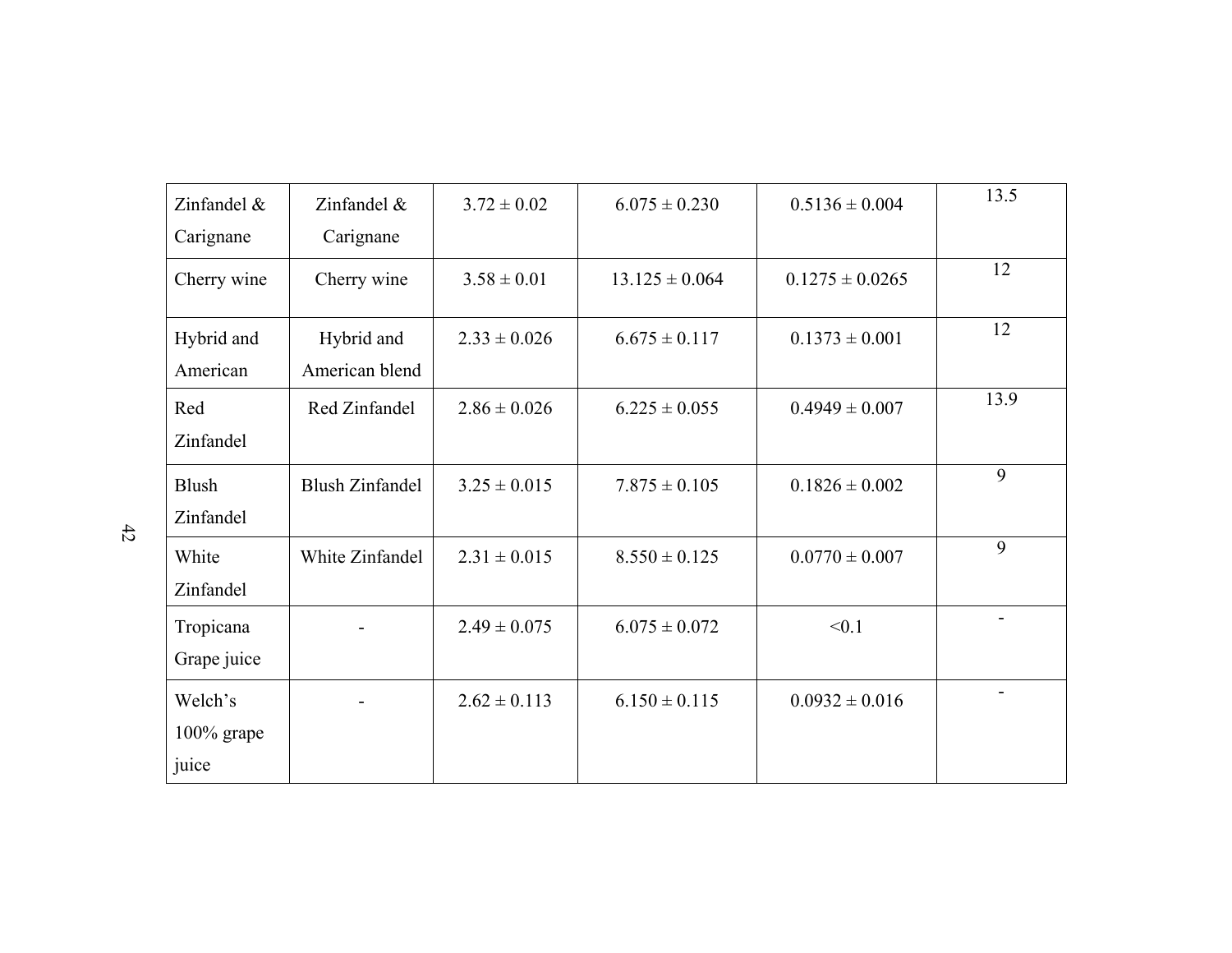| | | | | | |
|---|---|---|---|---|---|
| Zinfandel & Carignane | Zinfandel & Carignane | 3.72 ± 0.02 | 6.075 ± 0.230 | 0.5136 ± 0.004 | 13.5 |
| Cherry wine | Cherry wine | 3.58 ± 0.01 | 13.125 ± 0.064 | 0.1275 ± 0.0265 | 12 |
| Hybrid and American | Hybrid and American blend | 2.33 ± 0.026 | 6.675 ± 0.117 | 0.1373 ± 0.001 | 12 |
| Red Zinfandel | Red Zinfandel | 2.86 ± 0.026 | 6.225 ± 0.055 | 0.4949 ± 0.007 | 13.9 |
| Blush Zinfandel | Blush Zinfandel | 3.25 ± 0.015 | 7.875 ± 0.105 | 0.1826 ± 0.002 | 9 |
| White Zinfandel | White Zinfandel | 2.31 ± 0.015 | 8.550 ± 0.125 | 0.0770 ± 0.007 | 9 |
| Tropicana Grape juice | - | 2.49 ± 0.075 | 6.075 ± 0.072 | <0.1 | - |
| Welch's 100% grape juice | - | 2.62 ± 0.113 | 6.150 ± 0.115 | 0.0932 ± 0.016 | - |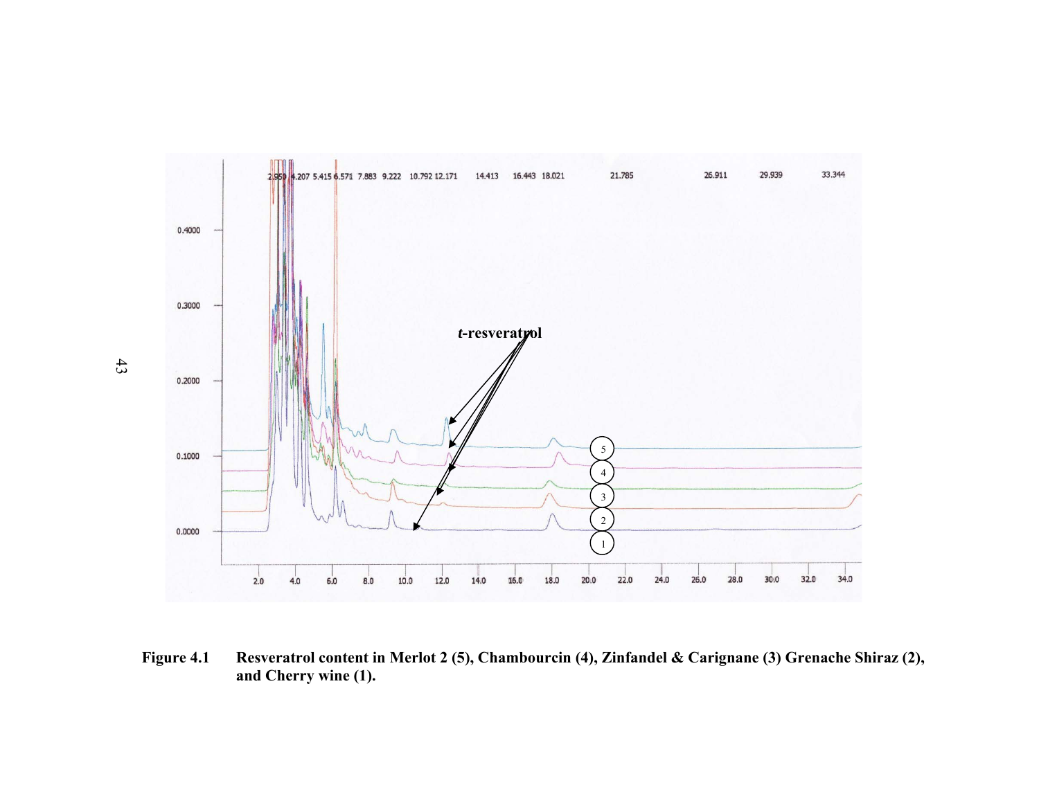Figure 4.1 Resveratrol content in Merlot 2 (5), Chambourcin (4), Zinfandel & Carignane (3) Grenache Shiraz (2), and Cherry wine (1).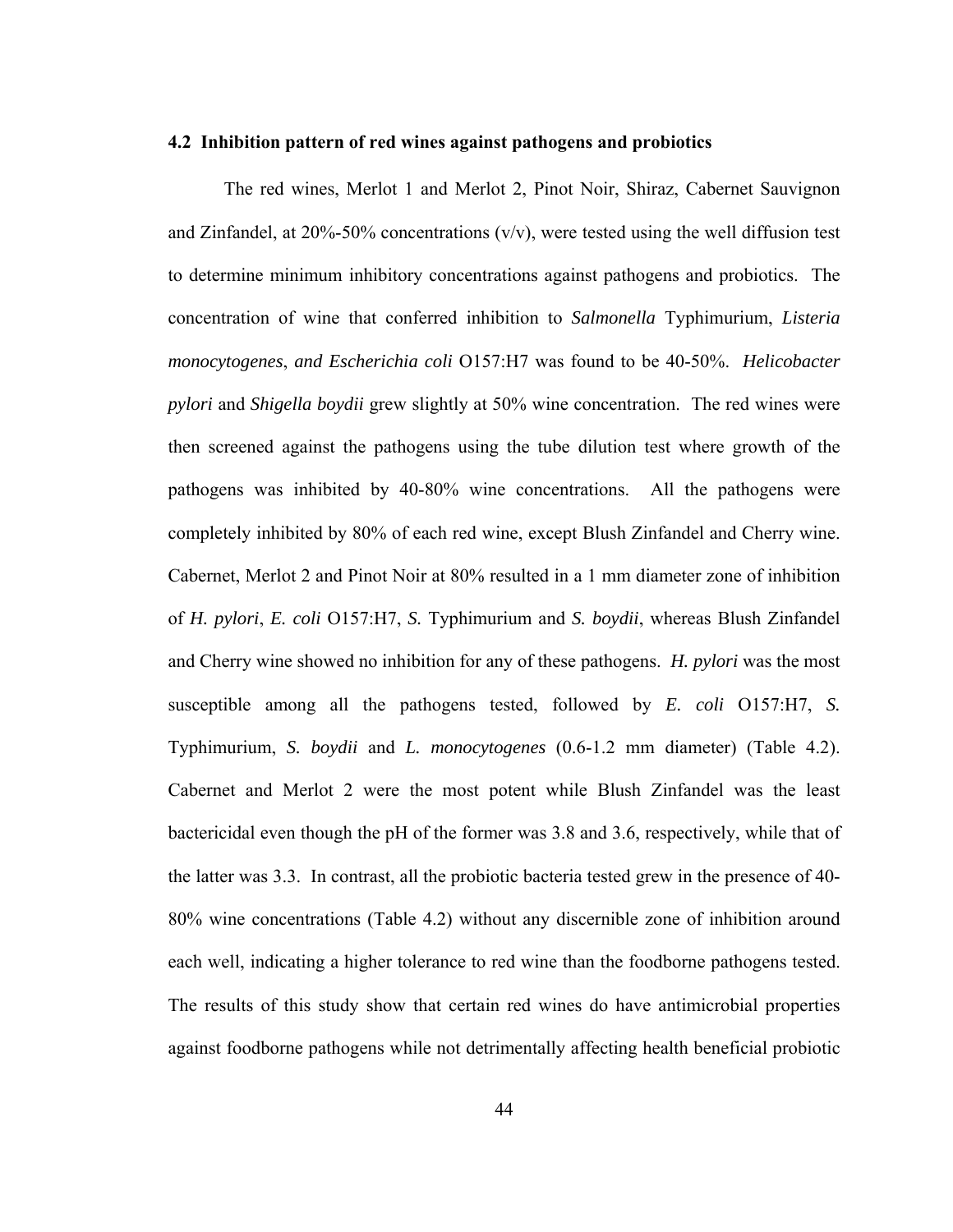### 4.2 Inhibition pattern of red wines against pathogens and probiotics

The red wines, Merlot 1 and Merlot 2, Pinot Noir, Shiraz, Cabernet Sauvignon and Zinfandel, at 20%-50% concentrations (v/v), were tested using the well diffusion test to determine minimum inhibitory concentrations against pathogens and probiotics. The concentration of wine that conferred inhibition to *Salmonella* Typhimurium, *Listeria monocytogenes*, *and Escherichia coli* O157:H7 was found to be 40-50%. *Helicobacter pylori* and *Shigella boydii* grew slightly at 50% wine concentration. The red wines were then screened against the pathogens using the tube dilution test where growth of the pathogens was inhibited by 40-80% wine concentrations. All the pathogens were completely inhibited by 80% of each red wine, except Blush Zinfandel and Cherry wine. Cabernet, Merlot 2 and Pinot Noir at 80% resulted in a 1 mm diameter zone of inhibition of *H. pylori*, *E. coli* O157:H7, *S.* Typhimurium and *S. boydii*, whereas Blush Zinfandel and Cherry wine showed no inhibition for any of these pathogens. *H. pylori* was the most susceptible among all the pathogens tested, followed by *E. coli* O157:H7, *S.* Typhimurium, *S. boydii* and *L. monocytogenes* (0.6-1.2 mm diameter) (Table 4.2). Cabernet and Merlot 2 were the most potent while Blush Zinfandel was the least bactericidal even though the pH of the former was 3.8 and 3.6, respectively, while that of the latter was 3.3. In contrast, all the probiotic bacteria tested grew in the presence of 40-80% wine concentrations (Table 4.2) without any discernible zone of inhibition around each well, indicating a higher tolerance to red wine than the foodborne pathogens tested. The results of this study show that certain red wines do have antimicrobial properties against foodborne pathogens while not detrimentally affecting health beneficial probiotic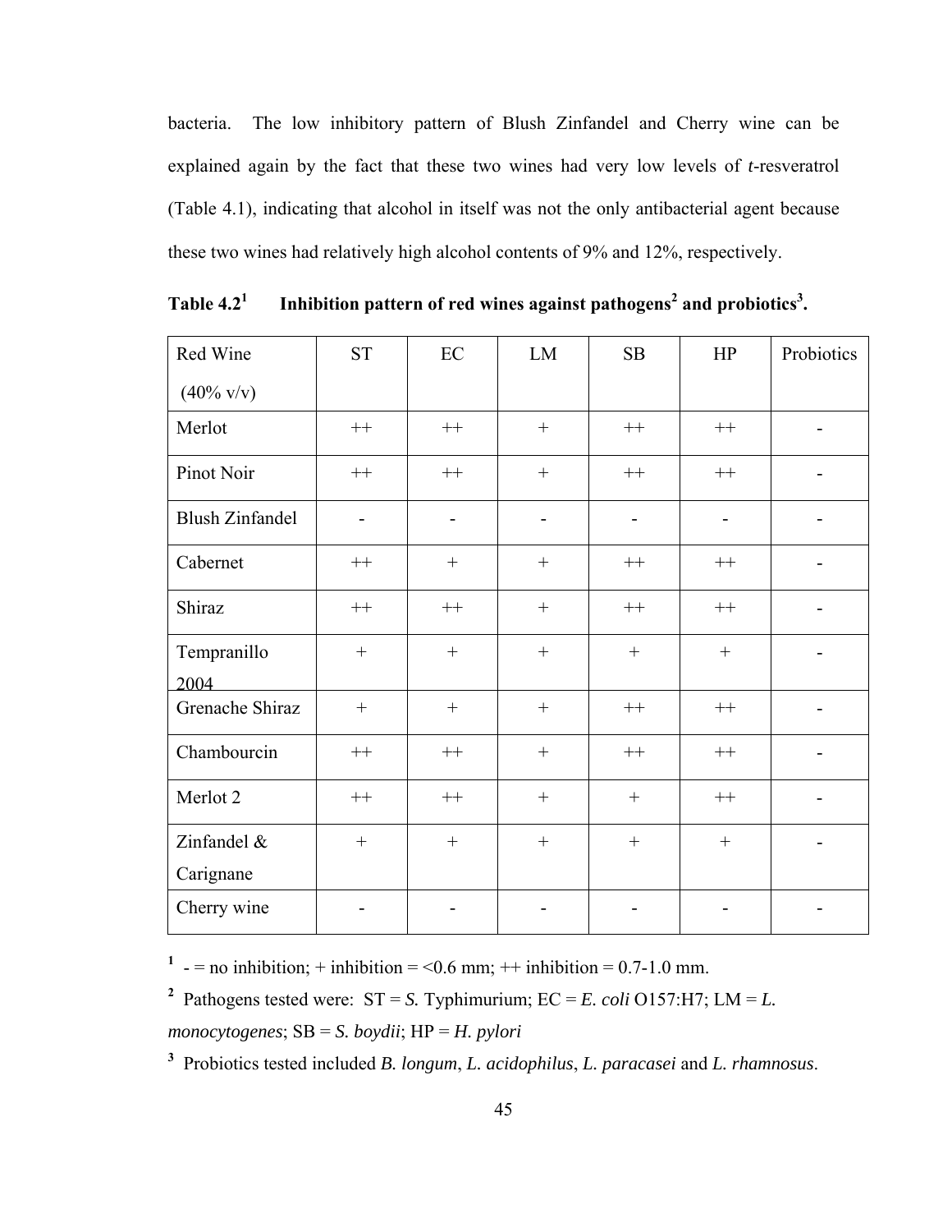bacteria. The low inhibitory pattern of Blush Zinfandel and Cherry wine can be explained again by the fact that these two wines had very low levels of *t*-resveratrol (Table 4.1), indicating that alcohol in itself was not the only antibacterial agent because these two wines had relatively high alcohol contents of 9% and 12%, respectively.

**Table 4.2[1] Inhibition pattern of red wines against pathogens[2] and probiotics[3].**

| Red Wine (40% v/v) | ST | EC | LM | SB | HP | Probiotics |
|---|---|---|---|---|---|---|
| Merlot | ++ | ++ | + | ++ | ++ | - |
| Pinot Noir | ++ | ++ | + | ++ | ++ | - |
| Blush Zinfandel | - | - | - | - | - | - |
| Cabernet | ++ | + | + | ++ | ++ | - |
| Shiraz | ++ | ++ | + | ++ | ++ | - |
| Tempranillo 2004 | + | + | + | + | + | - |
| Grenache Shiraz | + | + | + | ++ | ++ | - |
| Chambourcin | ++ | ++ | + | ++ | ++ | - |
| Merlot 2 | ++ | ++ | + | + | ++ | - |
| Zinfandel & Carignane | + | + | + | + | + | - |
| Cherry wine | - | - | - | - | - | - |

[1] - = no inhibition; + inhibition = <0.6 mm; ++ inhibition = 0.7-1.0 mm.

[2] Pathogens tested were: ST = *S.* Typhimurium; EC = *E. coli* O157:H7; LM = *L. monocytogenes*; SB = *S. boydii*; HP = *H. pylori*

[3] Probiotics tested included *B. longum*, *L. acidophilus*, *L. paracasei* and *L. rhamnosus*.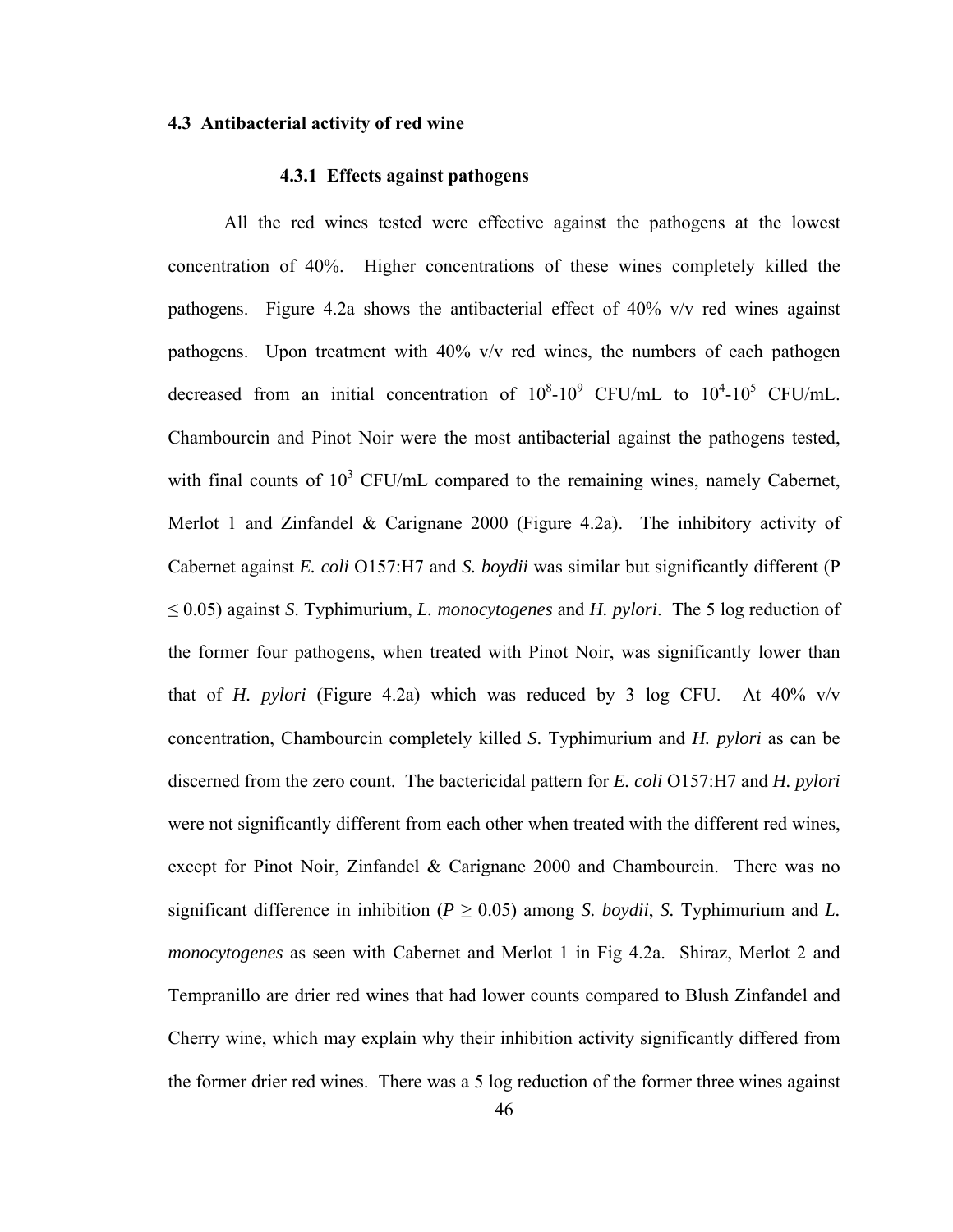## 4.3 Antibacterial activity of red wine

### 4.3.1 Effects against pathogens

All the red wines tested were effective against the pathogens at the lowest concentration of 40%. Higher concentrations of these wines completely killed the pathogens. Figure 4.2a shows the antibacterial effect of 40% v/v red wines against pathogens. Upon treatment with 40% v/v red wines, the numbers of each pathogen decreased from an initial concentration of $10^8$-$10^9$ CFU/mL to $10^4$-$10^5$ CFU/mL. Chambourcin and Pinot Noir were the most antibacterial against the pathogens tested, with final counts of $10^3$ CFU/mL compared to the remaining wines, namely Cabernet, Merlot 1 and Zinfandel & Carignane 2000 (Figure 4.2a). The inhibitory activity of Cabernet against *E. coli* O157:H7 and *S. boydii* was similar but significantly different (P $\leq 0.05$) against *S*. Typhimurium, *L. monocytogenes* and *H. pylori*. The 5 log reduction of the former four pathogens, when treated with Pinot Noir, was significantly lower than that of *H. pylori* (Figure 4.2a) which was reduced by 3 log CFU. At 40% v/v concentration, Chambourcin completely killed *S*. Typhimurium and *H. pylori* as can be discerned from the zero count. The bactericidal pattern for *E. coli* O157:H7 and *H. pylori* were not significantly different from each other when treated with the different red wines, except for Pinot Noir, Zinfandel & Carignane 2000 and Chambourcin. There was no significant difference in inhibition ($P \geq 0.05$) among *S. boydii*, *S.* Typhimurium and *L. monocytogenes* as seen with Cabernet and Merlot 1 in Fig 4.2a. Shiraz, Merlot 2 and Tempranillo are drier red wines that had lower counts compared to Blush Zinfandel and Cherry wine, which may explain why their inhibition activity significantly differed from the former drier red wines. There was a 5 log reduction of the former three wines against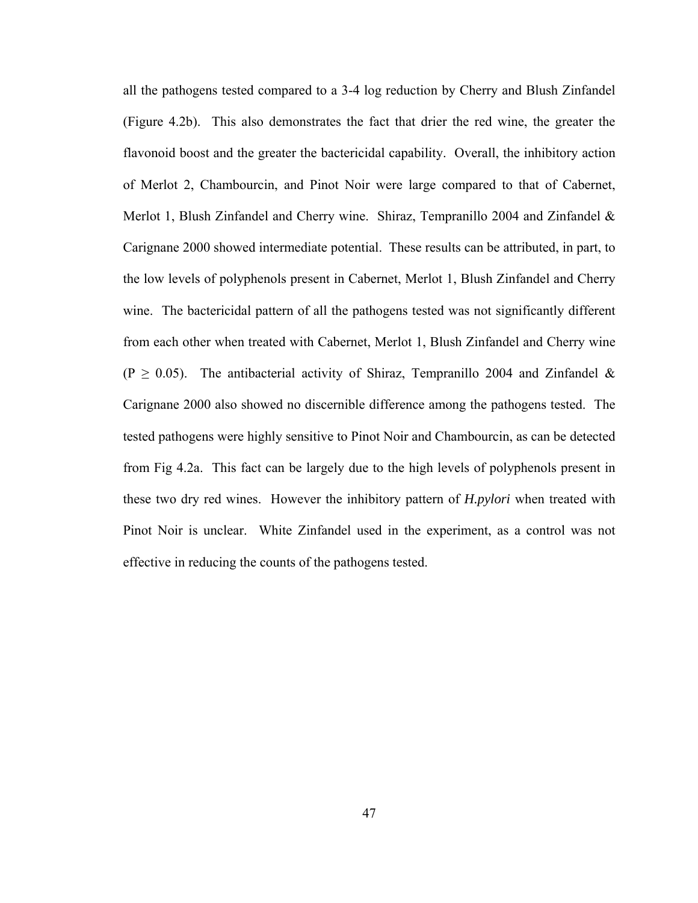all the pathogens tested compared to a 3-4 log reduction by Cherry and Blush Zinfandel (Figure 4.2b). This also demonstrates the fact that drier the red wine, the greater the flavonoid boost and the greater the bactericidal capability. Overall, the inhibitory action of Merlot 2, Chambourcin, and Pinot Noir were large compared to that of Cabernet, Merlot 1, Blush Zinfandel and Cherry wine. Shiraz, Tempranillo 2004 and Zinfandel & Carignane 2000 showed intermediate potential. These results can be attributed, in part, to the low levels of polyphenols present in Cabernet, Merlot 1, Blush Zinfandel and Cherry wine. The bactericidal pattern of all the pathogens tested was not significantly different from each other when treated with Cabernet, Merlot 1, Blush Zinfandel and Cherry wine ($P \geq 0.05$). The antibacterial activity of Shiraz, Tempranillo 2004 and Zinfandel & Carignane 2000 also showed no discernible difference among the pathogens tested. The tested pathogens were highly sensitive to Pinot Noir and Chambourcin, as can be detected from Fig 4.2a. This fact can be largely due to the high levels of polyphenols present in these two dry red wines. However the inhibitory pattern of ***H.pylori*** when treated with Pinot Noir is unclear. White Zinfandel used in the experiment, as a control was not effective in reducing the counts of the pathogens tested.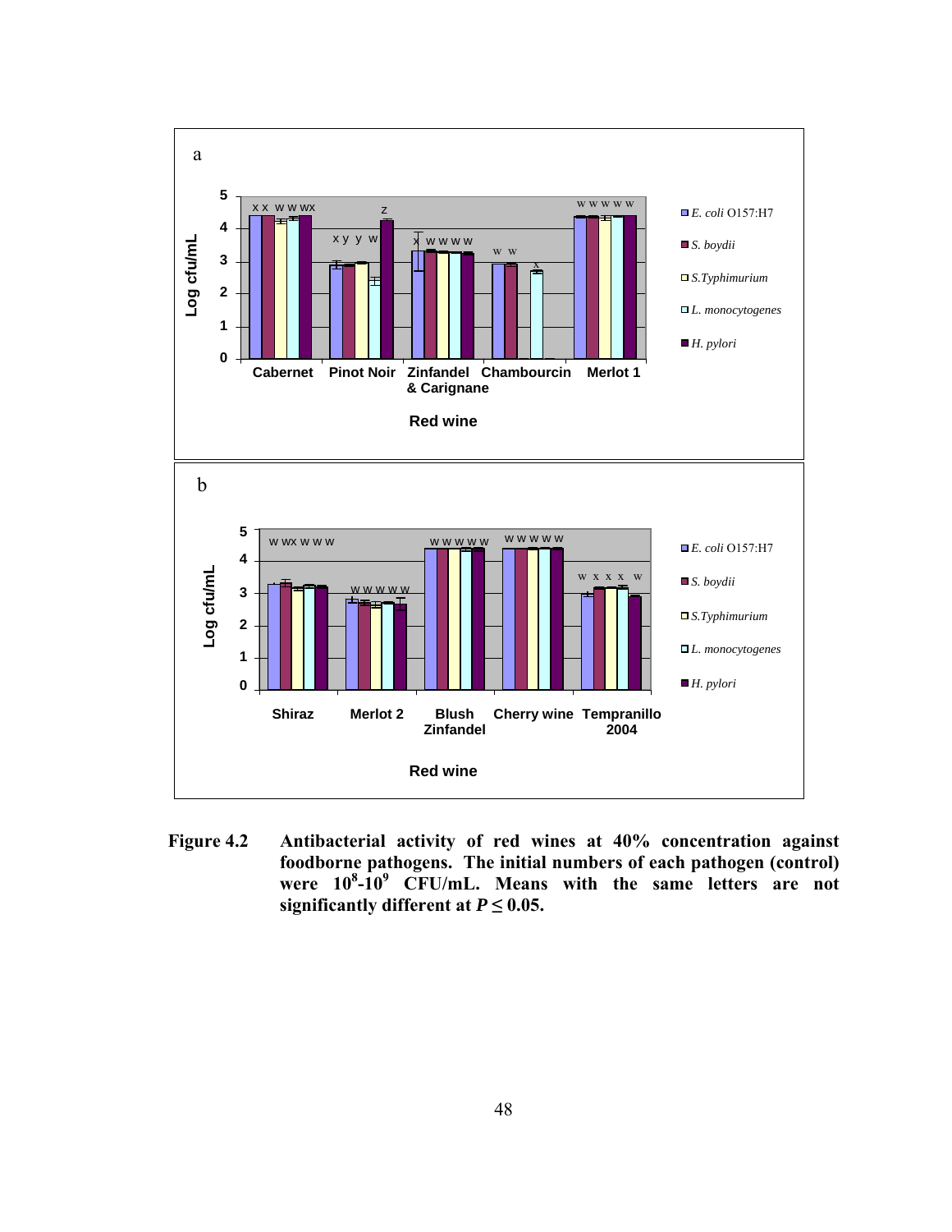**Figure 4.2** Antibacterial activity of red wines at 40% concentration against foodborne pathogens. The initial numbers of each pathogen (control) were $10^8$-$10^9$ CFU/mL. Means with the same letters are not significantly different at $P \leq 0.05$.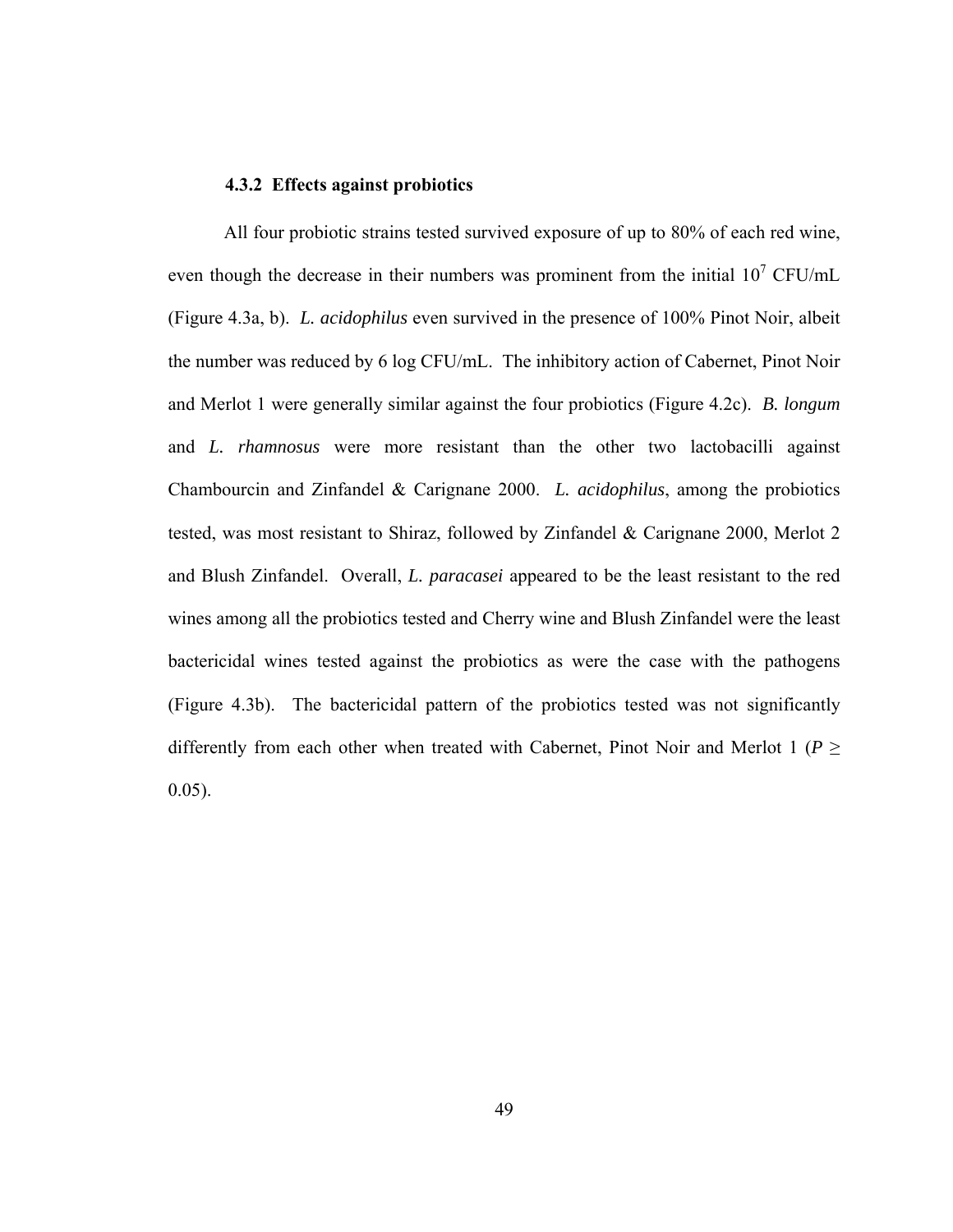### 4.3.2 Effects against probiotics

All four probiotic strains tested survived exposure of up to 80% of each red wine, even though the decrease in their numbers was prominent from the initial $10^7$ CFU/mL (Figure 4.3a, b). *L. acidophilus* even survived in the presence of 100% Pinot Noir, albeit the number was reduced by 6 log CFU/mL. The inhibitory action of Cabernet, Pinot Noir and Merlot 1 were generally similar against the four probiotics (Figure 4.2c). *B. longum* and *L. rhamnosus* were more resistant than the other two lactobacilli against Chambourcin and Zinfandel & Carignane 2000. *L. acidophilus*, among the probiotics tested, was most resistant to Shiraz, followed by Zinfandel & Carignane 2000, Merlot 2 and Blush Zinfandel. Overall, *L. paracasei* appeared to be the least resistant to the red wines among all the probiotics tested and Cherry wine and Blush Zinfandel were the least bactericidal wines tested against the probiotics as were the case with the pathogens (Figure 4.3b). The bactericidal pattern of the probiotics tested was not significantly differently from each other when treated with Cabernet, Pinot Noir and Merlot 1 ($P \geq 0.05$).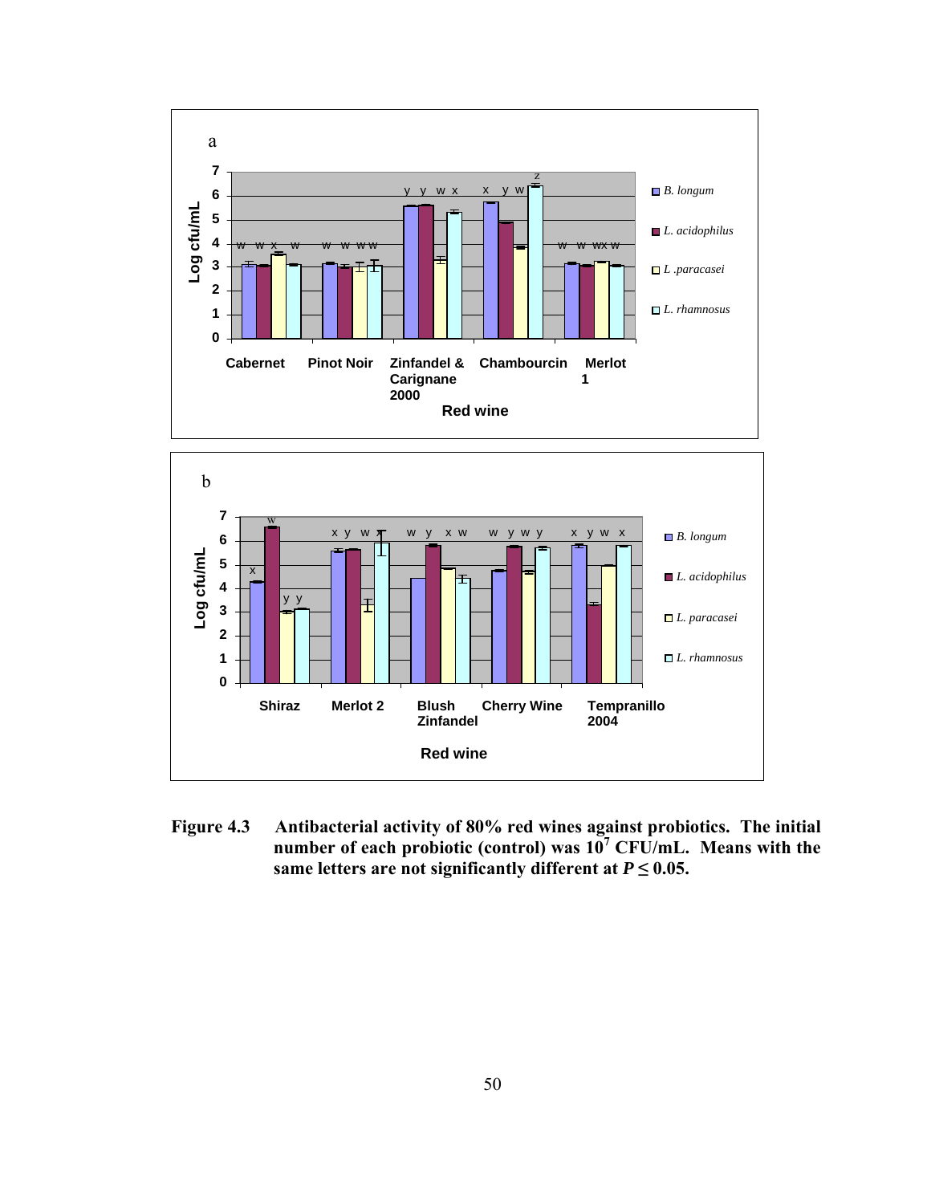**Figure 4.3 Antibacterial activity of 80% red wines against probiotics. The initial number of each probiotic (control) was $10^7$ CFU/mL. Means with the same letters are not significantly different at $P \leq 0.05$.**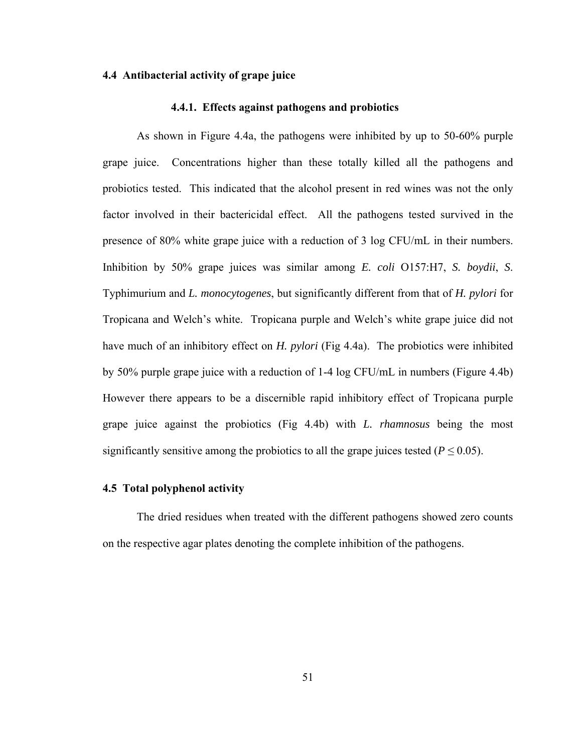## 4.4 Antibacterial activity of grape juice

### 4.4.1. Effects against pathogens and probiotics

As shown in Figure 4.4a, the pathogens were inhibited by up to 50-60% purple grape juice. Concentrations higher than these totally killed all the pathogens and probiotics tested. This indicated that the alcohol present in red wines was not the only factor involved in their bactericidal effect. All the pathogens tested survived in the presence of 80% white grape juice with a reduction of 3 log CFU/mL in their numbers. Inhibition by 50% grape juices was similar among *E. coli* O157:H7, *S. boydii*, *S.* Typhimurium and *L. monocytogenes*, but significantly different from that of *H. pylori* for Tropicana and Welch's white. Tropicana purple and Welch's white grape juice did not have much of an inhibitory effect on *H. pylori* (Fig 4.4a). The probiotics were inhibited by 50% purple grape juice with a reduction of 1-4 log CFU/mL in numbers (Figure 4.4b) However there appears to be a discernible rapid inhibitory effect of Tropicana purple grape juice against the probiotics (Fig 4.4b) with *L. rhamnosus* being the most significantly sensitive among the probiotics to all the grape juices tested ($P \leq 0.05$).

## 4.5 Total polyphenol activity

The dried residues when treated with the different pathogens showed zero counts on the respective agar plates denoting the complete inhibition of the pathogens.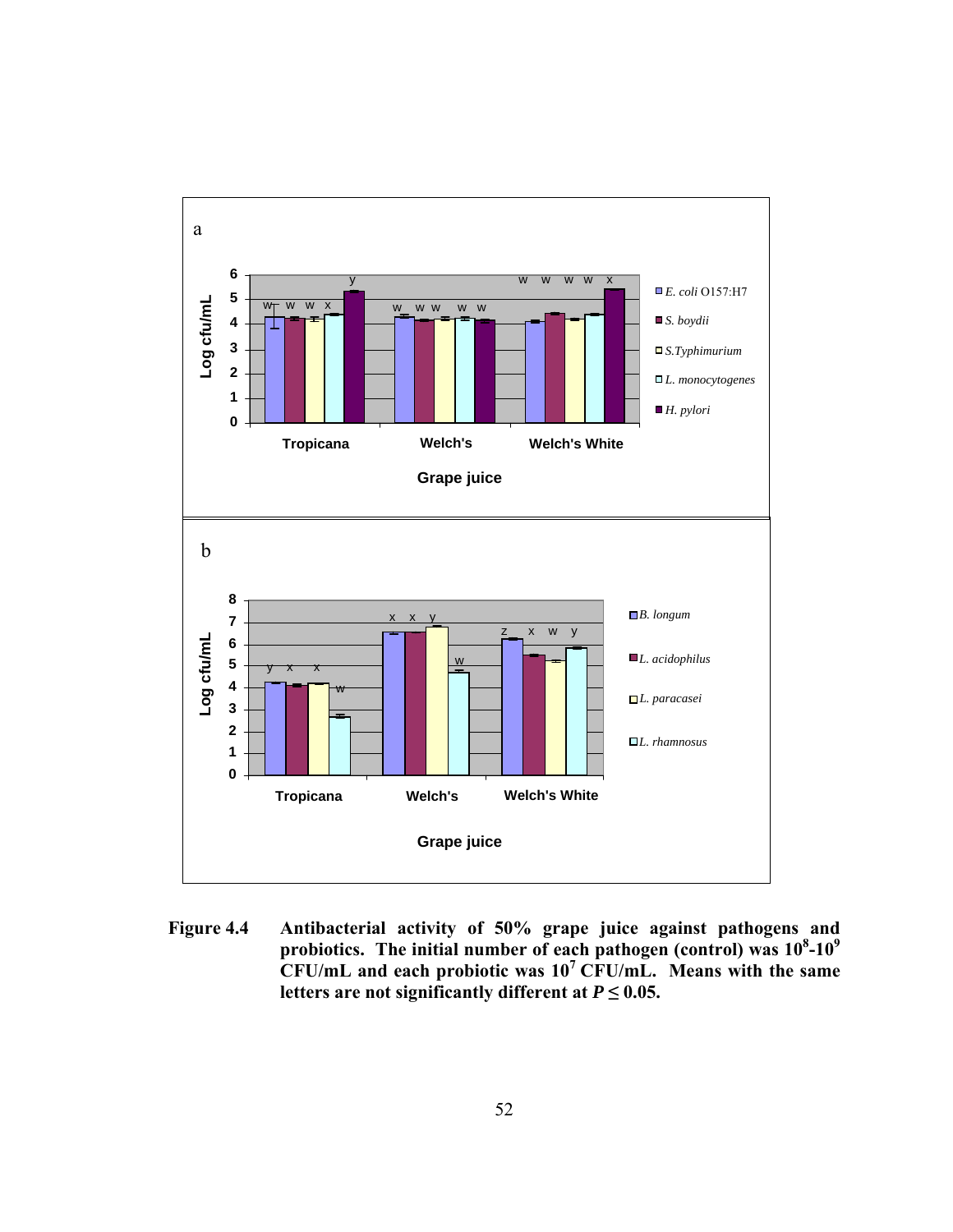**Figure 4.4 Antibacterial activity of 50% grape juice against pathogens and probiotics. The initial number of each pathogen (control) was $10^8$-$10^9$ CFU/mL and each probiotic was $10^7$ CFU/mL. Means with the same letters are not significantly different at $P \leq 0.05$.**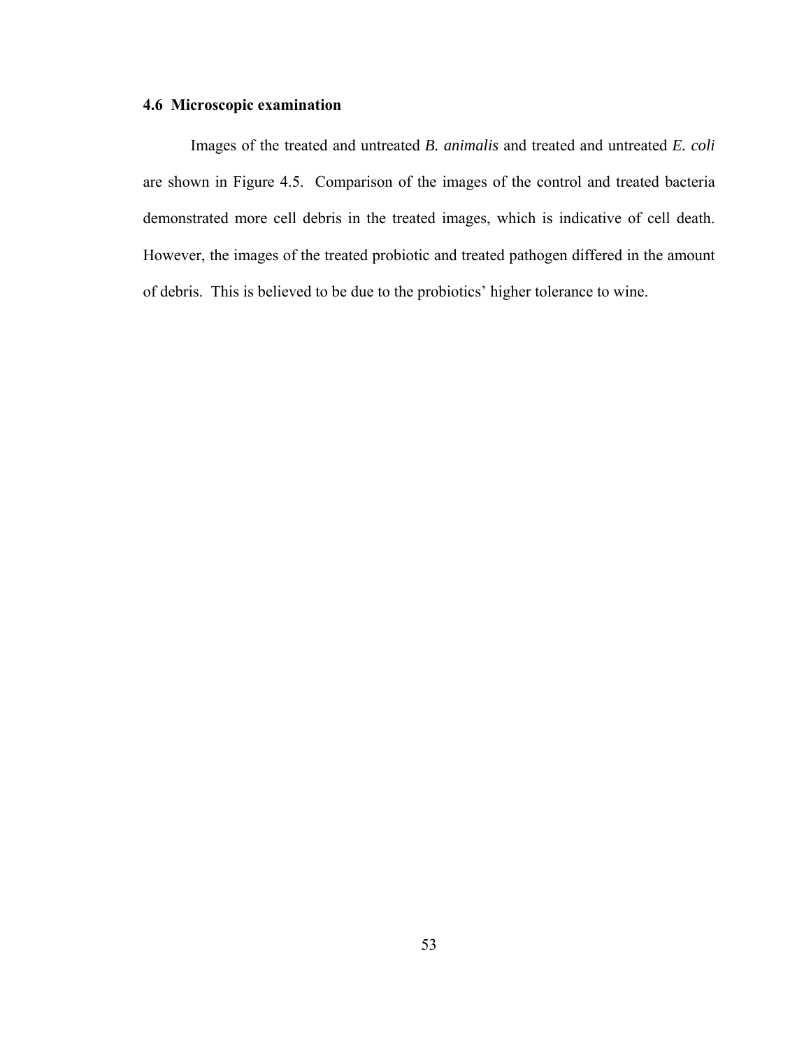### 4.6 Microscopic examination

Images of the treated and untreated *B. animalis* and treated and untreated *E. coli* are shown in Figure 4.5. Comparison of the images of the control and treated bacteria demonstrated more cell debris in the treated images, which is indicative of cell death. However, the images of the treated probiotic and treated pathogen differed in the amount of debris. This is believed to be due to the probiotics' higher tolerance to wine.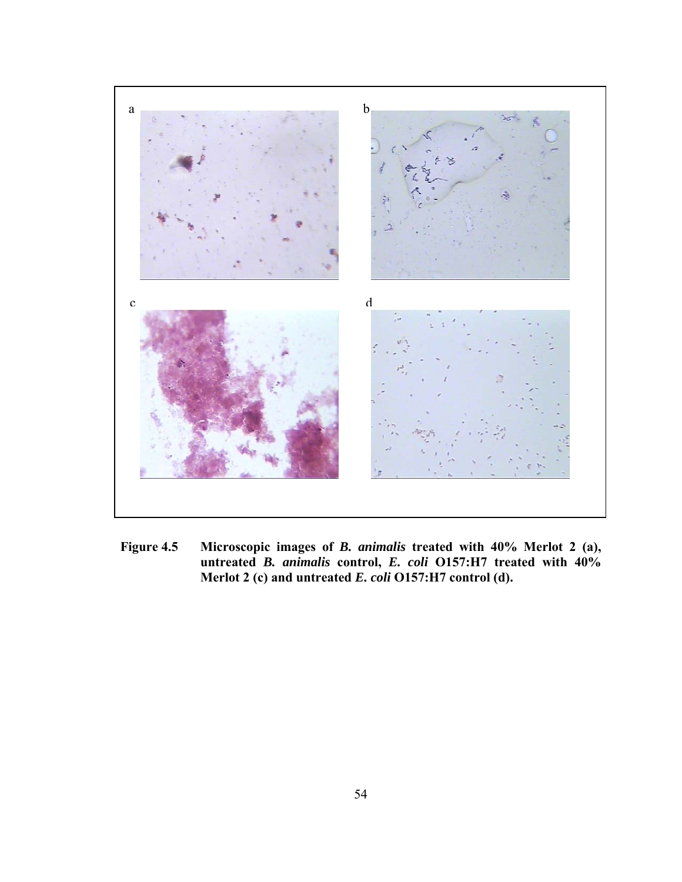a

b

c

d

**Figure 4.5 Microscopic images of *B. animalis* treated with 40% Merlot 2 (a), untreated *B. animalis* control, *E. coli* O157:H7 treated with 40% Merlot 2 (c) and untreated *E. coli* O157:H7 control (d).**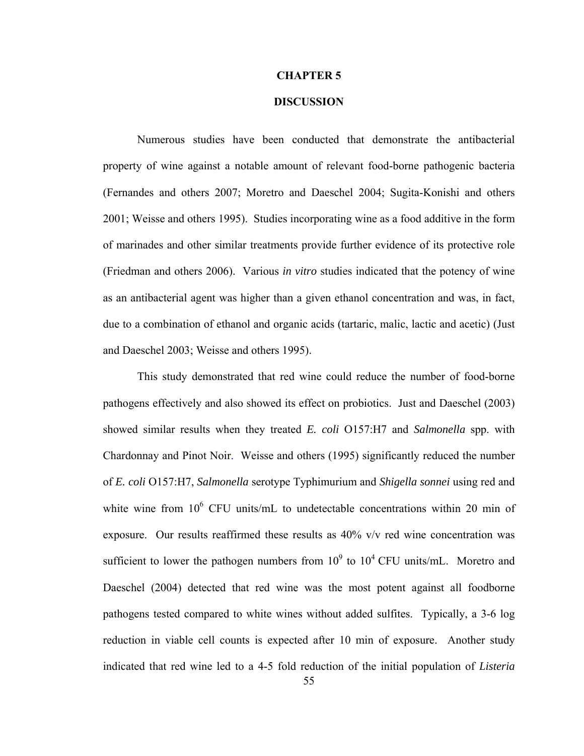# CHAPTER 5

# DISCUSSION

Numerous studies have been conducted that demonstrate the antibacterial property of wine against a notable amount of relevant food-borne pathogenic bacteria (Fernandes and others 2007; Moretro and Daeschel 2004; Sugita-Konishi and others 2001; Weisse and others 1995). Studies incorporating wine as a food additive in the form of marinades and other similar treatments provide further evidence of its protective role (Friedman and others 2006). Various *in vitro* studies indicated that the potency of wine as an antibacterial agent was higher than a given ethanol concentration and was, in fact, due to a combination of ethanol and organic acids (tartaric, malic, lactic and acetic) (Just and Daeschel 2003; Weisse and others 1995).

This study demonstrated that red wine could reduce the number of food-borne pathogens effectively and also showed its effect on probiotics. Just and Daeschel (2003) showed similar results when they treated *E. coli* O157:H7 and *Salmonella* spp. with Chardonnay and Pinot Noir. Weisse and others (1995) significantly reduced the number of *E. coli* O157:H7, *Salmonella* serotype Typhimurium and *Shigella sonnei* using red and white wine from $10^6$ CFU units/mL to undetectable concentrations within 20 min of exposure. Our results reaffirmed these results as 40% v/v red wine concentration was sufficient to lower the pathogen numbers from $10^9$ to $10^4$ CFU units/mL. Moretro and Daeschel (2004) detected that red wine was the most potent against all foodborne pathogens tested compared to white wines without added sulfites. Typically, a 3-6 log reduction in viable cell counts is expected after 10 min of exposure. Another study indicated that red wine led to a 4-5 fold reduction of the initial population of *Listeria*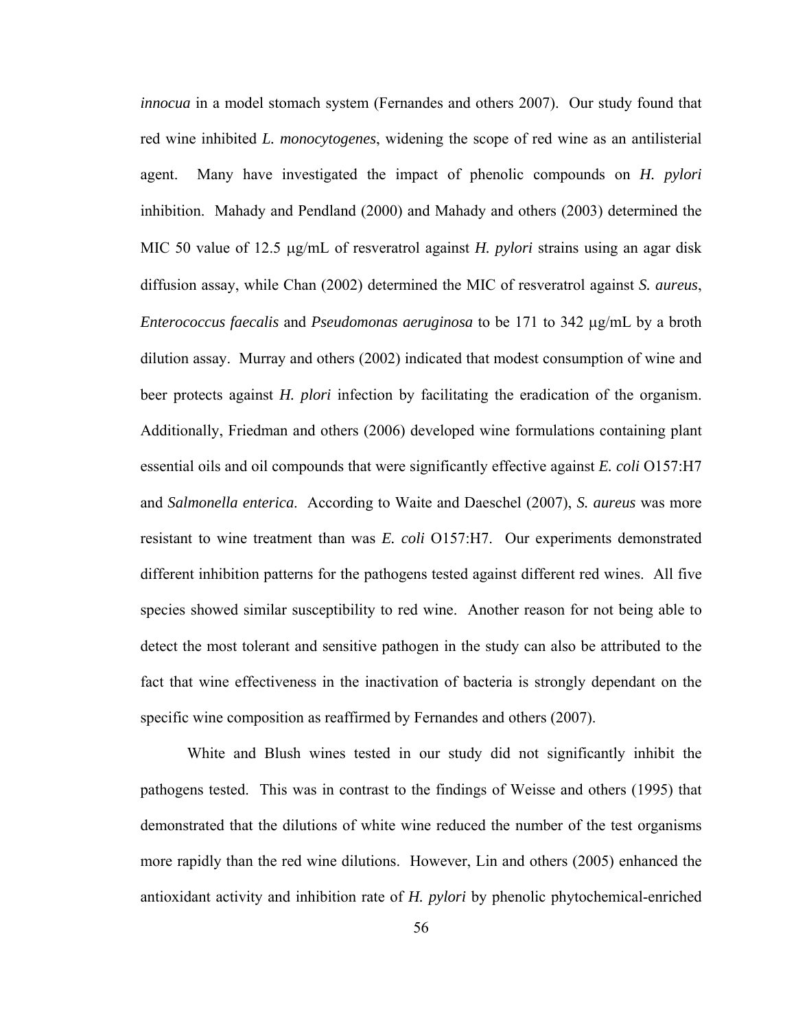*innocua* in a model stomach system (Fernandes and others 2007). Our study found that red wine inhibited *L. monocytogenes*, widening the scope of red wine as an antilisterial agent. Many have investigated the impact of phenolic compounds on *H. pylori* inhibition. Mahady and Pendland (2000) and Mahady and others (2003) determined the MIC 50 value of 12.5 μg/mL of resveratrol against *H. pylori* strains using an agar disk diffusion assay, while Chan (2002) determined the MIC of resveratrol against *S. aureus*, *Enterococcus faecalis* and *Pseudomonas aeruginosa* to be 171 to 342 μg/mL by a broth dilution assay. Murray and others (2002) indicated that modest consumption of wine and beer protects against *H. plori* infection by facilitating the eradication of the organism. Additionally, Friedman and others (2006) developed wine formulations containing plant essential oils and oil compounds that were significantly effective against *E. coli* O157:H7 and *Salmonella enterica*. According to Waite and Daeschel (2007), *S. aureus* was more resistant to wine treatment than was *E. coli* O157:H7. Our experiments demonstrated different inhibition patterns for the pathogens tested against different red wines. All five species showed similar susceptibility to red wine. Another reason for not being able to detect the most tolerant and sensitive pathogen in the study can also be attributed to the fact that wine effectiveness in the inactivation of bacteria is strongly dependant on the specific wine composition as reaffirmed by Fernandes and others (2007).

White and Blush wines tested in our study did not significantly inhibit the pathogens tested. This was in contrast to the findings of Weisse and others (1995) that demonstrated that the dilutions of white wine reduced the number of the test organisms more rapidly than the red wine dilutions. However, Lin and others (2005) enhanced the antioxidant activity and inhibition rate of *H. pylori* by phenolic phytochemical-enriched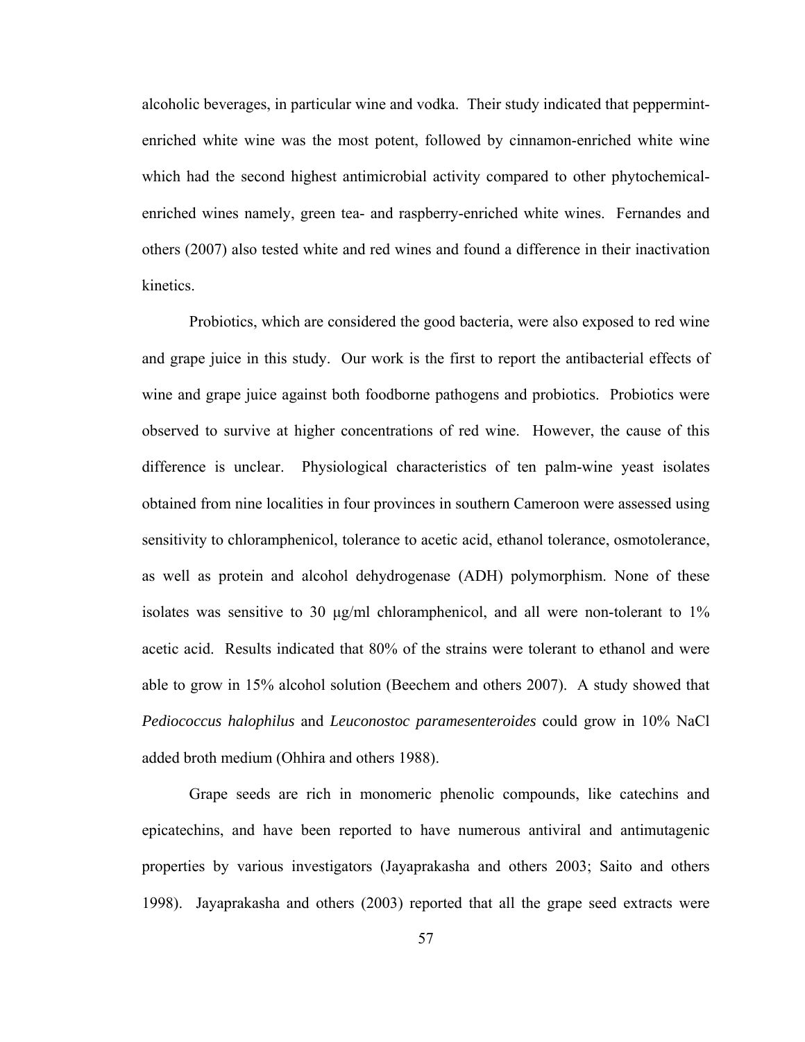alcoholic beverages, in particular wine and vodka. Their study indicated that peppermint-enriched white wine was the most potent, followed by cinnamon-enriched white wine which had the second highest antimicrobial activity compared to other phytochemical-enriched wines namely, green tea- and raspberry-enriched white wines. Fernandes and others (2007) also tested white and red wines and found a difference in their inactivation kinetics.

Probiotics, which are considered the good bacteria, were also exposed to red wine and grape juice in this study. Our work is the first to report the antibacterial effects of wine and grape juice against both foodborne pathogens and probiotics. Probiotics were observed to survive at higher concentrations of red wine. However, the cause of this difference is unclear. Physiological characteristics of ten palm-wine yeast isolates obtained from nine localities in four provinces in southern Cameroon were assessed using sensitivity to chloramphenicol, tolerance to acetic acid, ethanol tolerance, osmotolerance, as well as protein and alcohol dehydrogenase (ADH) polymorphism. None of these isolates was sensitive to 30 μg/ml chloramphenicol, and all were non-tolerant to 1% acetic acid. Results indicated that 80% of the strains were tolerant to ethanol and were able to grow in 15% alcohol solution (Beechem and others 2007). A study showed that *Pediococcus halophilus* and *Leuconostoc paramesenteroides* could grow in 10% NaCl added broth medium (Ohhira and others 1988).

Grape seeds are rich in monomeric phenolic compounds, like catechins and epicatechins, and have been reported to have numerous antiviral and antimutagenic properties by various investigators (Jayaprakasha and others 2003; Saito and others 1998). Jayaprakasha and others (2003) reported that all the grape seed extracts were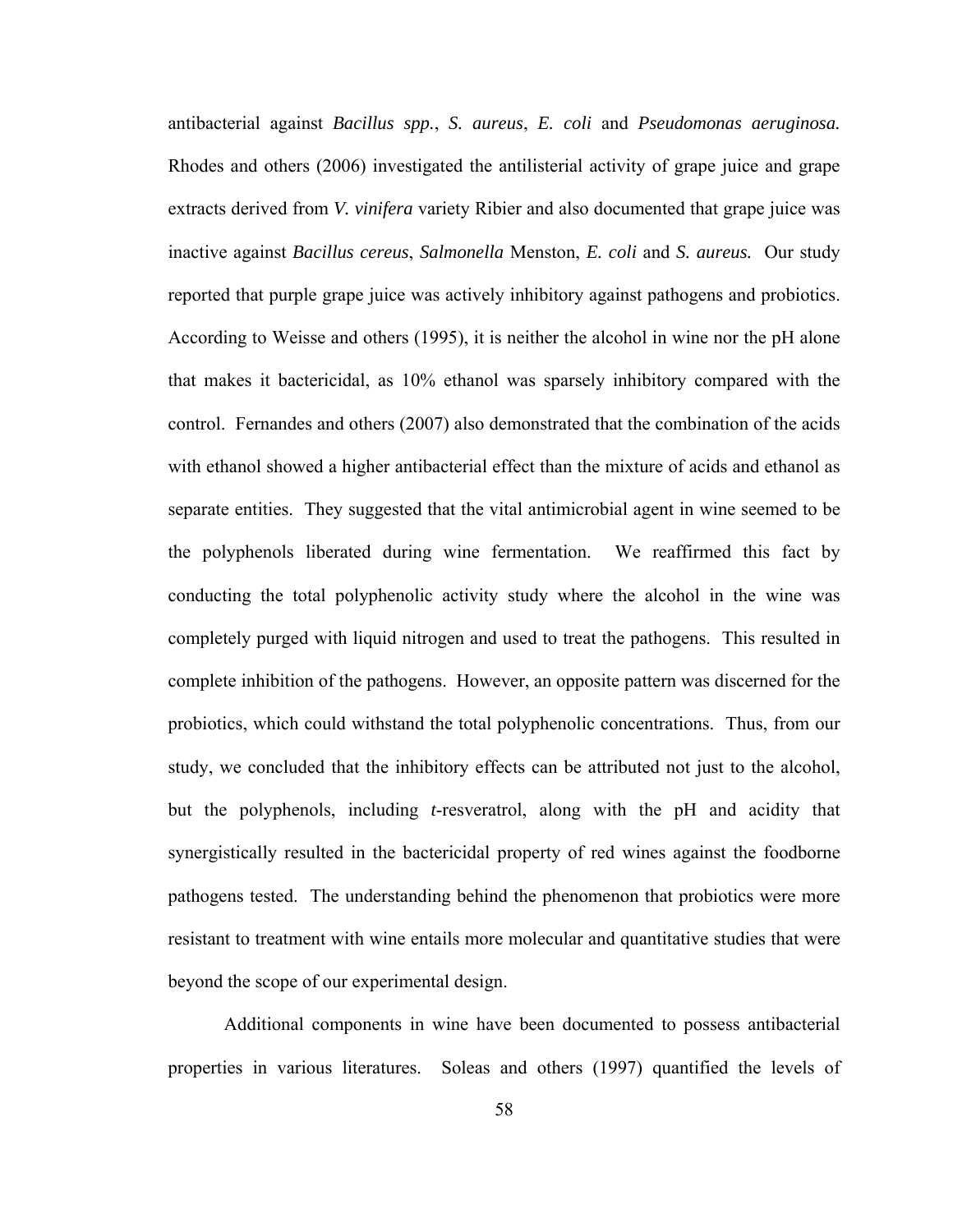antibacterial against *Bacillus spp.*, *S. aureus*, *E. coli* and *Pseudomonas aeruginosa.* Rhodes and others (2006) investigated the antilisterial activity of grape juice and grape extracts derived from *V. vinifera* variety Ribier and also documented that grape juice was inactive against *Bacillus cereus*, *Salmonella* Menston, *E. coli* and *S. aureus.* Our study reported that purple grape juice was actively inhibitory against pathogens and probiotics. According to Weisse and others (1995), it is neither the alcohol in wine nor the pH alone that makes it bactericidal, as 10% ethanol was sparsely inhibitory compared with the control. Fernandes and others (2007) also demonstrated that the combination of the acids with ethanol showed a higher antibacterial effect than the mixture of acids and ethanol as separate entities. They suggested that the vital antimicrobial agent in wine seemed to be the polyphenols liberated during wine fermentation. We reaffirmed this fact by conducting the total polyphenolic activity study where the alcohol in the wine was completely purged with liquid nitrogen and used to treat the pathogens. This resulted in complete inhibition of the pathogens. However, an opposite pattern was discerned for the probiotics, which could withstand the total polyphenolic concentrations. Thus, from our study, we concluded that the inhibitory effects can be attributed not just to the alcohol, but the polyphenols, including *t*-resveratrol, along with the pH and acidity that synergistically resulted in the bactericidal property of red wines against the foodborne pathogens tested. The understanding behind the phenomenon that probiotics were more resistant to treatment with wine entails more molecular and quantitative studies that were beyond the scope of our experimental design.

Additional components in wine have been documented to possess antibacterial properties in various literatures. Soleas and others (1997) quantified the levels of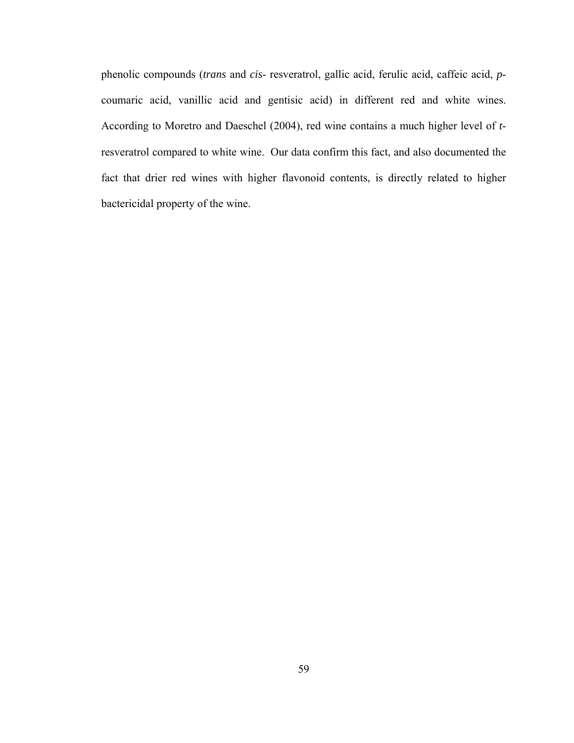phenolic compounds (*trans* and *cis*- resveratrol, gallic acid, ferulic acid, caffeic acid, *p*-coumaric acid, vanillic acid and gentisic acid) in different red and white wines. According to Moretro and Daeschel (2004), red wine contains a much higher level of *t*-resveratrol compared to white wine. Our data confirm this fact, and also documented the fact that drier red wines with higher flavonoid contents, is directly related to higher bactericidal property of the wine.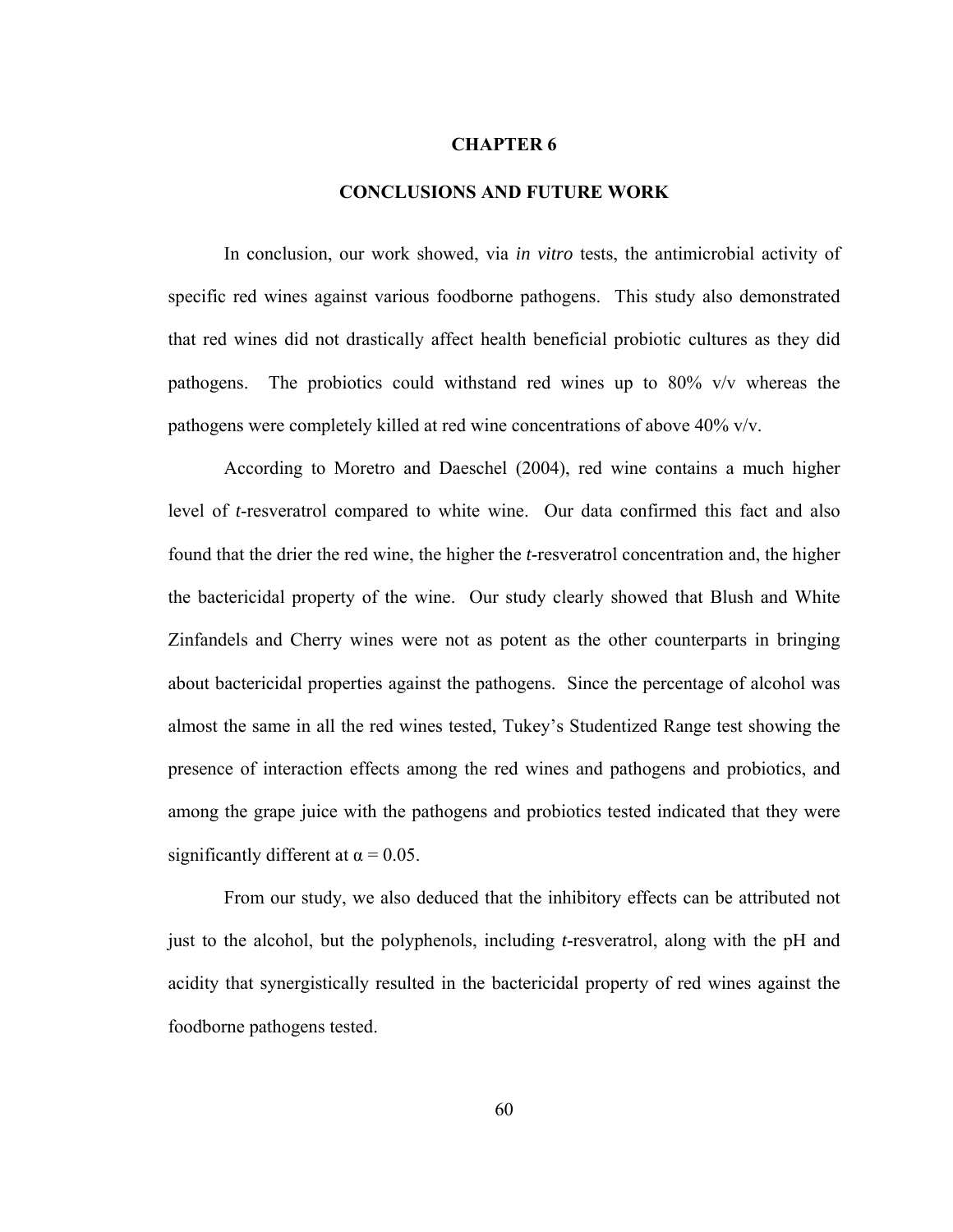# CHAPTER 6

# CONCLUSIONS AND FUTURE WORK

In conclusion, our work showed, via *in vitro* tests, the antimicrobial activity of specific red wines against various foodborne pathogens. This study also demonstrated that red wines did not drastically affect health beneficial probiotic cultures as they did pathogens. The probiotics could withstand red wines up to 80% v/v whereas the pathogens were completely killed at red wine concentrations of above 40% v/v.

According to Moretro and Daeschel (2004), red wine contains a much higher level of *t*-resveratrol compared to white wine. Our data confirmed this fact and also found that the drier the red wine, the higher the *t*-resveratrol concentration and, the higher the bactericidal property of the wine. Our study clearly showed that Blush and White Zinfandels and Cherry wines were not as potent as the other counterparts in bringing about bactericidal properties against the pathogens. Since the percentage of alcohol was almost the same in all the red wines tested, Tukey's Studentized Range test showing the presence of interaction effects among the red wines and pathogens and probiotics, and among the grape juice with the pathogens and probiotics tested indicated that they were significantly different at $\alpha = 0.05$.

From our study, we also deduced that the inhibitory effects can be attributed not just to the alcohol, but the polyphenols, including *t*-resveratrol, along with the pH and acidity that synergistically resulted in the bactericidal property of red wines against the foodborne pathogens tested.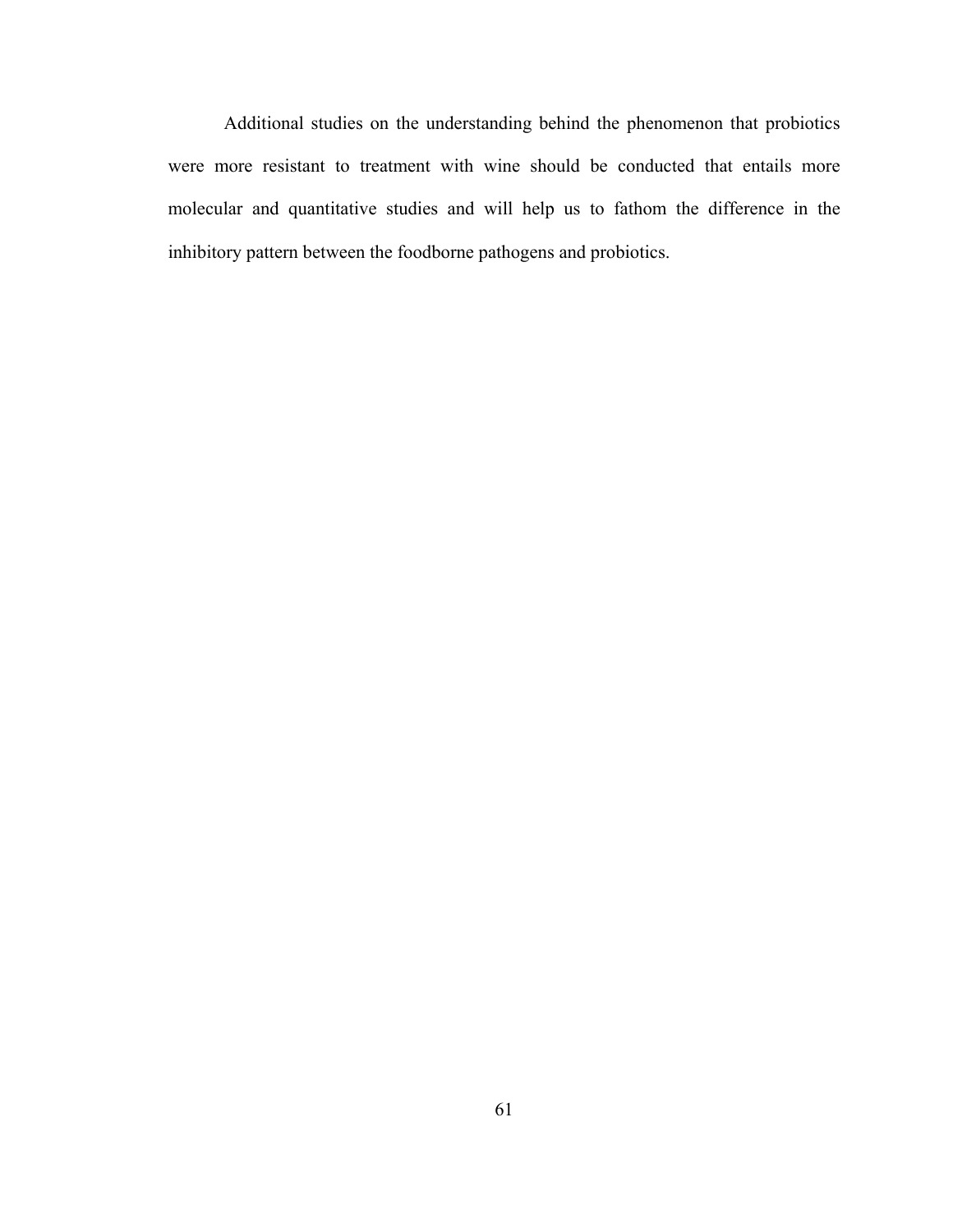Additional studies on the understanding behind the phenomenon that probiotics were more resistant to treatment with wine should be conducted that entails more molecular and quantitative studies and will help us to fathom the difference in the inhibitory pattern between the foodborne pathogens and probiotics.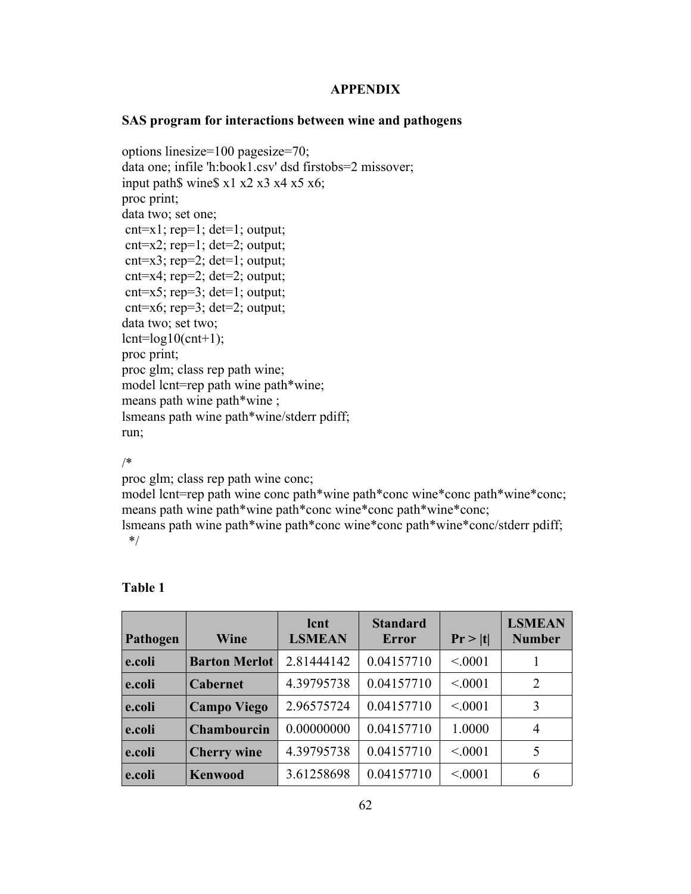## APPENDIX

### SAS program for interactions between wine and pathogens

```
options linesize=100 pagesize=70;
data one; infile 'h:book1.csv' dsd firstobs=2 missover;
input path$ wine$ x1 x2 x3 x4 x5 x6;
proc print;
data two; set one;
 cnt=x1; rep=1; det=1; output;
 cnt=x2; rep=1; det=2; output;
 cnt=x3; rep=2; det=1; output;
 cnt=x4; rep=2; det=2; output;
 cnt=x5; rep=3; det=1; output;
 cnt=x6; rep=3; det=2; output;
data two; set two;
lcnt=log10(cnt+1);
proc print;
proc glm; class rep path wine;
model lcnt=rep path wine path*wine;
means path wine path*wine ;
lsmeans path wine path*wine/stderr pdiff;
run;

/*
proc glm; class rep path wine conc;
model lcnt=rep path wine conc path*wine path*conc wine*conc path*wine*conc;
means path wine path*wine path*conc wine*conc path*wine*conc;
lsmeans path wine path*wine path*conc wine*conc path*wine*conc/stderr pdiff;
  */
```

**Table 1**

| Pathogen | Wine | lcnt LSMEAN | Standard Error | Pr > \|t\| | LSMEAN Number |
|---|---|---|---|---|---|
| **e.coli** | **Barton Merlot** | 2.81444142 | 0.04157710 | <.0001 | 1 |
| **e.coli** | **Cabernet** | 4.39795738 | 0.04157710 | <.0001 | 2 |
| **e.coli** | **Campo Viego** | 2.96575724 | 0.04157710 | <.0001 | 3 |
| **e.coli** | **Chambourcin** | 0.00000000 | 0.04157710 | 1.0000 | 4 |
| **e.coli** | **Cherry wine** | 4.39795738 | 0.04157710 | <.0001 | 5 |
| **e.coli** | **Kenwood** | 3.61258698 | 0.04157710 | <.0001 | 6 |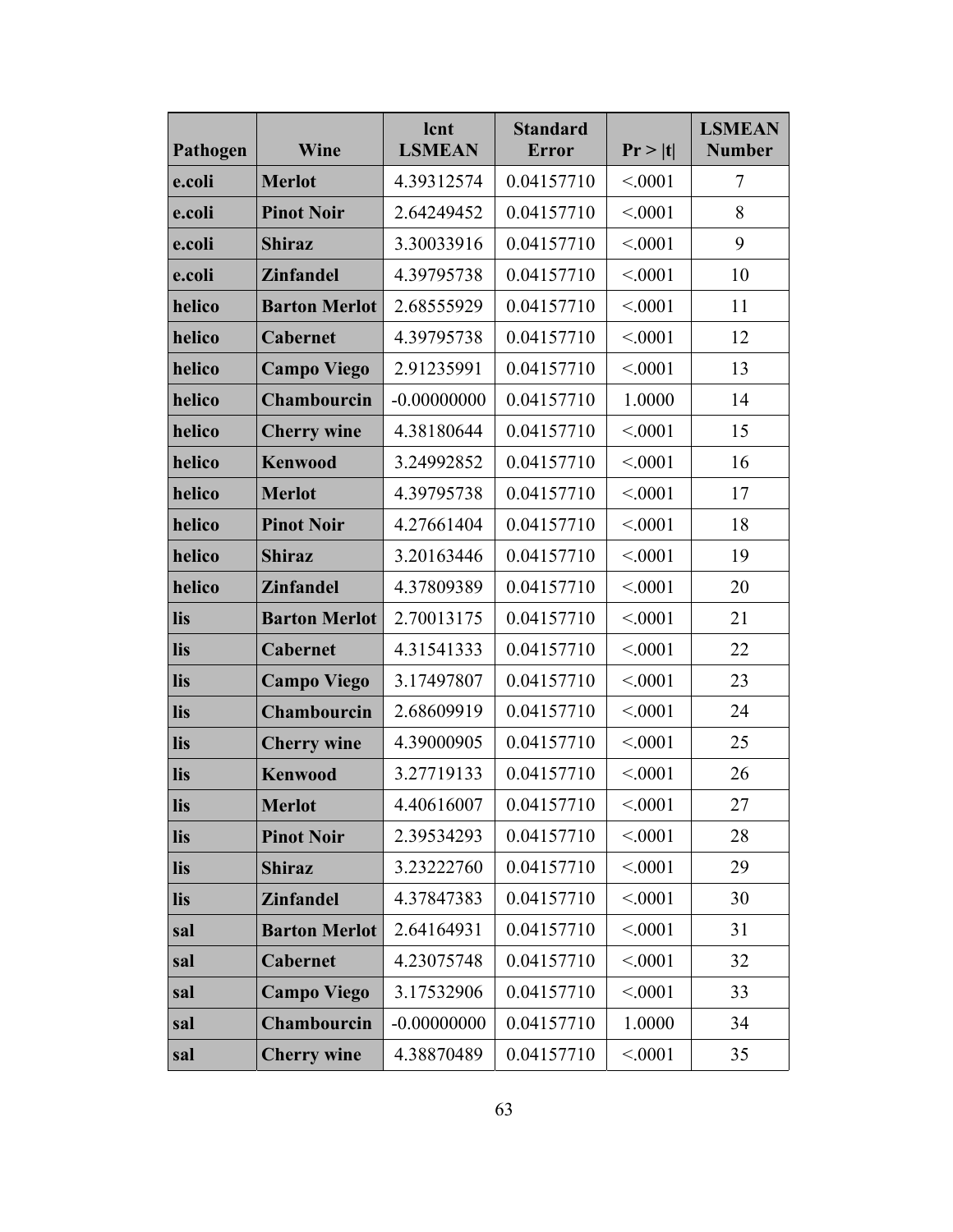| Pathogen | Wine | lcnt LSMEAN | Standard Error | Pr > \|t\| | LSMEAN Number |
|---|---|---|---|---|---|
| e.coli | Merlot | 4.39312574 | 0.04157710 | <.0001 | 7 |
| e.coli | Pinot Noir | 2.64249452 | 0.04157710 | <.0001 | 8 |
| e.coli | Shiraz | 3.30033916 | 0.04157710 | <.0001 | 9 |
| e.coli | Zinfandel | 4.39795738 | 0.04157710 | <.0001 | 10 |
| helico | Barton Merlot | 2.68555929 | 0.04157710 | <.0001 | 11 |
| helico | Cabernet | 4.39795738 | 0.04157710 | <.0001 | 12 |
| helico | Campo Viego | 2.91235991 | 0.04157710 | <.0001 | 13 |
| helico | Chambourcin | -0.00000000 | 0.04157710 | 1.0000 | 14 |
| helico | Cherry wine | 4.38180644 | 0.04157710 | <.0001 | 15 |
| helico | Kenwood | 3.24992852 | 0.04157710 | <.0001 | 16 |
| helico | Merlot | 4.39795738 | 0.04157710 | <.0001 | 17 |
| helico | Pinot Noir | 4.27661404 | 0.04157710 | <.0001 | 18 |
| helico | Shiraz | 3.20163446 | 0.04157710 | <.0001 | 19 |
| helico | Zinfandel | 4.37809389 | 0.04157710 | <.0001 | 20 |
| lis | Barton Merlot | 2.70013175 | 0.04157710 | <.0001 | 21 |
| lis | Cabernet | 4.31541333 | 0.04157710 | <.0001 | 22 |
| lis | Campo Viego | 3.17497807 | 0.04157710 | <.0001 | 23 |
| lis | Chambourcin | 2.68609919 | 0.04157710 | <.0001 | 24 |
| lis | Cherry wine | 4.39000905 | 0.04157710 | <.0001 | 25 |
| lis | Kenwood | 3.27719133 | 0.04157710 | <.0001 | 26 |
| lis | Merlot | 4.40616007 | 0.04157710 | <.0001 | 27 |
| lis | Pinot Noir | 2.39534293 | 0.04157710 | <.0001 | 28 |
| lis | Shiraz | 3.23222760 | 0.04157710 | <.0001 | 29 |
| lis | Zinfandel | 4.37847383 | 0.04157710 | <.0001 | 30 |
| sal | Barton Merlot | 2.64164931 | 0.04157710 | <.0001 | 31 |
| sal | Cabernet | 4.23075748 | 0.04157710 | <.0001 | 32 |
| sal | Campo Viego | 3.17532906 | 0.04157710 | <.0001 | 33 |
| sal | Chambourcin | -0.00000000 | 0.04157710 | 1.0000 | 34 |
| sal | Cherry wine | 4.38870489 | 0.04157710 | <.0001 | 35 |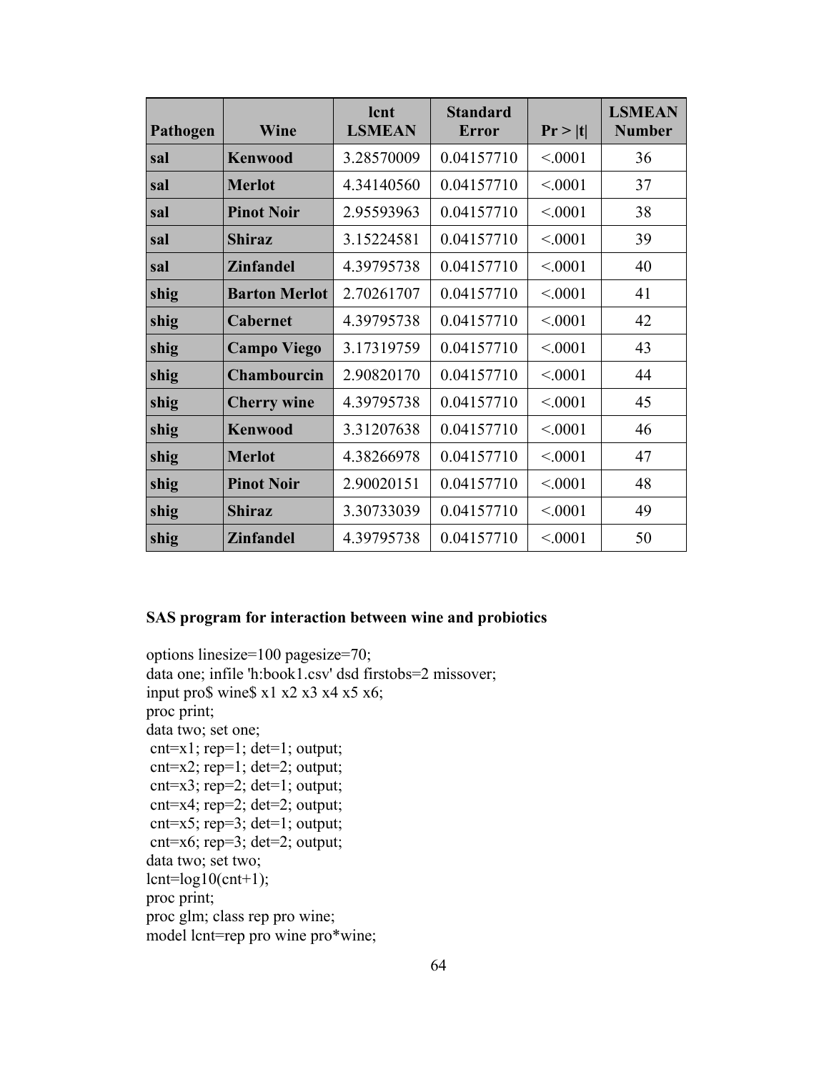| Pathogen | Wine | lcnt LSMEAN | Standard Error | Pr > \|t\| | LSMEAN Number |
|---|---|---|---|---|---|
| **sal** | **Kenwood** | 3.28570009 | 0.04157710 | <.0001 | 36 |
| **sal** | **Merlot** | 4.34140560 | 0.04157710 | <.0001 | 37 |
| **sal** | **Pinot Noir** | 2.95593963 | 0.04157710 | <.0001 | 38 |
| **sal** | **Shiraz** | 3.15224581 | 0.04157710 | <.0001 | 39 |
| **sal** | **Zinfandel** | 4.39795738 | 0.04157710 | <.0001 | 40 |
| **shig** | **Barton Merlot** | 2.70261707 | 0.04157710 | <.0001 | 41 |
| **shig** | **Cabernet** | 4.39795738 | 0.04157710 | <.0001 | 42 |
| **shig** | **Campo Viego** | 3.17319759 | 0.04157710 | <.0001 | 43 |
| **shig** | **Chambourcin** | 2.90820170 | 0.04157710 | <.0001 | 44 |
| **shig** | **Cherry wine** | 4.39795738 | 0.04157710 | <.0001 | 45 |
| **shig** | **Kenwood** | 3.31207638 | 0.04157710 | <.0001 | 46 |
| **shig** | **Merlot** | 4.38266978 | 0.04157710 | <.0001 | 47 |
| **shig** | **Pinot Noir** | 2.90020151 | 0.04157710 | <.0001 | 48 |
| **shig** | **Shiraz** | 3.30733039 | 0.04157710 | <.0001 | 49 |
| **shig** | **Zinfandel** | 4.39795738 | 0.04157710 | <.0001 | 50 |

**SAS program for interaction between wine and probiotics**

```
options linesize=100 pagesize=70;
data one; infile 'h:book1.csv' dsd firstobs=2 missover;
input pro$ wine$ x1 x2 x3 x4 x5 x6;
proc print;
data two; set one;
 cnt=x1; rep=1; det=1; output;
 cnt=x2; rep=1; det=2; output;
 cnt=x3; rep=2; det=1; output;
 cnt=x4; rep=2; det=2; output;
 cnt=x5; rep=3; det=1; output;
 cnt=x6; rep=3; det=2; output;
data two; set two;
lcnt=log10(cnt+1);
proc print;
proc glm; class rep pro wine;
model lcnt=rep pro wine pro*wine;
```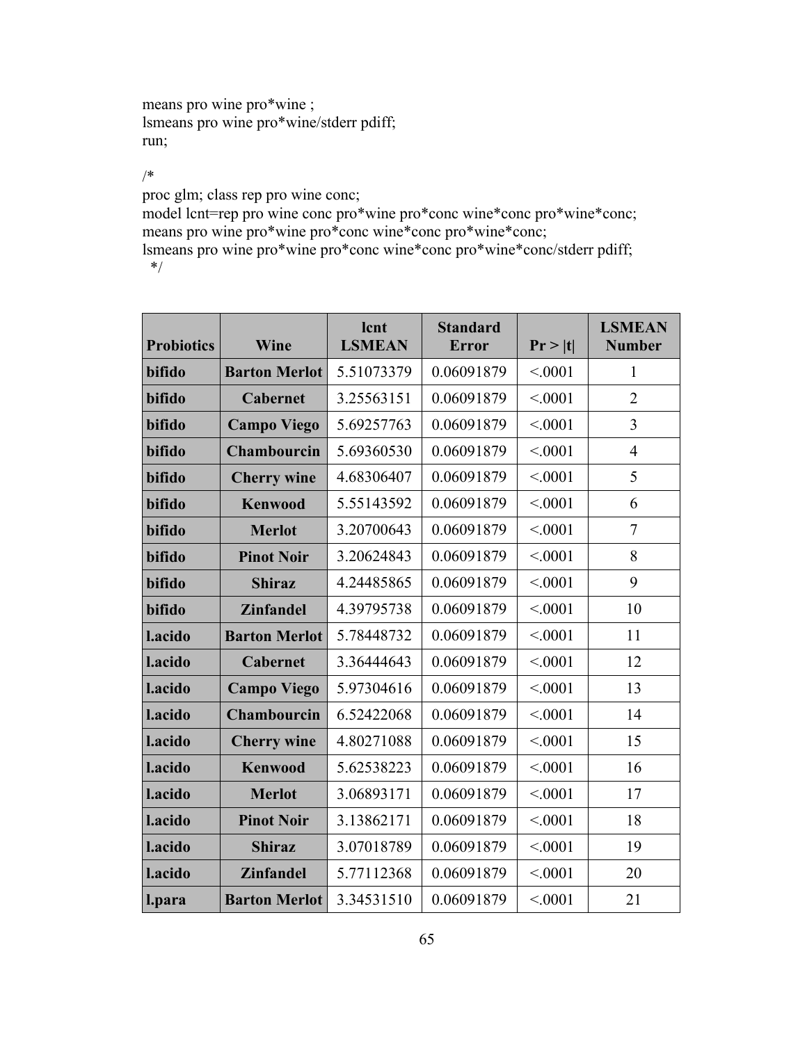```
means pro wine pro*wine ;
lsmeans pro wine pro*wine/stderr pdiff;
run;

/*
proc glm; class rep pro wine conc;
model lcnt=rep pro wine conc pro*wine pro*conc wine*conc pro*wine*conc;
means pro wine pro*wine pro*conc wine*conc pro*wine*conc;
lsmeans pro wine pro*wine pro*conc wine*conc pro*wine*conc/stderr pdiff;
 */
```

| Probiotics | Wine | lcnt LSMEAN | Standard Error | Pr > \|t\| | LSMEAN Number |
|---|---|---|---|---|---|
| **bifido** | **Barton Merlot** | 5.51073379 | 0.06091879 | <.0001 | 1 |
| **bifido** | **Cabernet** | 3.25563151 | 0.06091879 | <.0001 | 2 |
| **bifido** | **Campo Viego** | 5.69257763 | 0.06091879 | <.0001 | 3 |
| **bifido** | **Chambourcin** | 5.69360530 | 0.06091879 | <.0001 | 4 |
| **bifido** | **Cherry wine** | 4.68306407 | 0.06091879 | <.0001 | 5 |
| **bifido** | **Kenwood** | 5.55143592 | 0.06091879 | <.0001 | 6 |
| **bifido** | **Merlot** | 3.20700643 | 0.06091879 | <.0001 | 7 |
| **bifido** | **Pinot Noir** | 3.20624843 | 0.06091879 | <.0001 | 8 |
| **bifido** | **Shiraz** | 4.24485865 | 0.06091879 | <.0001 | 9 |
| **bifido** | **Zinfandel** | 4.39795738 | 0.06091879 | <.0001 | 10 |
| **l.acido** | **Barton Merlot** | 5.78448732 | 0.06091879 | <.0001 | 11 |
| **l.acido** | **Cabernet** | 3.36444643 | 0.06091879 | <.0001 | 12 |
| **l.acido** | **Campo Viego** | 5.97304616 | 0.06091879 | <.0001 | 13 |
| **l.acido** | **Chambourcin** | 6.52422068 | 0.06091879 | <.0001 | 14 |
| **l.acido** | **Cherry wine** | 4.80271088 | 0.06091879 | <.0001 | 15 |
| **l.acido** | **Kenwood** | 5.62538223 | 0.06091879 | <.0001 | 16 |
| **l.acido** | **Merlot** | 3.06893171 | 0.06091879 | <.0001 | 17 |
| **l.acido** | **Pinot Noir** | 3.13862171 | 0.06091879 | <.0001 | 18 |
| **l.acido** | **Shiraz** | 3.07018789 | 0.06091879 | <.0001 | 19 |
| **l.acido** | **Zinfandel** | 5.77112368 | 0.06091879 | <.0001 | 20 |
| **l.para** | **Barton Merlot** | 3.34531510 | 0.06091879 | <.0001 | 21 |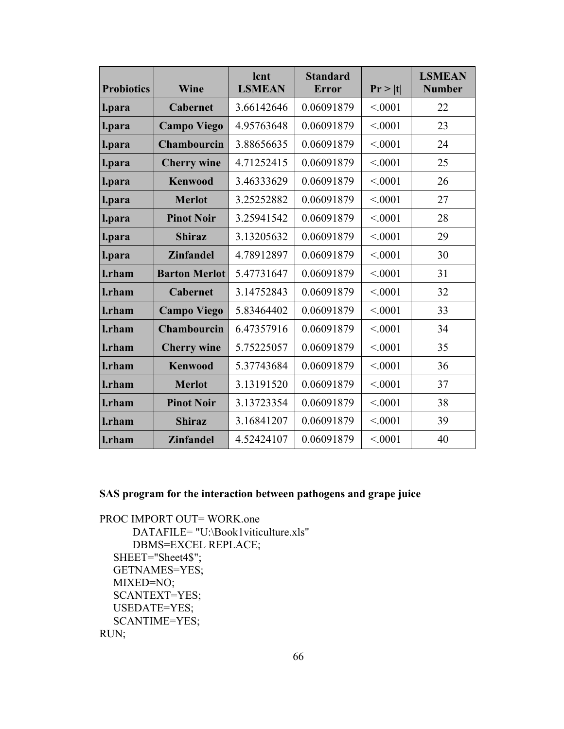| Probiotics | Wine | lcnt LSMEAN | Standard Error | Pr > \|t\| | LSMEAN Number |
|---|---|---|---|---|---|
| l.para | Cabernet | 3.66142646 | 0.06091879 | <.0001 | 22 |
| l.para | Campo Viego | 4.95763648 | 0.06091879 | <.0001 | 23 |
| l.para | Chambourcin | 3.88656635 | 0.06091879 | <.0001 | 24 |
| l.para | Cherry wine | 4.71252415 | 0.06091879 | <.0001 | 25 |
| l.para | Kenwood | 3.46333629 | 0.06091879 | <.0001 | 26 |
| l.para | Merlot | 3.25252882 | 0.06091879 | <.0001 | 27 |
| l.para | Pinot Noir | 3.25941542 | 0.06091879 | <.0001 | 28 |
| l.para | Shiraz | 3.13205632 | 0.06091879 | <.0001 | 29 |
| l.para | Zinfandel | 4.78912897 | 0.06091879 | <.0001 | 30 |
| l.rham | Barton Merlot | 5.47731647 | 0.06091879 | <.0001 | 31 |
| l.rham | Cabernet | 3.14752843 | 0.06091879 | <.0001 | 32 |
| l.rham | Campo Viego | 5.83464402 | 0.06091879 | <.0001 | 33 |
| l.rham | Chambourcin | 6.47357916 | 0.06091879 | <.0001 | 34 |
| l.rham | Cherry wine | 5.75225057 | 0.06091879 | <.0001 | 35 |
| l.rham | Kenwood | 5.37743684 | 0.06091879 | <.0001 | 36 |
| l.rham | Merlot | 3.13191520 | 0.06091879 | <.0001 | 37 |
| l.rham | Pinot Noir | 3.13723354 | 0.06091879 | <.0001 | 38 |
| l.rham | Shiraz | 3.16841207 | 0.06091879 | <.0001 | 39 |
| l.rham | Zinfandel | 4.52424107 | 0.06091879 | <.0001 | 40 |

**SAS program for the interaction between pathogens and grape juice**

```
PROC IMPORT OUT= WORK.one
        DATAFILE= "U:\Book1viticulture.xls"
        DBMS=EXCEL REPLACE;
    SHEET="Sheet4$";
    GETNAMES=YES;
    MIXED=NO;
    SCANTEXT=YES;
    USEDATE=YES;
    SCANTIME=YES;
RUN;
```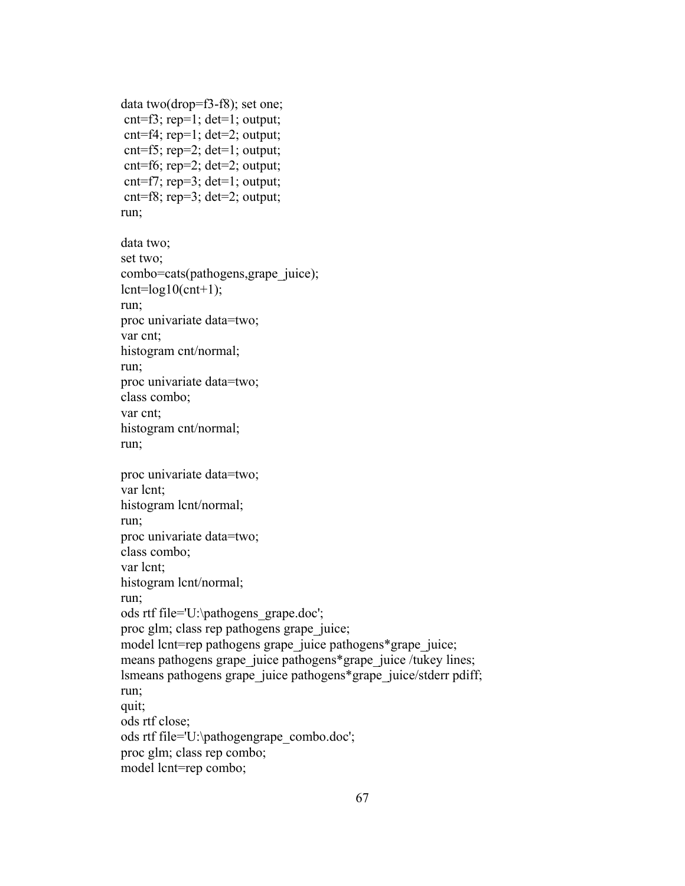```
data two(drop=f3-f8); set one;
 cnt=f3; rep=1; det=1; output;
 cnt=f4; rep=1; det=2; output;
 cnt=f5; rep=2; det=1; output;
 cnt=f6; rep=2; det=2; output;
 cnt=f7; rep=3; det=1; output;
 cnt=f8; rep=3; det=2; output;
run;

data two;
set two;
combo=cats(pathogens,grape_juice);
lcnt=log10(cnt+1);
run;
proc univariate data=two;
var cnt;
histogram cnt/normal;
run;
proc univariate data=two;
class combo;
var cnt;
histogram cnt/normal;
run;

proc univariate data=two;
var lcnt;
histogram lcnt/normal;
run;
proc univariate data=two;
class combo;
var lcnt;
histogram lcnt/normal;
run;
ods rtf file='U:\pathogens_grape.doc';
proc glm; class rep pathogens grape_juice;
model lcnt=rep pathogens grape_juice pathogens*grape_juice;
means pathogens grape_juice pathogens*grape_juice /tukey lines;
lsmeans pathogens grape_juice pathogens*grape_juice/stderr pdiff;
run;
quit;
ods rtf close;
ods rtf file='U:\pathogengrape_combo.doc';
proc glm; class rep combo;
model lcnt=rep combo;
```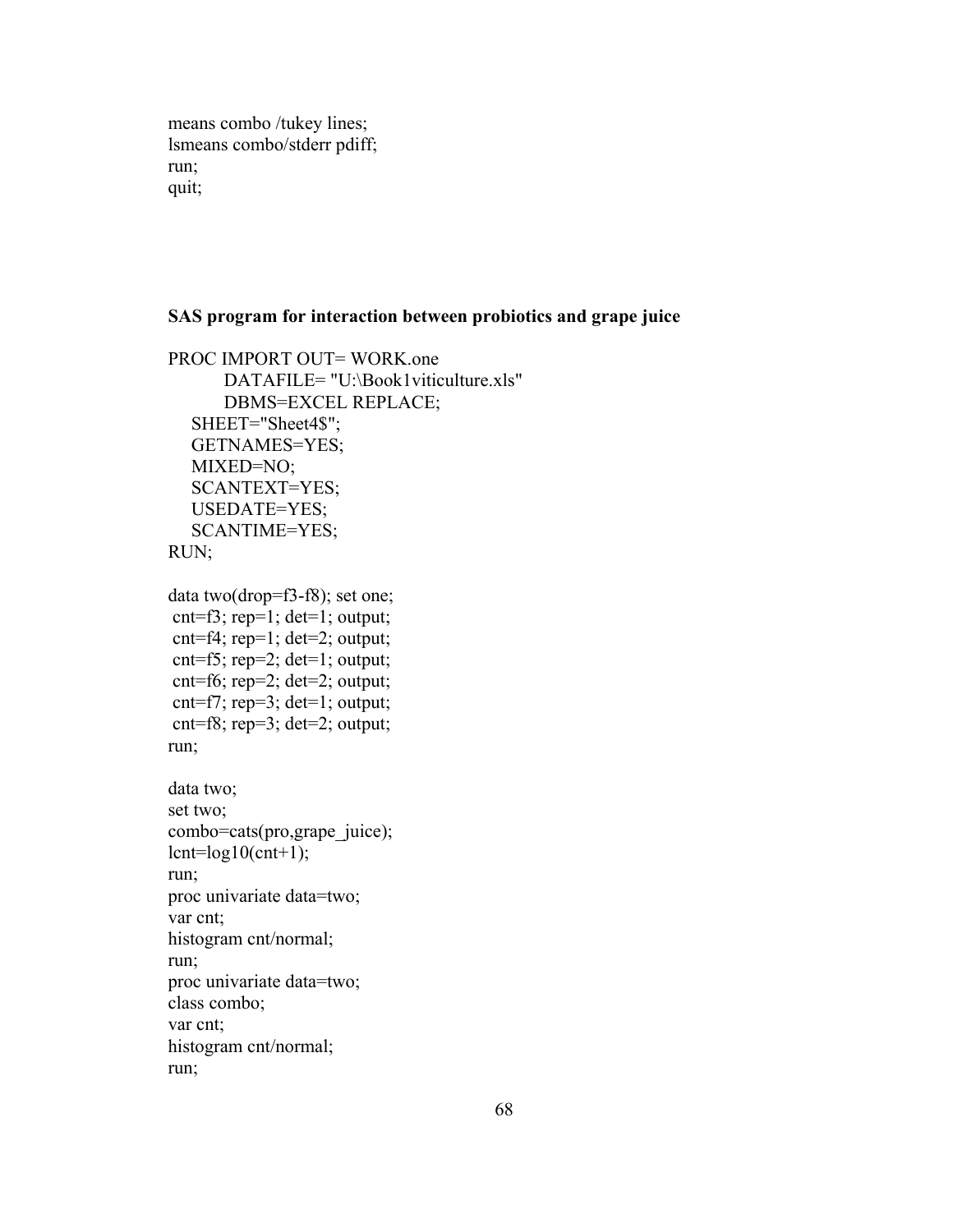```
means combo /tukey lines;
lsmeans combo/stderr pdiff;
run;
quit;
```

**SAS program for interaction between probiotics and grape juice**

```
PROC IMPORT OUT= WORK.one
        DATAFILE= "U:\Book1viticulture.xls"
        DBMS=EXCEL REPLACE;
    SHEET="Sheet4$";
    GETNAMES=YES;
    MIXED=NO;
    SCANTEXT=YES;
    USEDATE=YES;
    SCANTIME=YES;
RUN;

data two(drop=f3-f8); set one;
 cnt=f3; rep=1; det=1; output;
 cnt=f4; rep=1; det=2; output;
 cnt=f5; rep=2; det=1; output;
 cnt=f6; rep=2; det=2; output;
 cnt=f7; rep=3; det=1; output;
 cnt=f8; rep=3; det=2; output;
run;

data two;
set two;
combo=cats(pro,grape_juice);
lcnt=log10(cnt+1);
run;
proc univariate data=two;
var cnt;
histogram cnt/normal;
run;
proc univariate data=two;
class combo;
var cnt;
histogram cnt/normal;
run;
```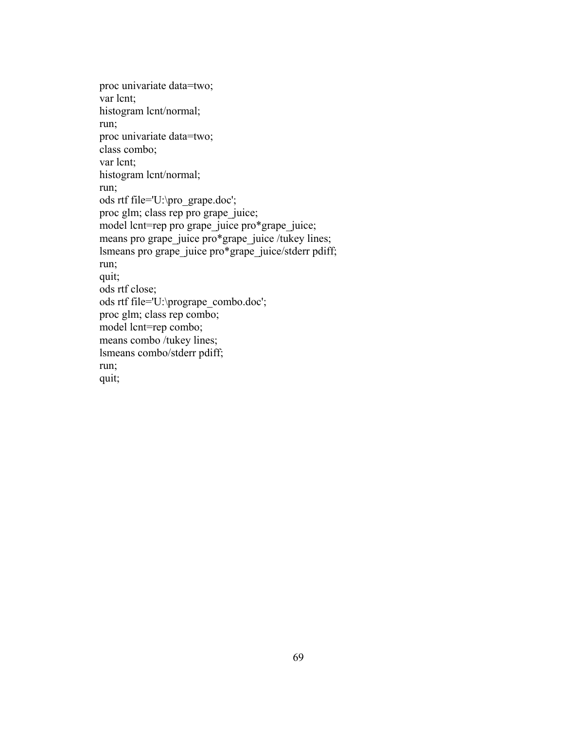```
proc univariate data=two;
var lcnt;
histogram lcnt/normal;
run;
proc univariate data=two;
class combo;
var lcnt;
histogram lcnt/normal;
run;
ods rtf file='U:\pro_grape.doc';
proc glm; class rep pro grape_juice;
model lcnt=rep pro grape_juice pro*grape_juice;
means pro grape_juice pro*grape_juice /tukey lines;
lsmeans pro grape_juice pro*grape_juice/stderr pdiff;
run;
quit;
ods rtf close;
ods rtf file='U:\progrape_combo.doc';
proc glm; class rep combo;
model lcnt=rep combo;
means combo /tukey lines;
lsmeans combo/stderr pdiff;
run;
quit;
```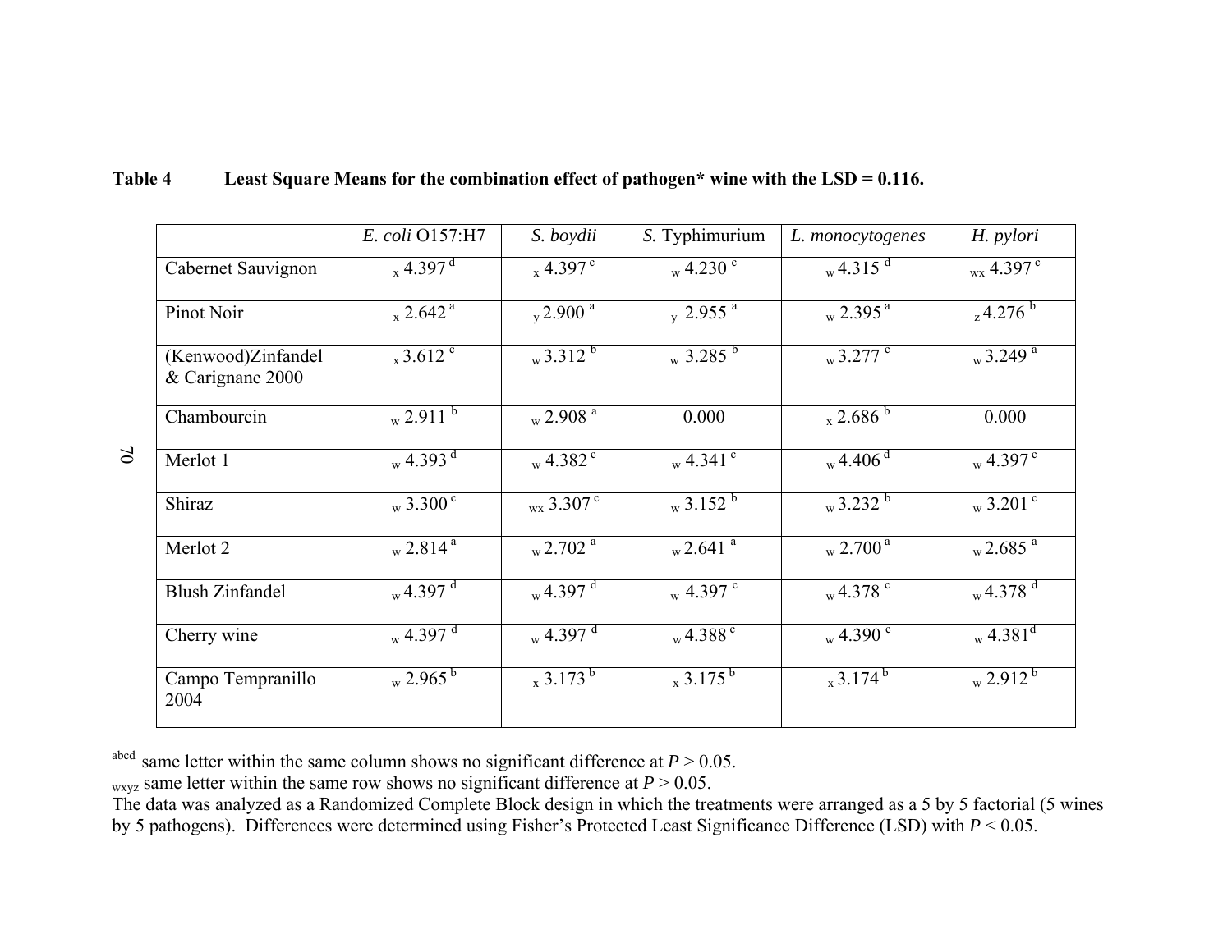**Table 4 Least Square Means for the combination effect of pathogen\* wine with the LSD = 0.116.**

| | *E. coli* O157:H7 | *S. boydii* | *S.* Typhimurium | *L. monocytogenes* | *H. pylori* |
|---|---|---|---|---|---|
| Cabernet Sauvignon | $_{x}$ 4.397 $^{d}$ | $_{x}$ 4.397 $^{c}$ | $_{w}$ 4.230 $^{c}$ | $_{w}$ 4.315 $^{d}$ | $_{wx}$ 4.397 $^{c}$ |
| Pinot Noir | $_{x}$ 2.642 $^{a}$ | $_{y}$ 2.900 $^{a}$ | $_{y}$ 2.955 $^{a}$ | $_{w}$ 2.395 $^{a}$ | $_{z}$ 4.276 $^{b}$ |
| (Kenwood)Zinfandel & Carignane 2000 | $_{x}$ 3.612 $^{c}$ | $_{w}$ 3.312 $^{b}$ | $_{w}$ 3.285 $^{b}$ | $_{w}$ 3.277 $^{c}$ | $_{w}$ 3.249 $^{a}$ |
| Chambourcin | $_{w}$ 2.911 $^{b}$ | $_{w}$ 2.908 $^{a}$ | 0.000 | $_{x}$ 2.686 $^{b}$ | 0.000 |
| Merlot 1 | $_{w}$ 4.393 $^{d}$ | $_{w}$ 4.382 $^{c}$ | $_{w}$ 4.341 $^{c}$ | $_{w}$ 4.406 $^{d}$ | $_{w}$ 4.397 $^{c}$ |
| Shiraz | $_{w}$ 3.300 $^{c}$ | $_{wx}$ 3.307 $^{c}$ | $_{w}$ 3.152 $^{b}$ | $_{w}$ 3.232 $^{b}$ | $_{w}$ 3.201 $^{c}$ |
| Merlot 2 | $_{w}$ 2.814 $^{a}$ | $_{w}$ 2.702 $^{a}$ | $_{w}$ 2.641 $^{a}$ | $_{w}$ 2.700 $^{a}$ | $_{w}$ 2.685 $^{a}$ |
| Blush Zinfandel | $_{w}$ 4.397 $^{d}$ | $_{w}$ 4.397 $^{d}$ | $_{w}$ 4.397 $^{c}$ | $_{w}$ 4.378 $^{c}$ | $_{w}$ 4.378 $^{d}$ |
| Cherry wine | $_{w}$ 4.397 $^{d}$ | $_{w}$ 4.397 $^{d}$ | $_{w}$ 4.388 $^{c}$ | $_{w}$ 4.390 $^{c}$ | $_{w}$ 4.381 $^{d}$ |
| Campo Tempranillo 2004 | $_{w}$ 2.965 $^{b}$ | $_{x}$ 3.173 $^{b}$ | $_{x}$ 3.175 $^{b}$ | $_{x}$ 3.174 $^{b}$ | $_{w}$ 2.912 $^{b}$ |

$^{abcd}$ same letter within the same column shows no significant difference at $P > 0.05$.
$_{wxyz}$ same letter within the same row shows no significant difference at $P > 0.05$.
The data was analyzed as a Randomized Complete Block design in which the treatments were arranged as a 5 by 5 factorial (5 wines by 5 pathogens). Differences were determined using Fisher's Protected Least Significance Difference (LSD) with $P < 0.05$.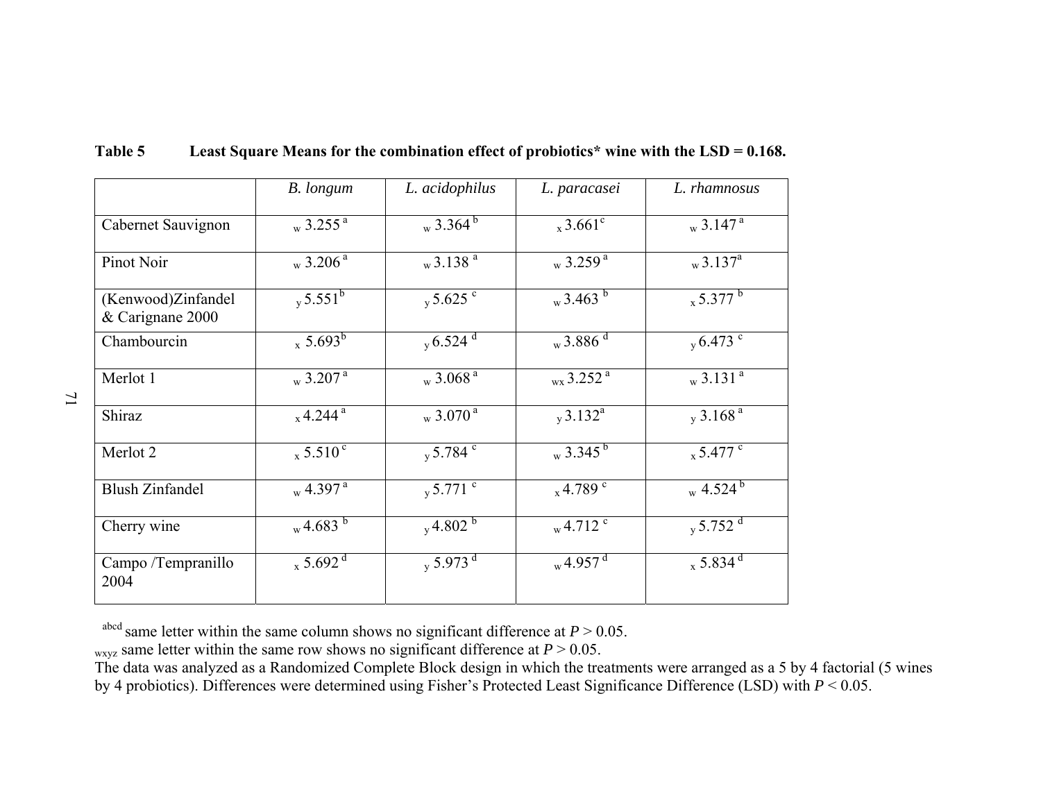**Table 5 Least Square Means for the combination effect of probiotics* wine with the LSD = 0.168.**

| | *B. longum* | *L. acidophilus* | *L. paracasei* | *L. rhamnosus* |
|---|---|---|---|---|
| Cabernet Sauvignon | $_w$ 3.255 $^a$ | $_w$ 3.364 $^b$ | $_x$ 3.661 $^c$ | $_w$ 3.147 $^a$ |
| Pinot Noir | $_w$ 3.206 $^a$ | $_w$ 3.138 $^a$ | $_w$ 3.259 $^a$ | $_w$ 3.137 $^a$ |
| (Kenwood)Zinfandel & Carignane 2000 | $_y$ 5.551 $^b$ | $_y$ 5.625 $^c$ | $_w$ 3.463 $^b$ | $_x$ 5.377 $^b$ |
| Chambourcin | $_x$ 5.693 $^b$ | $_y$ 6.524 $^d$ | $_w$ 3.886 $^d$ | $_y$ 6.473 $^c$ |
| Merlot 1 | $_w$ 3.207 $^a$ | $_w$ 3.068 $^a$ | $_{wx}$ 3.252 $^a$ | $_w$ 3.131 $^a$ |
| Shiraz | $_x$ 4.244 $^a$ | $_w$ 3.070 $^a$ | $_y$ 3.132 $^a$ | $_y$ 3.168 $^a$ |
| Merlot 2 | $_x$ 5.510 $^c$ | $_y$ 5.784 $^c$ | $_w$ 3.345 $^b$ | $_x$ 5.477 $^c$ |
| Blush Zinfandel | $_w$ 4.397 $^a$ | $_y$ 5.771 $^c$ | $_x$ 4.789 $^c$ | $_w$ 4.524 $^b$ |
| Cherry wine | $_w$ 4.683 $^b$ | $_y$ 4.802 $^b$ | $_w$ 4.712 $^c$ | $_y$ 5.752 $^d$ |
| Campo /Tempranillo 2004 | $_x$ 5.692 $^d$ | $_y$ 5.973 $^d$ | $_w$ 4.957 $^d$ | $_x$ 5.834 $^d$ |

$^{abcd}$ same letter within the same column shows no significant difference at $P > 0.05$.
$_{wxyz}$ same letter within the same row shows no significant difference at $P > 0.05$.
The data was analyzed as a Randomized Complete Block design in which the treatments were arranged as a 5 by 4 factorial (5 wines by 4 probiotics). Differences were determined using Fisher's Protected Least Significance Difference (LSD) with $P < 0.05$.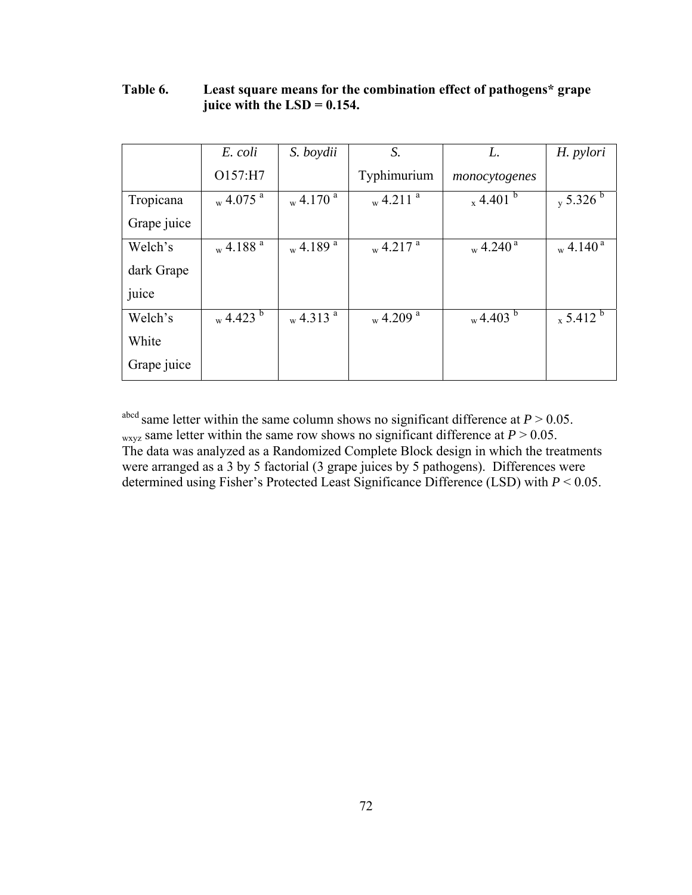**Table 6. Least square means for the combination effect of pathogens* grape juice with the LSD = 0.154.**

| | *E. coli* O157:H7 | *S. boydii* | *S.* Typhimurium | *L. monocytogenes* | *H. pylori* |
|---|---|---|---|---|---|
| Tropicana Grape juice | $_{w}$ 4.075 $^{a}$ | $_{w}$ 4.170 $^{a}$ | $_{w}$ 4.211 $^{a}$ | $_{x}$ 4.401 $^{b}$ | $_{y}$ 5.326 $^{b}$ |
| Welch's dark Grape juice | $_{w}$ 4.188 $^{a}$ | $_{w}$ 4.189 $^{a}$ | $_{w}$ 4.217 $^{a}$ | $_{w}$ 4.240 $^{a}$ | $_{w}$ 4.140 $^{a}$ |
| Welch's White Grape juice | $_{w}$ 4.423 $^{b}$ | $_{w}$ 4.313 $^{a}$ | $_{w}$ 4.209 $^{a}$ | $_{w}$ 4.403 $^{b}$ | $_{x}$ 5.412 $^{b}$ |

$^{abcd}$ same letter within the same column shows no significant difference at $P > 0.05$.
$_{wxyz}$ same letter within the same row shows no significant difference at $P > 0.05$.
The data was analyzed as a Randomized Complete Block design in which the treatments were arranged as a 3 by 5 factorial (3 grape juices by 5 pathogens). Differences were determined using Fisher's Protected Least Significance Difference (LSD) with $P < 0.05$.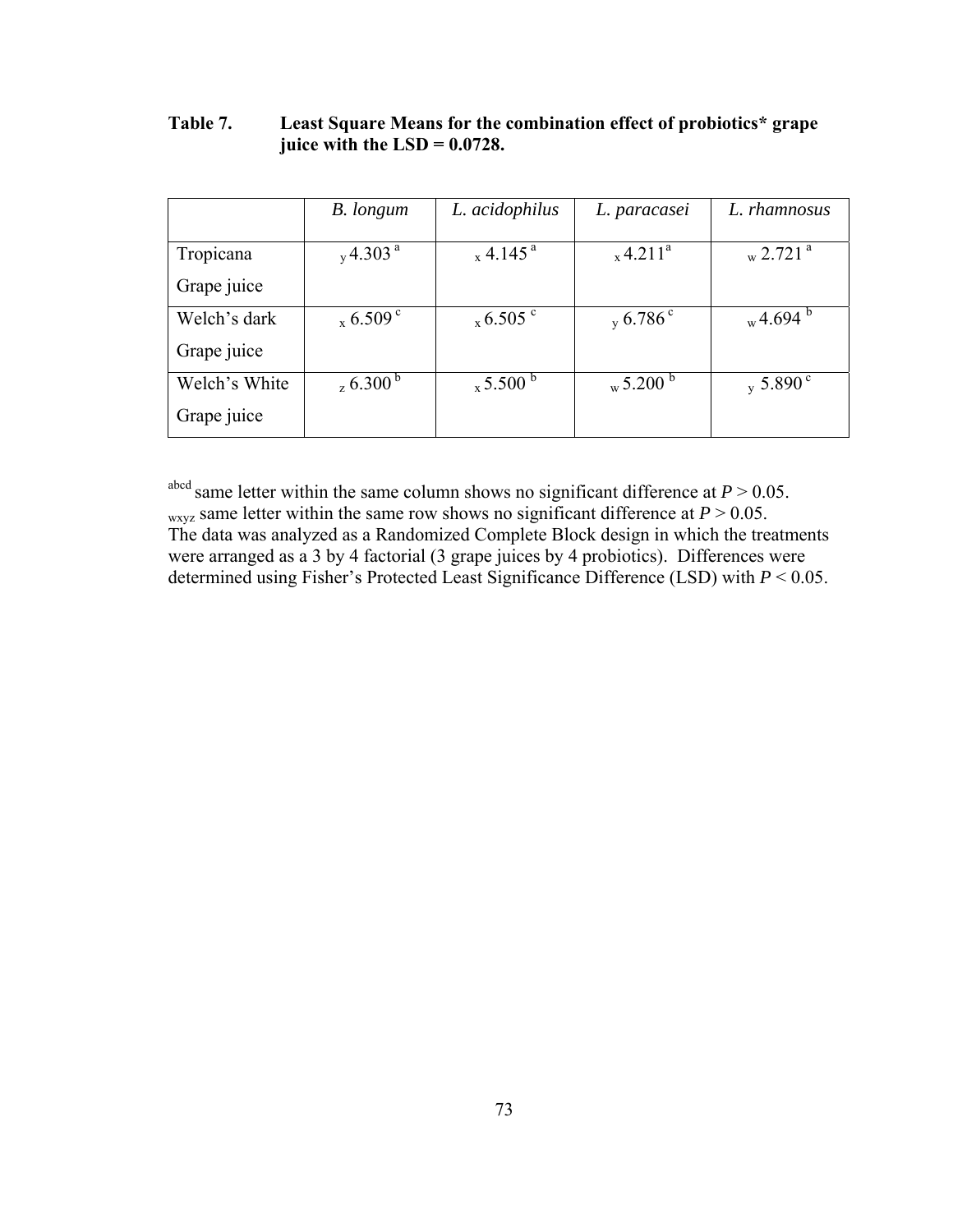**Table 7. Least Square Means for the combination effect of probiotics* grape juice with the LSD = 0.0728.**

| | *B. longum* | *L. acidophilus* | *L. paracasei* | *L. rhamnosus* |
|---|---|---|---|---|
| Tropicana Grape juice | $_{y}4.303^{a}$ | $_{x}4.145^{a}$ | $_{x}4.211^{a}$ | $_{w}2.721^{a}$ |
| Welch's dark Grape juice | $_{x}6.509^{c}$ | $_{x}6.505^{c}$ | $_{y}6.786^{c}$ | $_{w}4.694^{b}$ |
| Welch's White Grape juice | $_{z}6.300^{b}$ | $_{x}5.500^{b}$ | $_{w}5.200^{b}$ | $_{y}5.890^{c}$ |

$^{abcd}$ same letter within the same column shows no significant difference at $P > 0.05$.
$_{wxyz}$ same letter within the same row shows no significant difference at $P > 0.05$.
The data was analyzed as a Randomized Complete Block design in which the treatments were arranged as a 3 by 4 factorial (3 grape juices by 4 probiotics). Differences were determined using Fisher's Protected Least Significance Difference (LSD) with $P < 0.05$.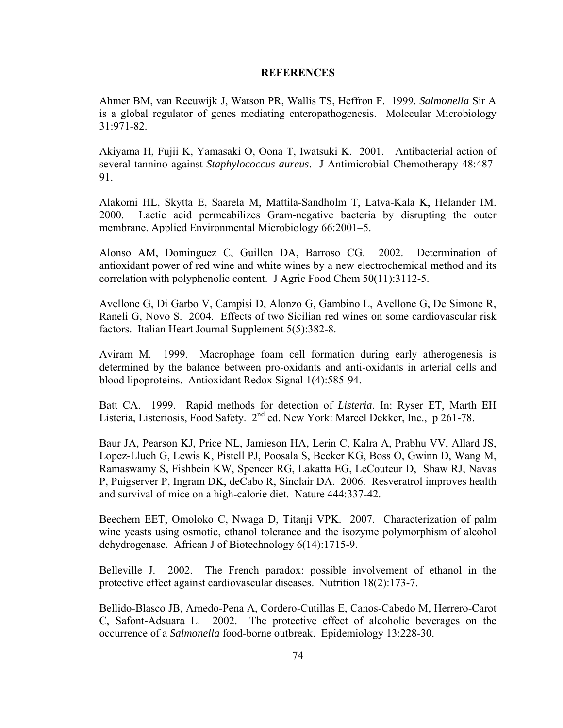**REFERENCES**

Ahmer BM, van Reeuwijk J, Watson PR, Wallis TS, Heffron F. 1999. *Salmonella* Sir A is a global regulator of genes mediating enteropathogenesis. Molecular Microbiology 31:971-82.

Akiyama H, Fujii K, Yamasaki O, Oona T, Iwatsuki K. 2001. Antibacterial action of several tannino against *Staphylococcus aureus*. J Antimicrobial Chemotherapy 48:487-91.

Alakomi HL, Skytta E, Saarela M, Mattila-Sandholm T, Latva-Kala K, Helander IM. 2000. Lactic acid permeabilizes Gram-negative bacteria by disrupting the outer membrane. Applied Environmental Microbiology 66:2001–5.

Alonso AM, Dominguez C, Guillen DA, Barroso CG. 2002. Determination of antioxidant power of red wine and white wines by a new electrochemical method and its correlation with polyphenolic content. J Agric Food Chem 50(11):3112-5.

Avellone G, Di Garbo V, Campisi D, Alonzo G, Gambino L, Avellone G, De Simone R, Raneli G, Novo S. 2004. Effects of two Sicilian red wines on some cardiovascular risk factors. Italian Heart Journal Supplement 5(5):382-8.

Aviram M. 1999. Macrophage foam cell formation during early atherogenesis is determined by the balance between pro-oxidants and anti-oxidants in arterial cells and blood lipoproteins. Antioxidant Redox Signal 1(4):585-94.

Batt CA. 1999. Rapid methods for detection of *Listeria*. In: Ryser ET, Marth EH Listeria, Listeriosis, Food Safety. 2nd ed. New York: Marcel Dekker, Inc., p 261-78.

Baur JA, Pearson KJ, Price NL, Jamieson HA, Lerin C, Kalra A, Prabhu VV, Allard JS, Lopez-Lluch G, Lewis K, Pistell PJ, Poosala S, Becker KG, Boss O, Gwinn D, Wang M, Ramaswamy S, Fishbein KW, Spencer RG, Lakatta EG, LeCouteur D, Shaw RJ, Navas P, Puigserver P, Ingram DK, deCabo R, Sinclair DA. 2006. Resveratrol improves health and survival of mice on a high-calorie diet. Nature 444:337-42.

Beechem EET, Omoloko C, Nwaga D, Titanji VPK. 2007. Characterization of palm wine yeasts using osmotic, ethanol tolerance and the isozyme polymorphism of alcohol dehydrogenase. African J of Biotechnology 6(14):1715-9.

Belleville J. 2002. The French paradox: possible involvement of ethanol in the protective effect against cardiovascular diseases. Nutrition 18(2):173-7.

Bellido-Blasco JB, Arnedo-Pena A, Cordero-Cutillas E, Canos-Cabedo M, Herrero-Carot C, Safont-Adsuara L. 2002. The protective effect of alcoholic beverages on the occurrence of a *Salmonella* food-borne outbreak. Epidemiology 13:228-30.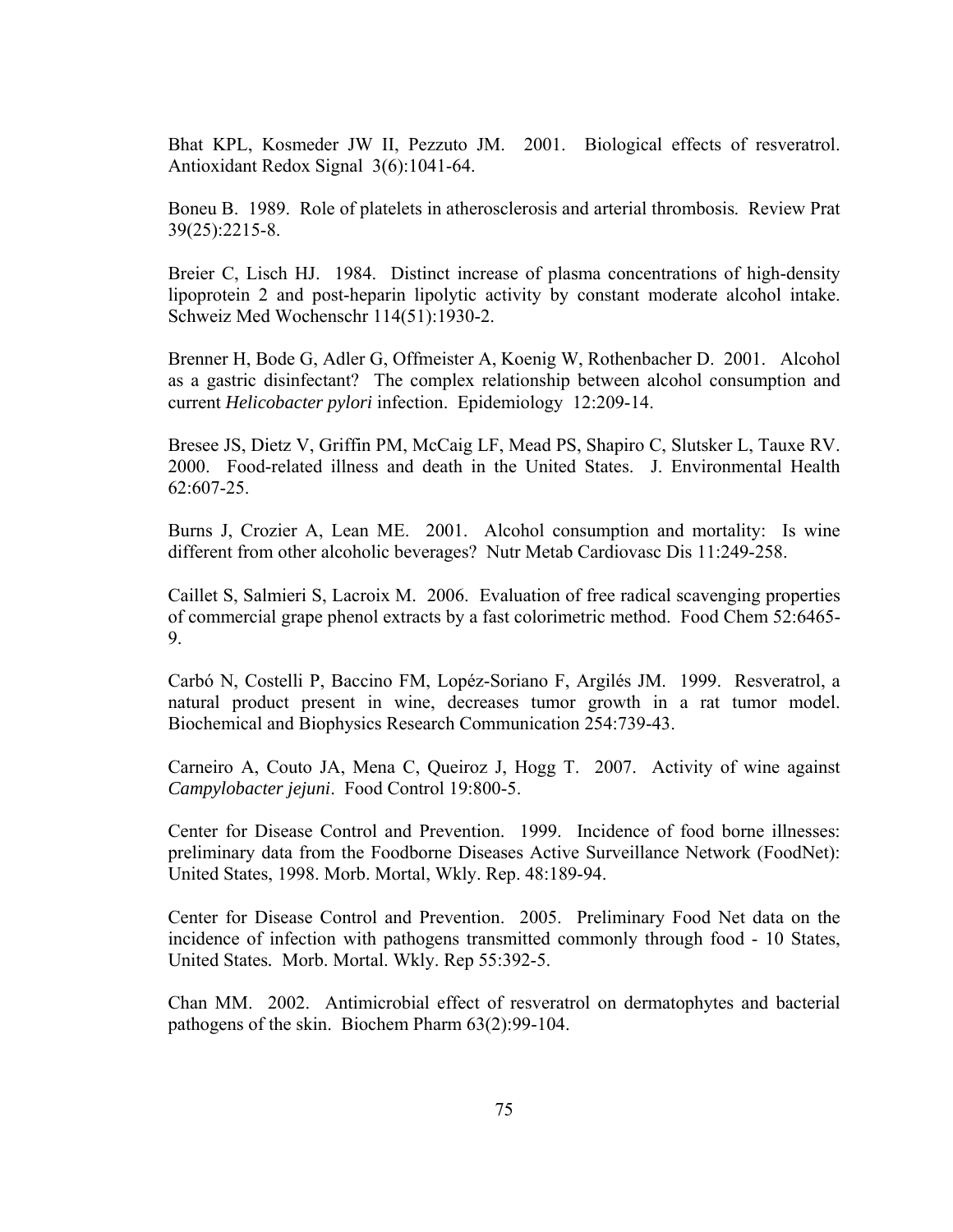Bhat KPL, Kosmeder JW II, Pezzuto JM. 2001. Biological effects of resveratrol. Antioxidant Redox Signal 3(6):1041-64.

Boneu B. 1989. Role of platelets in atherosclerosis and arterial thrombosis. Review Prat 39(25):2215-8.

Breier C, Lisch HJ. 1984. Distinct increase of plasma concentrations of high-density lipoprotein 2 and post-heparin lipolytic activity by constant moderate alcohol intake. Schweiz Med Wochenschr 114(51):1930-2.

Brenner H, Bode G, Adler G, Offmeister A, Koenig W, Rothenbacher D. 2001. Alcohol as a gastric disinfectant? The complex relationship between alcohol consumption and current *Helicobacter pylori* infection. Epidemiology 12:209-14.

Bresee JS, Dietz V, Griffin PM, McCaig LF, Mead PS, Shapiro C, Slutsker L, Tauxe RV. 2000. Food-related illness and death in the United States. J. Environmental Health 62:607-25.

Burns J, Crozier A, Lean ME. 2001. Alcohol consumption and mortality: Is wine different from other alcoholic beverages? Nutr Metab Cardiovasc Dis 11:249-258.

Caillet S, Salmieri S, Lacroix M. 2006. Evaluation of free radical scavenging properties of commercial grape phenol extracts by a fast colorimetric method. Food Chem 52:6465-9.

Carbó N, Costelli P, Baccino FM, Lopéz-Soriano F, Argilés JM. 1999. Resveratrol, a natural product present in wine, decreases tumor growth in a rat tumor model. Biochemical and Biophysics Research Communication 254:739-43.

Carneiro A, Couto JA, Mena C, Queiroz J, Hogg T. 2007. Activity of wine against *Campylobacter jejuni*. Food Control 19:800-5.

Center for Disease Control and Prevention. 1999. Incidence of food borne illnesses: preliminary data from the Foodborne Diseases Active Surveillance Network (FoodNet): United States, 1998. Morb. Mortal, Wkly. Rep. 48:189-94.

Center for Disease Control and Prevention. 2005. Preliminary Food Net data on the incidence of infection with pathogens transmitted commonly through food - 10 States, United States. Morb. Mortal. Wkly. Rep 55:392-5.

Chan MM. 2002. Antimicrobial effect of resveratrol on dermatophytes and bacterial pathogens of the skin. Biochem Pharm 63(2):99-104.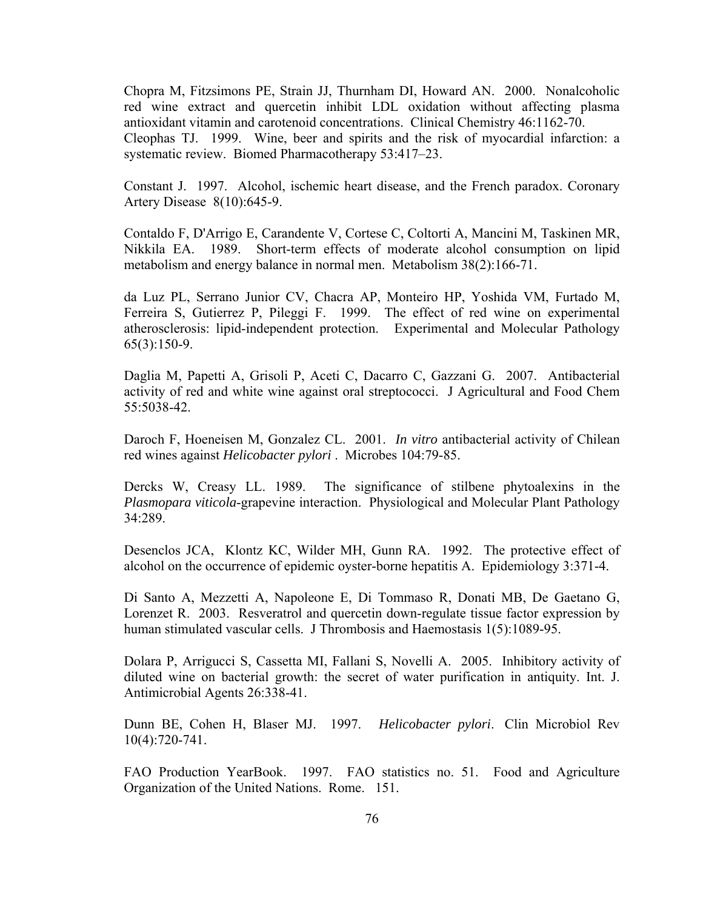Chopra M, Fitzsimons PE, Strain JJ, Thurnham DI, Howard AN. 2000. Nonalcoholic red wine extract and quercetin inhibit LDL oxidation without affecting plasma antioxidant vitamin and carotenoid concentrations. Clinical Chemistry 46:1162-70.

Cleophas TJ. 1999. Wine, beer and spirits and the risk of myocardial infarction: a systematic review. Biomed Pharmacotherapy 53:417–23.

Constant J. 1997. Alcohol, ischemic heart disease, and the French paradox. Coronary Artery Disease 8(10):645-9.

Contaldo F, D'Arrigo E, Carandente V, Cortese C, Coltorti A, Mancini M, Taskinen MR, Nikkila EA. 1989. Short-term effects of moderate alcohol consumption on lipid metabolism and energy balance in normal men. Metabolism 38(2):166-71.

da Luz PL, Serrano Junior CV, Chacra AP, Monteiro HP, Yoshida VM, Furtado M, Ferreira S, Gutierrez P, Pileggi F. 1999. The effect of red wine on experimental atherosclerosis: lipid-independent protection. Experimental and Molecular Pathology 65(3):150-9.

Daglia M, Papetti A, Grisoli P, Aceti C, Dacarro C, Gazzani G. 2007. Antibacterial activity of red and white wine against oral streptococci. J Agricultural and Food Chem 55:5038-42.

Daroch F, Hoeneisen M, Gonzalez CL. 2001. *In vitro* antibacterial activity of Chilean red wines against *Helicobacter pylori* . Microbes 104:79-85.

Dercks W, Creasy LL. 1989. The significance of stilbene phytoalexins in the *Plasmopara viticola*-grapevine interaction. Physiological and Molecular Plant Pathology 34:289.

Desenclos JCA, Klontz KC, Wilder MH, Gunn RA. 1992. The protective effect of alcohol on the occurrence of epidemic oyster-borne hepatitis A. Epidemiology 3:371-4.

Di Santo A, Mezzetti A, Napoleone E, Di Tommaso R, Donati MB, De Gaetano G, Lorenzet R. 2003. Resveratrol and quercetin down-regulate tissue factor expression by human stimulated vascular cells. J Thrombosis and Haemostasis 1(5):1089-95.

Dolara P, Arrigucci S, Cassetta MI, Fallani S, Novelli A. 2005. Inhibitory activity of diluted wine on bacterial growth: the secret of water purification in antiquity. Int. J. Antimicrobial Agents 26:338-41.

Dunn BE, Cohen H, Blaser MJ. 1997. *Helicobacter pylori*. Clin Microbiol Rev 10(4):720-741.

FAO Production YearBook. 1997. FAO statistics no. 51. Food and Agriculture Organization of the United Nations. Rome. 151.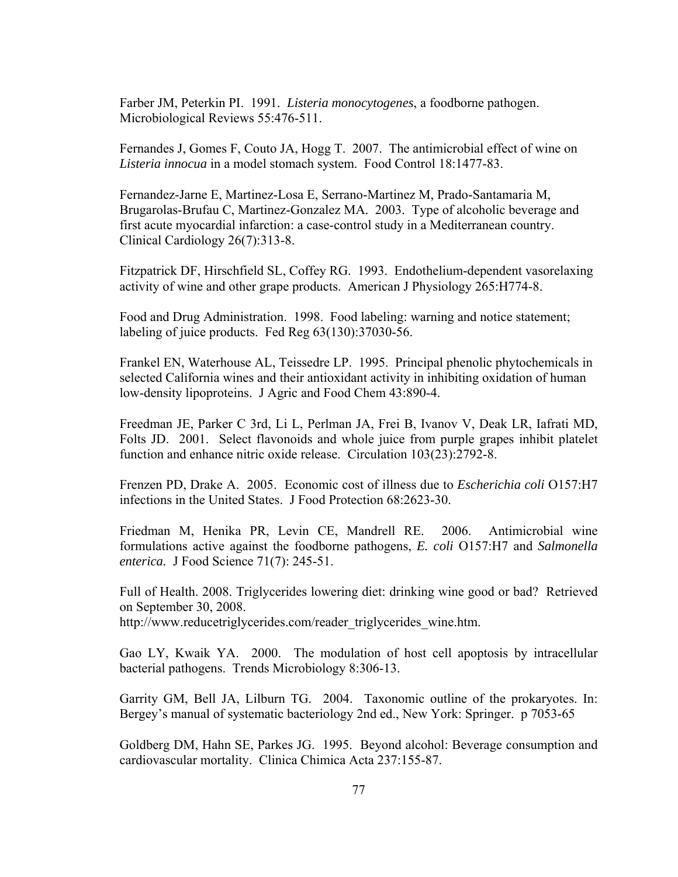Farber JM, Peterkin PI. 1991. *Listeria monocytogenes*, a foodborne pathogen. Microbiological Reviews 55:476-511.

Fernandes J, Gomes F, Couto JA, Hogg T. 2007. The antimicrobial effect of wine on *Listeria innocua* in a model stomach system. Food Control 18:1477-83.

Fernandez-Jarne E, Martinez-Losa E, Serrano-Martinez M, Prado-Santamaria M, Brugarolas-Brufau C, Martinez-Gonzalez MA. 2003. Type of alcoholic beverage and first acute myocardial infarction: a case-control study in a Mediterranean country. Clinical Cardiology 26(7):313-8.

Fitzpatrick DF, Hirschfield SL, Coffey RG. 1993. Endothelium-dependent vasorelaxing activity of wine and other grape products. American J Physiology 265:H774-8.

Food and Drug Administration. 1998. Food labeling: warning and notice statement; labeling of juice products. Fed Reg 63(130):37030-56.

Frankel EN, Waterhouse AL, Teissedre LP. 1995. Principal phenolic phytochemicals in selected California wines and their antioxidant activity in inhibiting oxidation of human low-density lipoproteins. J Agric and Food Chem 43:890-4.

Freedman JE, Parker C 3rd, Li L, Perlman JA, Frei B, Ivanov V, Deak LR, Iafrati MD, Folts JD. 2001. Select flavonoids and whole juice from purple grapes inhibit platelet function and enhance nitric oxide release. Circulation 103(23):2792-8.

Frenzen PD, Drake A. 2005. Economic cost of illness due to *Escherichia coli* O157:H7 infections in the United States. J Food Protection 68:2623-30.

Friedman M, Henika PR, Levin CE, Mandrell RE. 2006. Antimicrobial wine formulations active against the foodborne pathogens, *E. coli* O157:H7 and *Salmonella enterica.* J Food Science 71(7): 245-51.

Full of Health. 2008. Triglycerides lowering diet: drinking wine good or bad? Retrieved on September 30, 2008.
http://www.reducetriglycerides.com/reader_triglycerides_wine.htm.

Gao LY, Kwaik YA. 2000. The modulation of host cell apoptosis by intracellular bacterial pathogens. Trends Microbiology 8:306-13.

Garrity GM, Bell JA, Lilburn TG. 2004. Taxonomic outline of the prokaryotes. In: Bergey's manual of systematic bacteriology 2nd ed., New York: Springer. p 7053-65

Goldberg DM, Hahn SE, Parkes JG. 1995. Beyond alcohol: Beverage consumption and cardiovascular mortality. Clinica Chimica Acta 237:155-87.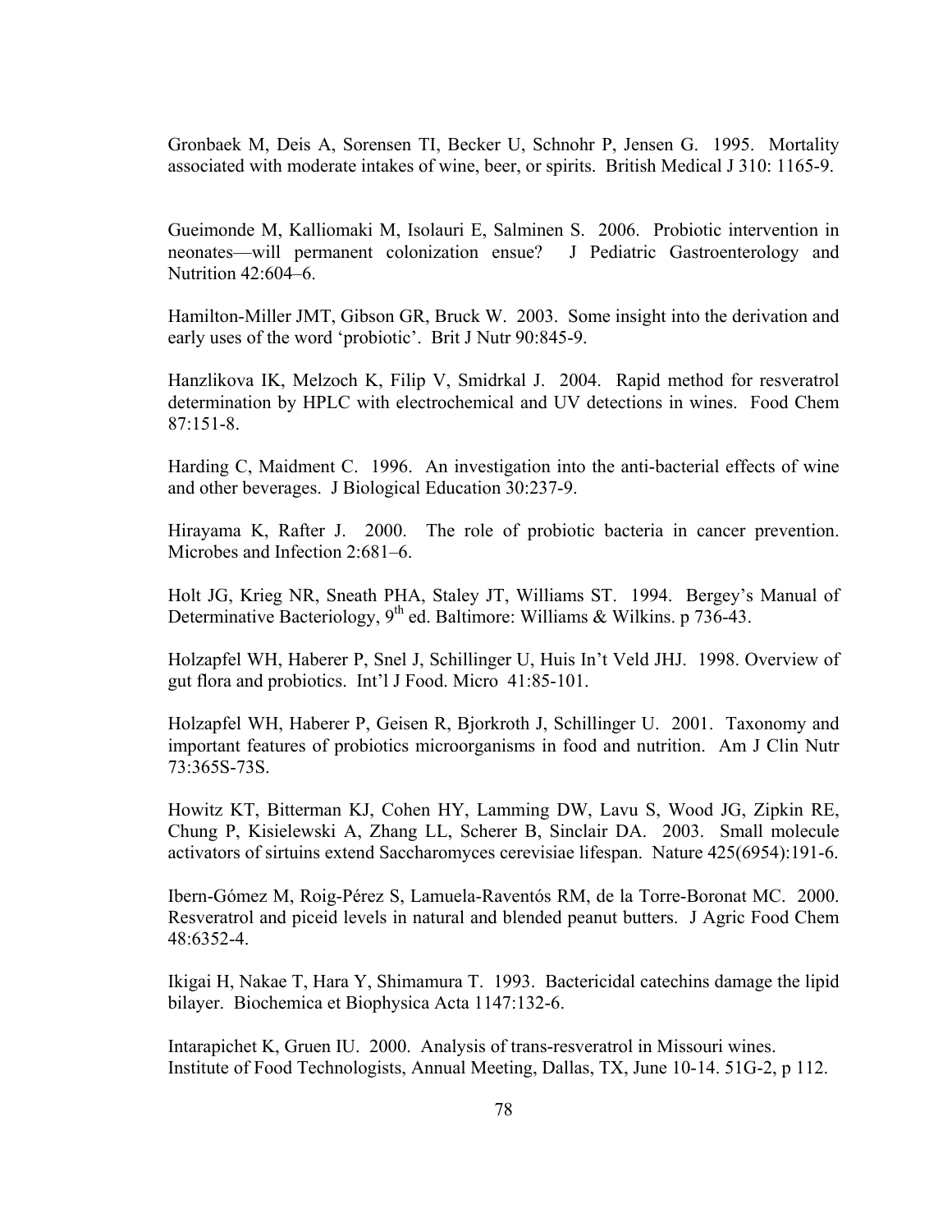Gronbaek M, Deis A, Sorensen TI, Becker U, Schnohr P, Jensen G. 1995. Mortality associated with moderate intakes of wine, beer, or spirits. British Medical J 310: 1165-9.

Gueimonde M, Kalliomaki M, Isolauri E, Salminen S. 2006. Probiotic intervention in neonates—will permanent colonization ensue? J Pediatric Gastroenterology and Nutrition 42:604–6.

Hamilton-Miller JMT, Gibson GR, Bruck W. 2003. Some insight into the derivation and early uses of the word 'probiotic'. Brit J Nutr 90:845-9.

Hanzlikova IK, Melzoch K, Filip V, Smidrkal J. 2004. Rapid method for resveratrol determination by HPLC with electrochemical and UV detections in wines. Food Chem 87:151-8.

Harding C, Maidment C. 1996. An investigation into the anti-bacterial effects of wine and other beverages. J Biological Education 30:237-9.

Hirayama K, Rafter J. 2000. The role of probiotic bacteria in cancer prevention. Microbes and Infection 2:681–6.

Holt JG, Krieg NR, Sneath PHA, Staley JT, Williams ST. 1994. Bergey's Manual of Determinative Bacteriology, 9th ed. Baltimore: Williams & Wilkins. p 736-43.

Holzapfel WH, Haberer P, Snel J, Schillinger U, Huis In't Veld JHJ. 1998. Overview of gut flora and probiotics. Int'l J Food. Micro 41:85-101.

Holzapfel WH, Haberer P, Geisen R, Bjorkroth J, Schillinger U. 2001. Taxonomy and important features of probiotics microorganisms in food and nutrition. Am J Clin Nutr 73:365S-73S.

Howitz KT, Bitterman KJ, Cohen HY, Lamming DW, Lavu S, Wood JG, Zipkin RE, Chung P, Kisielewski A, Zhang LL, Scherer B, Sinclair DA. 2003. Small molecule activators of sirtuins extend Saccharomyces cerevisiae lifespan. Nature 425(6954):191-6.

Ibern-Gómez M, Roig-Pérez S, Lamuela-Raventós RM, de la Torre-Boronat MC. 2000. Resveratrol and piceid levels in natural and blended peanut butters. J Agric Food Chem 48:6352-4.

Ikigai H, Nakae T, Hara Y, Shimamura T. 1993. Bactericidal catechins damage the lipid bilayer. Biochemica et Biophysica Acta 1147:132-6.

Intarapichet K, Gruen IU. 2000. Analysis of trans-resveratrol in Missouri wines. Institute of Food Technologists, Annual Meeting, Dallas, TX, June 10-14. 51G-2, p 112.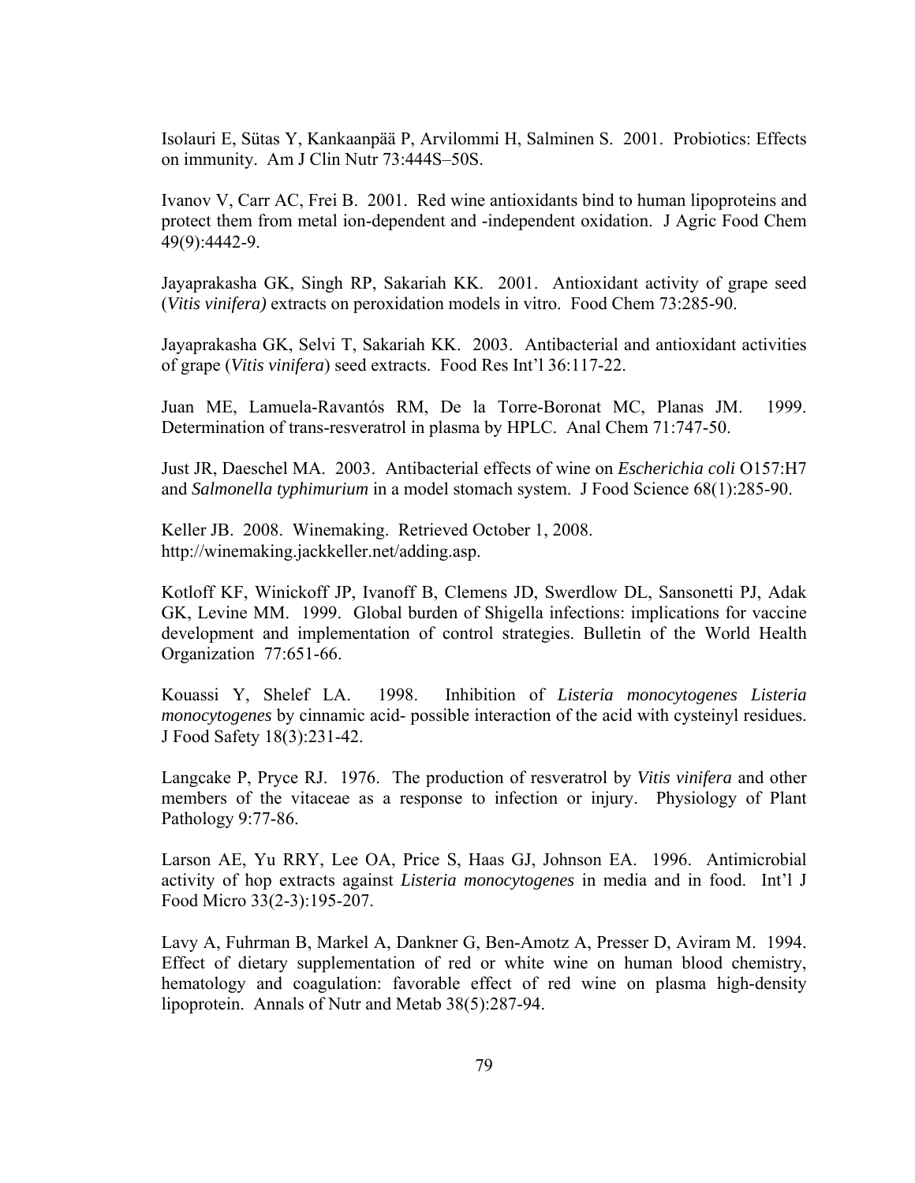Isolauri E, Sütas Y, Kankaanpää P, Arvilommi H, Salminen S. 2001. Probiotics: Effects on immunity. Am J Clin Nutr 73:444S–50S.

Ivanov V, Carr AC, Frei B. 2001. Red wine antioxidants bind to human lipoproteins and protect them from metal ion-dependent and -independent oxidation. J Agric Food Chem 49(9):4442-9.

Jayaprakasha GK, Singh RP, Sakariah KK. 2001. Antioxidant activity of grape seed (*Vitis vinifera)* extracts on peroxidation models in vitro. Food Chem 73:285-90.

Jayaprakasha GK, Selvi T, Sakariah KK. 2003. Antibacterial and antioxidant activities of grape (*Vitis vinifera*) seed extracts. Food Res Int'l 36:117-22.

Juan ME, Lamuela-Ravantós RM, De la Torre-Boronat MC, Planas JM. 1999. Determination of trans-resveratrol in plasma by HPLC. Anal Chem 71:747-50.

Just JR, Daeschel MA. 2003. Antibacterial effects of wine on *Escherichia coli* O157:H7 and *Salmonella typhimurium* in a model stomach system. J Food Science 68(1):285-90.

Keller JB. 2008. Winemaking. Retrieved October 1, 2008. http://winemaking.jackkeller.net/adding.asp.

Kotloff KF, Winickoff JP, Ivanoff B, Clemens JD, Swerdlow DL, Sansonetti PJ, Adak GK, Levine MM. 1999. Global burden of Shigella infections: implications for vaccine development and implementation of control strategies. Bulletin of the World Health Organization 77:651-66.

Kouassi Y, Shelef LA. 1998. Inhibition of *Listeria monocytogenes Listeria monocytogenes* by cinnamic acid- possible interaction of the acid with cysteinyl residues. J Food Safety 18(3):231-42.

Langcake P, Pryce RJ. 1976. The production of resveratrol by *Vitis vinifera* and other members of the vitaceae as a response to infection or injury. Physiology of Plant Pathology 9:77-86.

Larson AE, Yu RRY, Lee OA, Price S, Haas GJ, Johnson EA. 1996. Antimicrobial activity of hop extracts against *Listeria monocytogenes* in media and in food. Int'l J Food Micro 33(2-3):195-207.

Lavy A, Fuhrman B, Markel A, Dankner G, Ben-Amotz A, Presser D, Aviram M. 1994. Effect of dietary supplementation of red or white wine on human blood chemistry, hematology and coagulation: favorable effect of red wine on plasma high-density lipoprotein. Annals of Nutr and Metab 38(5):287-94.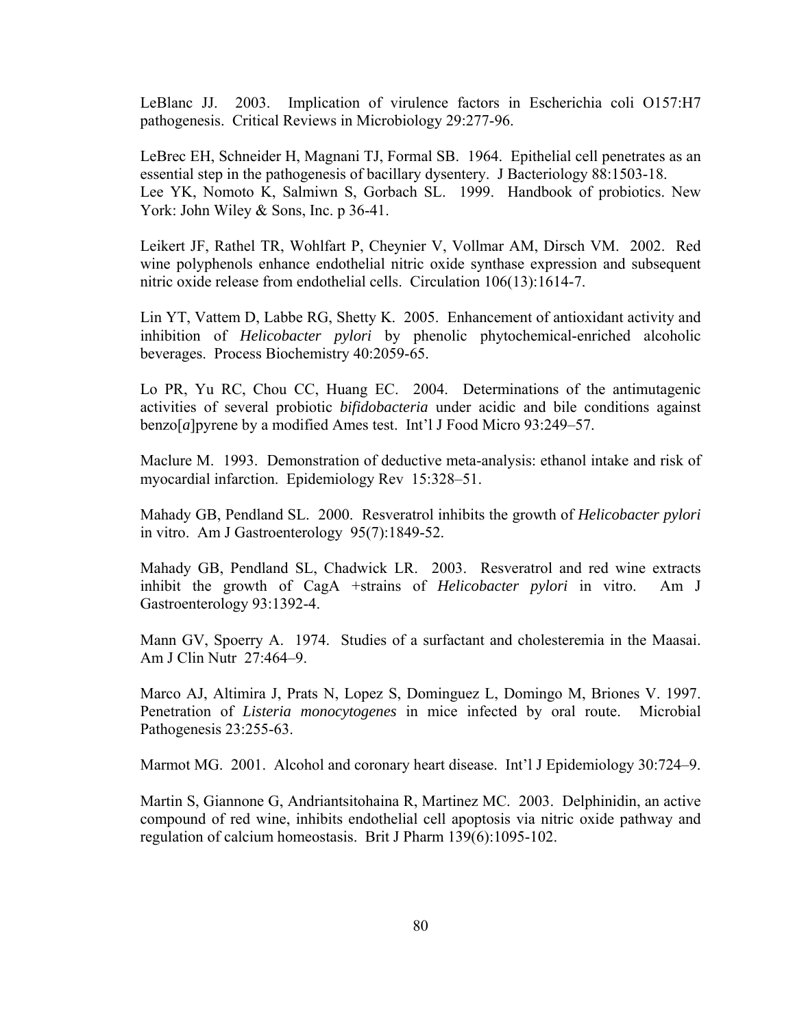LeBlanc JJ. 2003. Implication of virulence factors in Escherichia coli O157:H7 pathogenesis. Critical Reviews in Microbiology 29:277-96.

LeBrec EH, Schneider H, Magnani TJ, Formal SB. 1964. Epithelial cell penetrates as an essential step in the pathogenesis of bacillary dysentery. J Bacteriology 88:1503-18.
Lee YK, Nomoto K, Salmiwn S, Gorbach SL. 1999. Handbook of probiotics. New York: John Wiley & Sons, Inc. p 36-41.

Leikert JF, Rathel TR, Wohlfart P, Cheynier V, Vollmar AM, Dirsch VM. 2002. Red wine polyphenols enhance endothelial nitric oxide synthase expression and subsequent nitric oxide release from endothelial cells. Circulation 106(13):1614-7.

Lin YT, Vattem D, Labbe RG, Shetty K. 2005. Enhancement of antioxidant activity and inhibition of *Helicobacter pylori* by phenolic phytochemical-enriched alcoholic beverages. Process Biochemistry 40:2059-65.

Lo PR, Yu RC, Chou CC, Huang EC. 2004. Determinations of the antimutagenic activities of several probiotic *bifidobacteria* under acidic and bile conditions against benzo[*a*]pyrene by a modified Ames test. Int'l J Food Micro 93:249–57.

Maclure M. 1993. Demonstration of deductive meta-analysis: ethanol intake and risk of myocardial infarction. Epidemiology Rev 15:328–51.

Mahady GB, Pendland SL. 2000. Resveratrol inhibits the growth of *Helicobacter pylori* in vitro. Am J Gastroenterology 95(7):1849-52.

Mahady GB, Pendland SL, Chadwick LR. 2003. Resveratrol and red wine extracts inhibit the growth of CagA +strains of *Helicobacter pylori* in vitro. Am J Gastroenterology 93:1392-4.

Mann GV, Spoerry A. 1974. Studies of a surfactant and cholesteremia in the Maasai. Am J Clin Nutr 27:464–9.

Marco AJ, Altimira J, Prats N, Lopez S, Dominguez L, Domingo M, Briones V. 1997. Penetration of *Listeria monocytogenes* in mice infected by oral route. Microbial Pathogenesis 23:255-63.

Marmot MG. 2001. Alcohol and coronary heart disease. Int'l J Epidemiology 30:724–9.

Martin S, Giannone G, Andriantsitohaina R, Martinez MC. 2003. Delphinidin, an active compound of red wine, inhibits endothelial cell apoptosis via nitric oxide pathway and regulation of calcium homeostasis. Brit J Pharm 139(6):1095-102.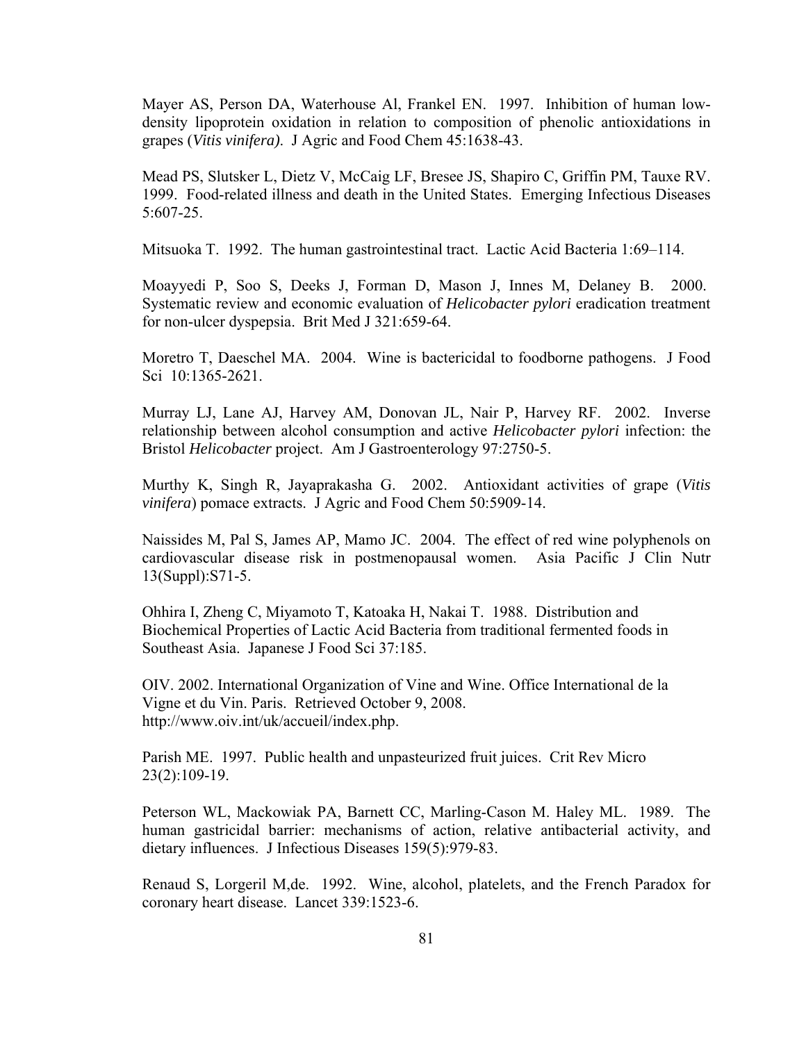Mayer AS, Person DA, Waterhouse Al, Frankel EN. 1997. Inhibition of human low-density lipoprotein oxidation in relation to composition of phenolic antioxidations in grapes (*Vitis vinifera)*. J Agric and Food Chem 45:1638-43.

Mead PS, Slutsker L, Dietz V, McCaig LF, Bresee JS, Shapiro C, Griffin PM, Tauxe RV. 1999. Food-related illness and death in the United States. Emerging Infectious Diseases 5:607-25.

Mitsuoka T. 1992. The human gastrointestinal tract. Lactic Acid Bacteria 1:69–114.

Moayyedi P, Soo S, Deeks J, Forman D, Mason J, Innes M, Delaney B. 2000. Systematic review and economic evaluation of *Helicobacter pylori* eradication treatment for non-ulcer dyspepsia. Brit Med J 321:659-64.

Moretro T, Daeschel MA. 2004. Wine is bactericidal to foodborne pathogens. J Food Sci 10:1365-2621.

Murray LJ, Lane AJ, Harvey AM, Donovan JL, Nair P, Harvey RF. 2002. Inverse relationship between alcohol consumption and active *Helicobacter pylori* infection: the Bristol *Helicobacter* project. Am J Gastroenterology 97:2750-5.

Murthy K, Singh R, Jayaprakasha G. 2002. Antioxidant activities of grape (*Vitis vinifera*) pomace extracts. J Agric and Food Chem 50:5909-14.

Naissides M, Pal S, James AP, Mamo JC. 2004. The effect of red wine polyphenols on cardiovascular disease risk in postmenopausal women. Asia Pacific J Clin Nutr 13(Suppl):S71-5.

Ohhira I, Zheng C, Miyamoto T, Katoaka H, Nakai T. 1988. Distribution and Biochemical Properties of Lactic Acid Bacteria from traditional fermented foods in Southeast Asia. Japanese J Food Sci 37:185.

OIV. 2002. International Organization of Vine and Wine. Office International de la Vigne et du Vin. Paris. Retrieved October 9, 2008. http://www.oiv.int/uk/accueil/index.php.

Parish ME. 1997. Public health and unpasteurized fruit juices. Crit Rev Micro 23(2):109-19.

Peterson WL, Mackowiak PA, Barnett CC, Marling-Cason M. Haley ML. 1989. The human gastricidal barrier: mechanisms of action, relative antibacterial activity, and dietary influences. J Infectious Diseases 159(5):979-83.

Renaud S, Lorgeril M,de. 1992. Wine, alcohol, platelets, and the French Paradox for coronary heart disease. Lancet 339:1523-6.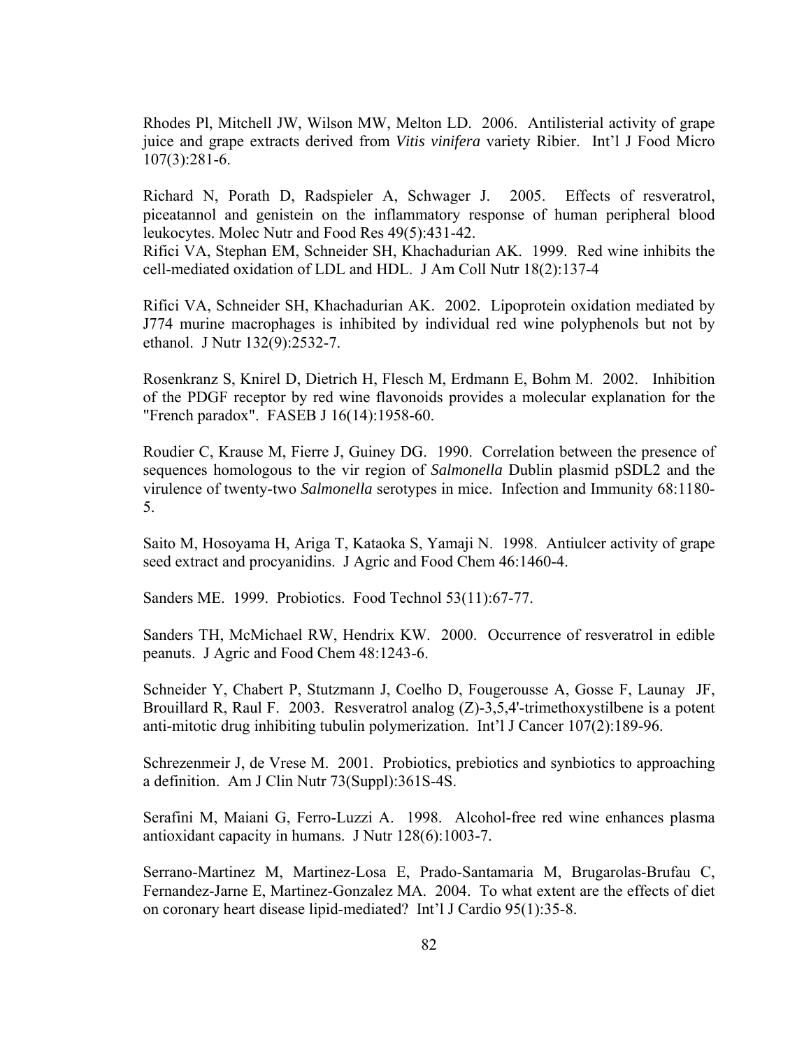Rhodes Pl, Mitchell JW, Wilson MW, Melton LD. 2006. Antilisterial activity of grape juice and grape extracts derived from *Vitis vinifera* variety Ribier. Int'l J Food Micro 107(3):281-6.

Richard N, Porath D, Radspieler A, Schwager J. 2005. Effects of resveratrol, piceatannol and genistein on the inflammatory response of human peripheral blood leukocytes. Molec Nutr and Food Res 49(5):431-42.
Rifici VA, Stephan EM, Schneider SH, Khachadurian AK. 1999. Red wine inhibits the cell-mediated oxidation of LDL and HDL. J Am Coll Nutr 18(2):137-4

Rifici VA, Schneider SH, Khachadurian AK. 2002. Lipoprotein oxidation mediated by J774 murine macrophages is inhibited by individual red wine polyphenols but not by ethanol. J Nutr 132(9):2532-7.

Rosenkranz S, Knirel D, Dietrich H, Flesch M, Erdmann E, Bohm M. 2002. Inhibition of the PDGF receptor by red wine flavonoids provides a molecular explanation for the "French paradox". FASEB J 16(14):1958-60.

Roudier C, Krause M, Fierre J, Guiney DG. 1990. Correlation between the presence of sequences homologous to the vir region of *Salmonella* Dublin plasmid pSDL2 and the virulence of twenty-two *Salmonella* serotypes in mice. Infection and Immunity 68:1180-5.

Saito M, Hosoyama H, Ariga T, Kataoka S, Yamaji N. 1998. Antiulcer activity of grape seed extract and procyanidins. J Agric and Food Chem 46:1460-4.

Sanders ME. 1999. Probiotics. Food Technol 53(11):67-77.

Sanders TH, McMichael RW, Hendrix KW. 2000. Occurrence of resveratrol in edible peanuts. J Agric and Food Chem 48:1243-6.

Schneider Y, Chabert P, Stutzmann J, Coelho D, Fougerousse A, Gosse F, Launay JF, Brouillard R, Raul F. 2003. Resveratrol analog (Z)-3,5,4'-trimethoxystilbene is a potent anti-mitotic drug inhibiting tubulin polymerization. Int'l J Cancer 107(2):189-96.

Schrezenmeir J, de Vrese M. 2001. Probiotics, prebiotics and synbiotics to approaching a definition. Am J Clin Nutr 73(Suppl):361S-4S.

Serafini M, Maiani G, Ferro-Luzzi A. 1998. Alcohol-free red wine enhances plasma antioxidant capacity in humans. J Nutr 128(6):1003-7.

Serrano-Martinez M, Martinez-Losa E, Prado-Santamaria M, Brugarolas-Brufau C, Fernandez-Jarne E, Martinez-Gonzalez MA. 2004. To what extent are the effects of diet on coronary heart disease lipid-mediated? Int'l J Cardio 95(1):35-8.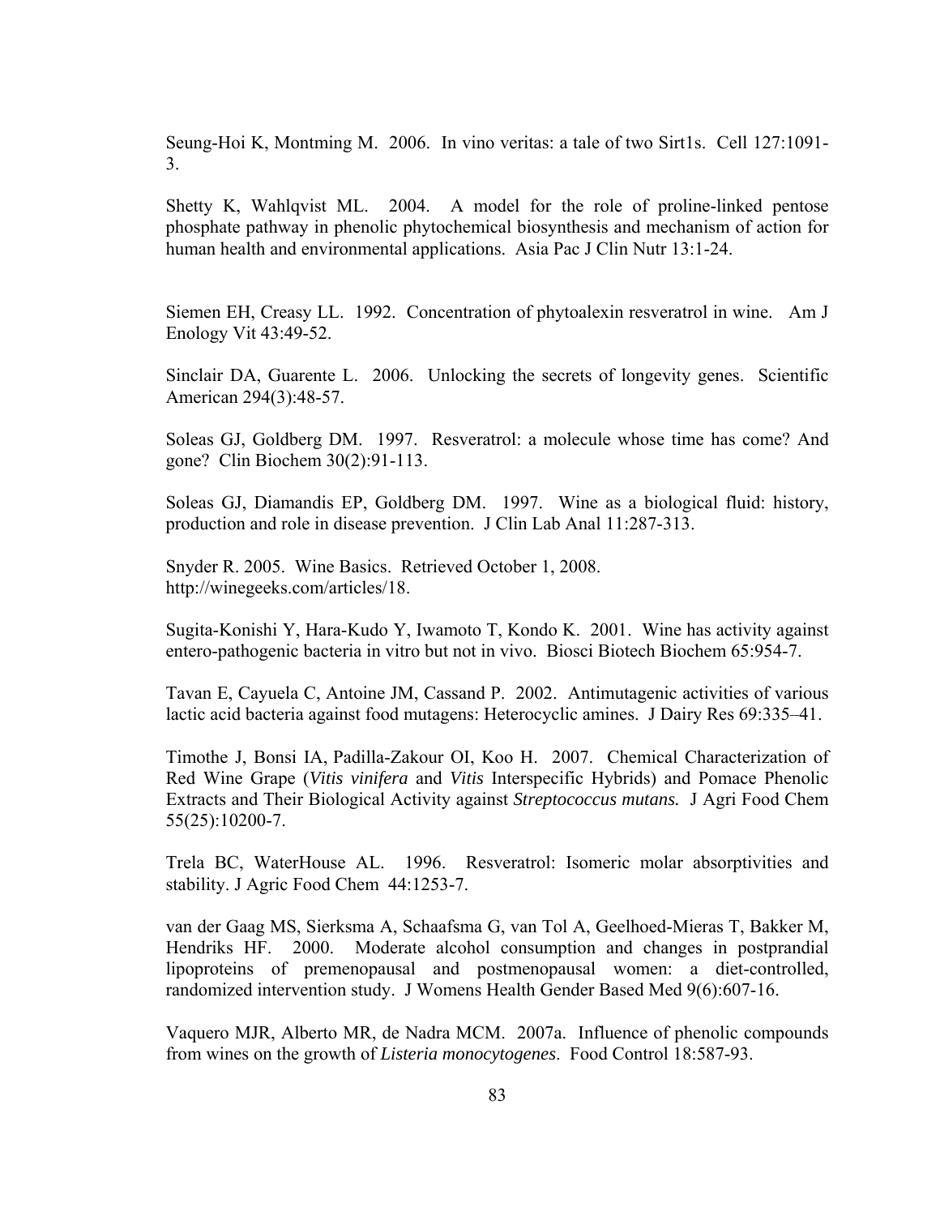Seung-Hoi K, Montming M. 2006. In vino veritas: a tale of two Sirt1s. Cell 127:1091-3.

Shetty K, Wahlqvist ML. 2004. A model for the role of proline-linked pentose phosphate pathway in phenolic phytochemical biosynthesis and mechanism of action for human health and environmental applications. Asia Pac J Clin Nutr 13:1-24.

Siemen EH, Creasy LL. 1992. Concentration of phytoalexin resveratrol in wine. Am J Enology Vit 43:49-52.

Sinclair DA, Guarente L. 2006. Unlocking the secrets of longevity genes. Scientific American 294(3):48-57.

Soleas GJ, Goldberg DM. 1997. Resveratrol: a molecule whose time has come? And gone? Clin Biochem 30(2):91-113.

Soleas GJ, Diamandis EP, Goldberg DM. 1997. Wine as a biological fluid: history, production and role in disease prevention. J Clin Lab Anal 11:287-313.

Snyder R. 2005. Wine Basics. Retrieved October 1, 2008. http://winegeeks.com/articles/18.

Sugita-Konishi Y, Hara-Kudo Y, Iwamoto T, Kondo K. 2001. Wine has activity against entero-pathogenic bacteria in vitro but not in vivo. Biosci Biotech Biochem 65:954-7.

Tavan E, Cayuela C, Antoine JM, Cassand P. 2002. Antimutagenic activities of various lactic acid bacteria against food mutagens: Heterocyclic amines. J Dairy Res 69:335–41.

Timothe J, Bonsi IA, Padilla-Zakour OI, Koo H. 2007. Chemical Characterization of Red Wine Grape (*Vitis vinifera* and *Vitis* Interspecific Hybrids) and Pomace Phenolic Extracts and Their Biological Activity against *Streptococcus mutans.* J Agri Food Chem 55(25):10200-7.

Trela BC, WaterHouse AL. 1996. Resveratrol: Isomeric molar absorptivities and stability. J Agric Food Chem 44:1253-7.

van der Gaag MS, Sierksma A, Schaafsma G, van Tol A, Geelhoed-Mieras T, Bakker M, Hendriks HF. 2000. Moderate alcohol consumption and changes in postprandial lipoproteins of premenopausal and postmenopausal women: a diet-controlled, randomized intervention study. J Womens Health Gender Based Med 9(6):607-16.

Vaquero MJR, Alberto MR, de Nadra MCM. 2007a. Influence of phenolic compounds from wines on the growth of *Listeria monocytogenes*. Food Control 18:587-93.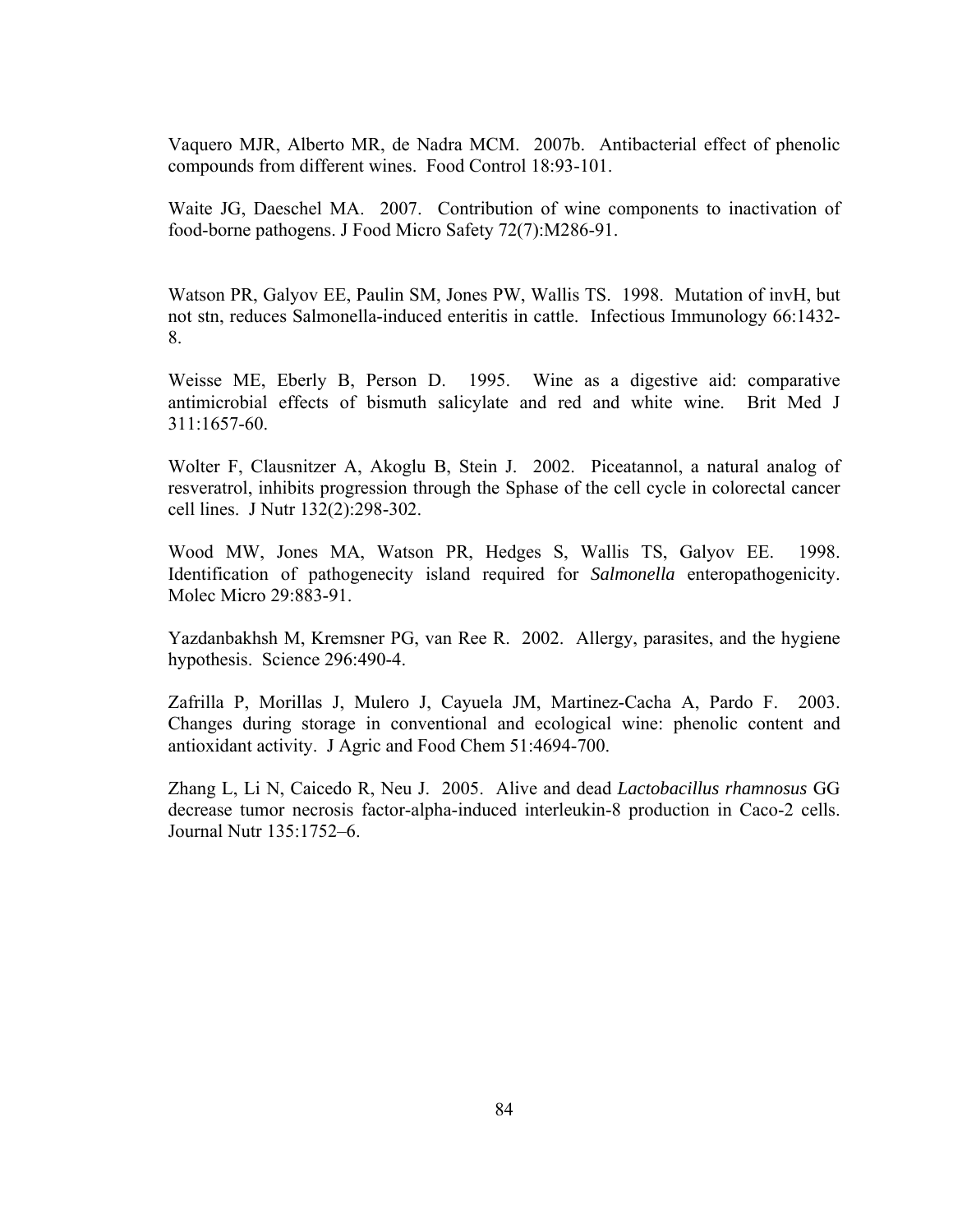Vaquero MJR, Alberto MR, de Nadra MCM. 2007b. Antibacterial effect of phenolic compounds from different wines. Food Control 18:93-101.

Waite JG, Daeschel MA. 2007. Contribution of wine components to inactivation of food-borne pathogens. J Food Micro Safety 72(7):M286-91.

Watson PR, Galyov EE, Paulin SM, Jones PW, Wallis TS. 1998. Mutation of invH, but not stn, reduces Salmonella-induced enteritis in cattle. Infectious Immunology 66:1432-8.

Weisse ME, Eberly B, Person D. 1995. Wine as a digestive aid: comparative antimicrobial effects of bismuth salicylate and red and white wine. Brit Med J 311:1657-60.

Wolter F, Clausnitzer A, Akoglu B, Stein J. 2002. Piceatannol, a natural analog of resveratrol, inhibits progression through the Sphase of the cell cycle in colorectal cancer cell lines. J Nutr 132(2):298-302.

Wood MW, Jones MA, Watson PR, Hedges S, Wallis TS, Galyov EE. 1998. Identification of pathogenecity island required for *Salmonella* enteropathogenicity. Molec Micro 29:883-91.

Yazdanbakhsh M, Kremsner PG, van Ree R. 2002. Allergy, parasites, and the hygiene hypothesis. Science 296:490-4.

Zafrilla P, Morillas J, Mulero J, Cayuela JM, Martinez-Cacha A, Pardo F. 2003. Changes during storage in conventional and ecological wine: phenolic content and antioxidant activity. J Agric and Food Chem 51:4694-700.

Zhang L, Li N, Caicedo R, Neu J. 2005. Alive and dead *Lactobacillus rhamnosus* GG decrease tumor necrosis factor-alpha-induced interleukin-8 production in Caco-2 cells. Journal Nutr 135:1752–6.